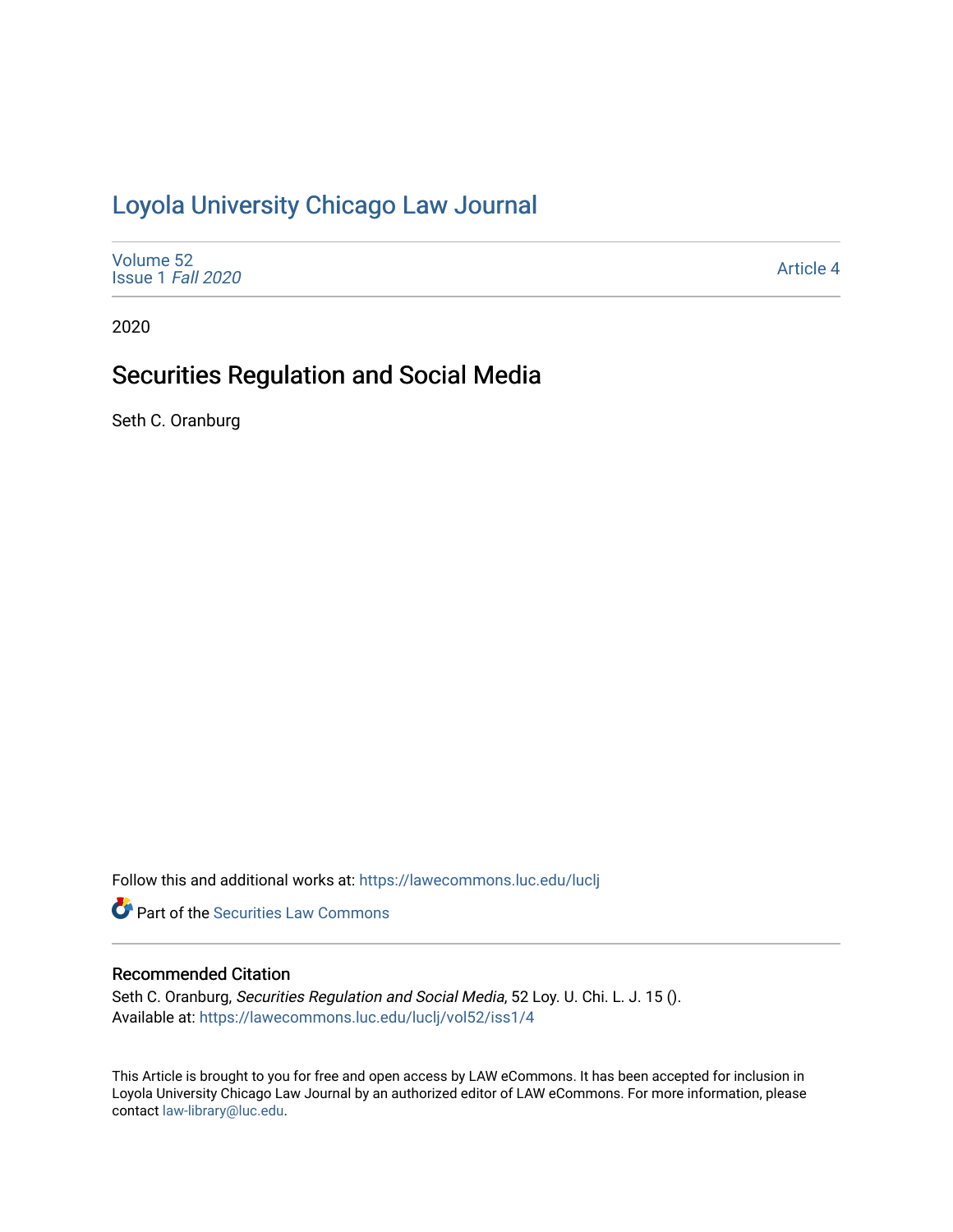# Loyola University Chicago Law Journal

Volume 52
Issue 1 *Fall 2020*

Article 4

2020

## Securities Regulation and Social Media

Seth C. Oranburg

Follow this and additional works at: https://lawecommons.luc.edu/luclj

Part of the Securities Law Commons

### Recommended Citation

Seth C. Oranburg, *Securities Regulation and Social Media*, 52 Loy. U. Chi. L. J. 15 ().
Available at: https://lawecommons.luc.edu/luclj/vol52/iss1/4

This Article is brought to you for free and open access by LAW eCommons. It has been accepted for inclusion in Loyola University Chicago Law Journal by an authorized editor of LAW eCommons. For more information, please contact law-library@luc.edu.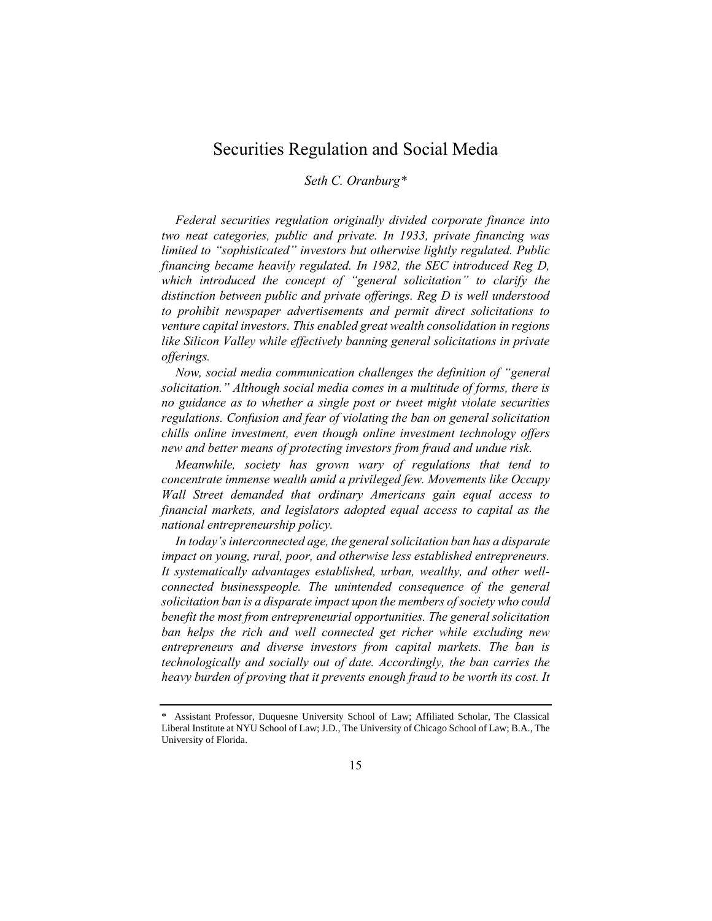# Securities Regulation and Social Media

*Seth C. Oranburg\**

*Federal securities regulation originally divided corporate finance into two neat categories, public and private. In 1933, private financing was limited to "sophisticated" investors but otherwise lightly regulated. Public financing became heavily regulated. In 1982, the SEC introduced Reg D, which introduced the concept of "general solicitation" to clarify the distinction between public and private offerings. Reg D is well understood to prohibit newspaper advertisements and permit direct solicitations to venture capital investors. This enabled great wealth consolidation in regions like Silicon Valley while effectively banning general solicitations in private offerings.*

*Now, social media communication challenges the definition of "general solicitation." Although social media comes in a multitude of forms, there is no guidance as to whether a single post or tweet might violate securities regulations. Confusion and fear of violating the ban on general solicitation chills online investment, even though online investment technology offers new and better means of protecting investors from fraud and undue risk.*

*Meanwhile, society has grown wary of regulations that tend to concentrate immense wealth amid a privileged few. Movements like Occupy Wall Street demanded that ordinary Americans gain equal access to financial markets, and legislators adopted equal access to capital as the national entrepreneurship policy.*

*In today's interconnected age, the general solicitation ban has a disparate impact on young, rural, poor, and otherwise less established entrepreneurs. It systematically advantages established, urban, wealthy, and other well-connected businesspeople. The unintended consequence of the general solicitation ban is a disparate impact upon the members of society who could benefit the most from entrepreneurial opportunities. The general solicitation ban helps the rich and well connected get richer while excluding new entrepreneurs and diverse investors from capital markets. The ban is technologically and socially out of date. Accordingly, the ban carries the heavy burden of proving that it prevents enough fraud to be worth its cost. It*

---

\* Assistant Professor, Duquesne University School of Law; Affiliated Scholar, The Classical Liberal Institute at NYU School of Law; J.D., The University of Chicago School of Law; B.A., The University of Florida.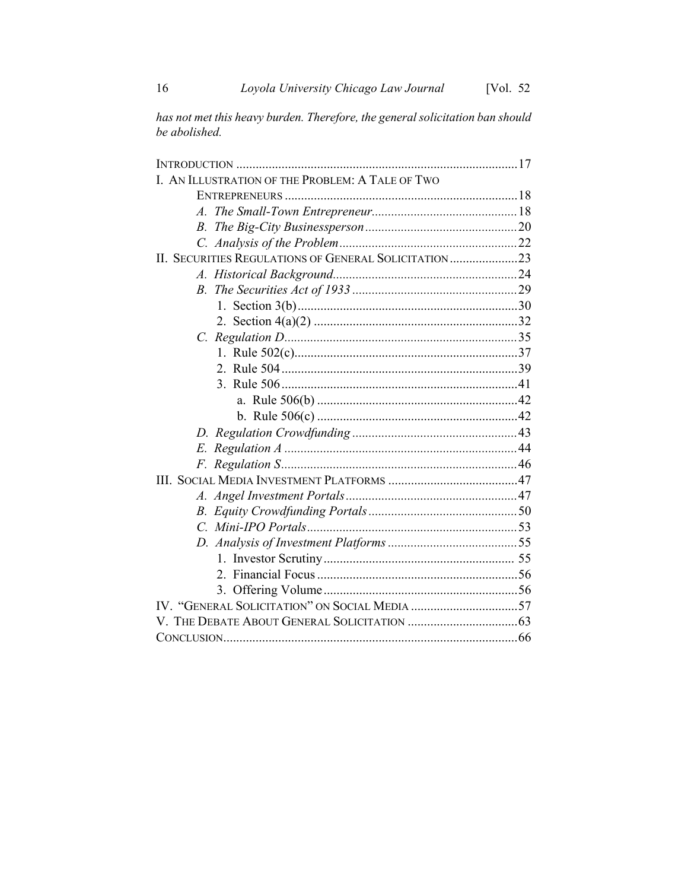*has not met this heavy burden. Therefore, the general solicitation ban should be abolished.*

INTRODUCTION ....................................................................................... 17
I. AN ILLUSTRATION OF THE PROBLEM: A TALE OF TWO ENTREPRENEURS ....................................................................... 18
- *A. The Small-Town Entrepreneur* ............................................ 18
- *B. The Big-City Businessperson* .............................................. 20
- *C. Analysis of the Problem* ...................................................... 22

II. SECURITIES REGULATIONS OF GENERAL SOLICITATION ..................... 23
- *A. Historical Background* ......................................................... 24
- *B. The Securities Act of 1933* .................................................. 29
  - 1. Section 3(b) .................................................................... 30
  - 2. Section 4(a)(2) ............................................................... 32
- *C. Regulation D* ........................................................................ 35
  - 1. Rule 502(c) ..................................................................... 37
  - 2. Rule 504 ......................................................................... 39
  - 3. Rule 506 ......................................................................... 41
    - a. Rule 506(b) .............................................................. 42
    - b. Rule 506(c) .............................................................. 42
- *D. Regulation Crowdfunding* .................................................. 43
- *E. Regulation A* ........................................................................ 44
- *F. Regulation S* ......................................................................... 46

III. SOCIAL MEDIA INVESTMENT PLATFORMS ........................................ 47
- *A. Angel Investment Portals* ..................................................... 47
- *B. Equity Crowdfunding Portals* .............................................. 50
- *C. Mini-IPO Portals* ................................................................. 53
- *D. Analysis of Investment Platforms* ........................................ 55
  - 1. Investor Scrutiny ........................................................... 55
  - 2. Financial Focus .............................................................. 56
  - 3. Offering Volume ............................................................ 56

IV. "GENERAL SOLICITATION" ON SOCIAL MEDIA ................................. 57
V. THE DEBATE ABOUT GENERAL SOLICITATION .................................. 63
CONCLUSION .......................................................................................... 66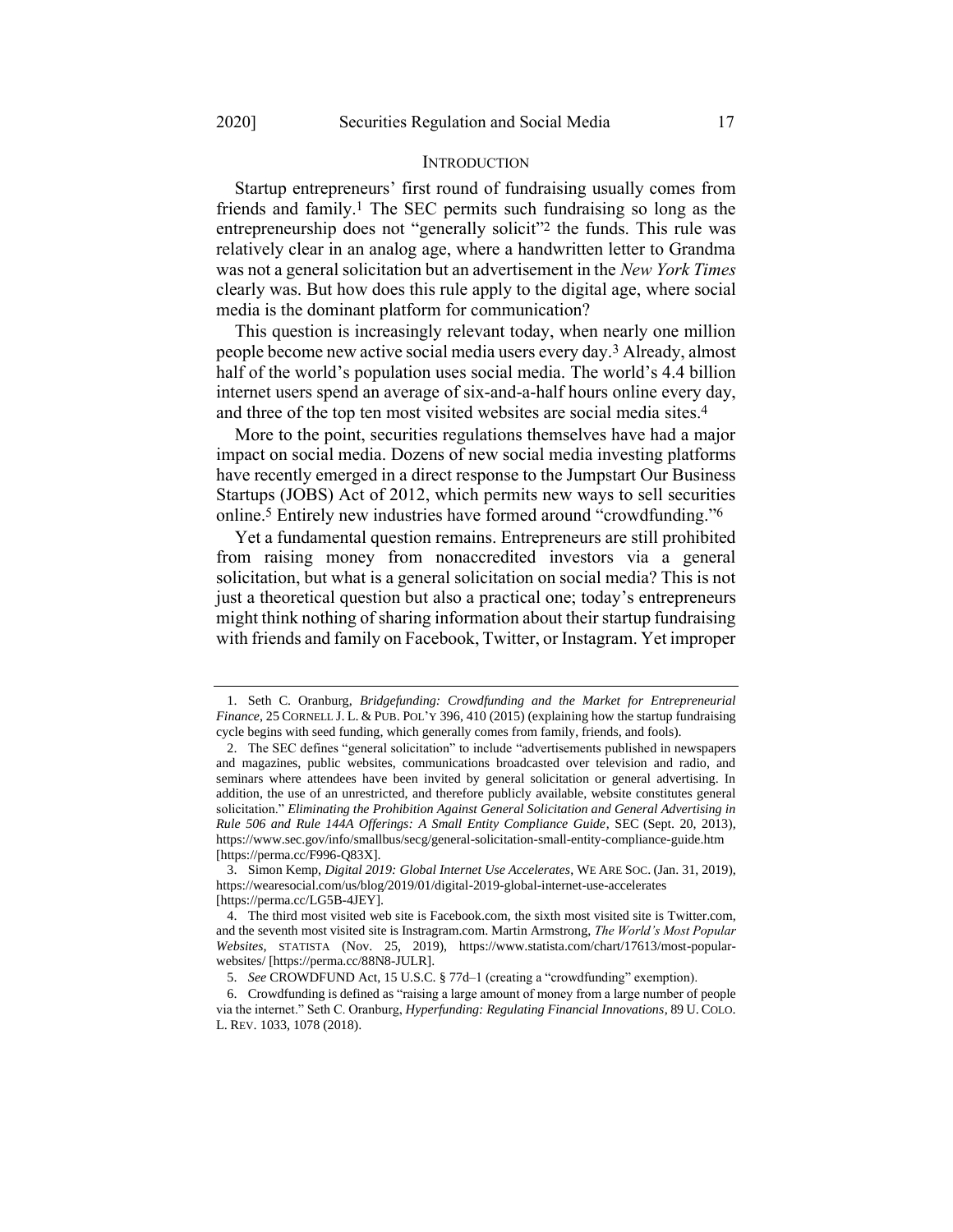## INTRODUCTION

Startup entrepreneurs' first round of fundraising usually comes from friends and family.[1] The SEC permits such fundraising so long as the entrepreneurship does not "generally solicit"[2] the funds. This rule was relatively clear in an analog age, where a handwritten letter to Grandma was not a general solicitation but an advertisement in the *New York Times* clearly was. But how does this rule apply to the digital age, where social media is the dominant platform for communication?

This question is increasingly relevant today, when nearly one million people become new active social media users every day.[3] Already, almost half of the world's population uses social media. The world's 4.4 billion internet users spend an average of six-and-a-half hours online every day, and three of the top ten most visited websites are social media sites.[4]

More to the point, securities regulations themselves have had a major impact on social media. Dozens of new social media investing platforms have recently emerged in a direct response to the Jumpstart Our Business Startups (JOBS) Act of 2012, which permits new ways to sell securities online.[5] Entirely new industries have formed around "crowdfunding."[6]

Yet a fundamental question remains. Entrepreneurs are still prohibited from raising money from nonaccredited investors via a general solicitation, but what is a general solicitation on social media? This is not just a theoretical question but also a practical one; today's entrepreneurs might think nothing of sharing information about their startup fundraising with friends and family on Facebook, Twitter, or Instagram. Yet improper

---

1. Seth C. Oranburg, *Bridgefunding: Crowdfunding and the Market for Entrepreneurial Finance*, 25 CORNELL J. L. & PUB. POL'Y 396, 410 (2015) (explaining how the startup fundraising cycle begins with seed funding, which generally comes from family, friends, and fools).

2. The SEC defines "general solicitation" to include "advertisements published in newspapers and magazines, public websites, communications broadcasted over television and radio, and seminars where attendees have been invited by general solicitation or general advertising. In addition, the use of an unrestricted, and therefore publicly available, website constitutes general solicitation." *Eliminating the Prohibition Against General Solicitation and General Advertising in Rule 506 and Rule 144A Offerings: A Small Entity Compliance Guide*, SEC (Sept. 20, 2013), https://www.sec.gov/info/smallbus/secg/general-solicitation-small-entity-compliance-guide.htm [https://perma.cc/F996-Q83X].

3. Simon Kemp, *Digital 2019: Global Internet Use Accelerates*, WE ARE SOC. (Jan. 31, 2019), https://wearesocial.com/us/blog/2019/01/digital-2019-global-internet-use-accelerates [https://perma.cc/LG5B-4JEY].

4. The third most visited web site is Facebook.com, the sixth most visited site is Twitter.com, and the seventh most visited site is Instragram.com. Martin Armstrong, *The World's Most Popular Websites*, STATISTA (Nov. 25, 2019), https://www.statista.com/chart/17613/most-popular-websites/ [https://perma.cc/88N8-JULR].

5. *See* CROWDFUND Act, 15 U.S.C. § 77d–1 (creating a "crowdfunding" exemption).

6. Crowdfunding is defined as "raising a large amount of money from a large number of people via the internet." Seth C. Oranburg, *Hyperfunding: Regulating Financial Innovations*, 89 U. COLO. L. REV. 1033, 1078 (2018).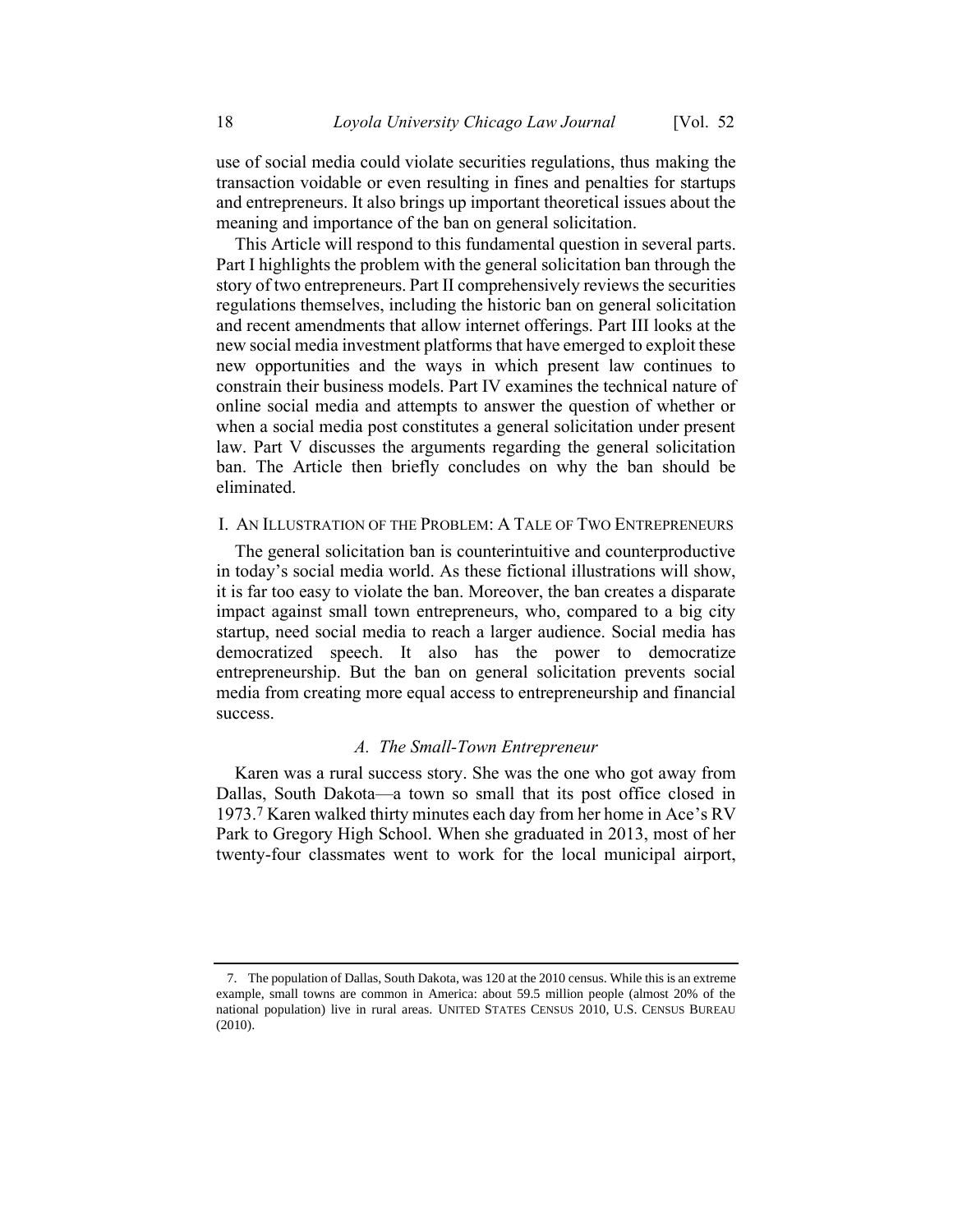use of social media could violate securities regulations, thus making the transaction voidable or even resulting in fines and penalties for startups and entrepreneurs. It also brings up important theoretical issues about the meaning and importance of the ban on general solicitation.

This Article will respond to this fundamental question in several parts. Part I highlights the problem with the general solicitation ban through the story of two entrepreneurs. Part II comprehensively reviews the securities regulations themselves, including the historic ban on general solicitation and recent amendments that allow internet offerings. Part III looks at the new social media investment platforms that have emerged to exploit these new opportunities and the ways in which present law continues to constrain their business models. Part IV examines the technical nature of online social media and attempts to answer the question of whether or when a social media post constitutes a general solicitation under present law. Part V discusses the arguments regarding the general solicitation ban. The Article then briefly concludes on why the ban should be eliminated.

## I. An Illustration of the Problem: A Tale of Two Entrepreneurs

The general solicitation ban is counterintuitive and counterproductive in today's social media world. As these fictional illustrations will show, it is far too easy to violate the ban. Moreover, the ban creates a disparate impact against small town entrepreneurs, who, compared to a big city startup, need social media to reach a larger audience. Social media has democratized speech. It also has the power to democratize entrepreneurship. But the ban on general solicitation prevents social media from creating more equal access to entrepreneurship and financial success.

### *A. The Small-Town Entrepreneur*

Karen was a rural success story. She was the one who got away from Dallas, South Dakota—a town so small that its post office closed in 1973.[7] Karen walked thirty minutes each day from her home in Ace's RV Park to Gregory High School. When she graduated in 2013, most of her twenty-four classmates went to work for the local municipal airport,

---

7. The population of Dallas, South Dakota, was 120 at the 2010 census. While this is an extreme example, small towns are common in America: about 59.5 million people (almost 20% of the national population) live in rural areas. UNITED STATES CENSUS 2010, U.S. CENSUS BUREAU (2010).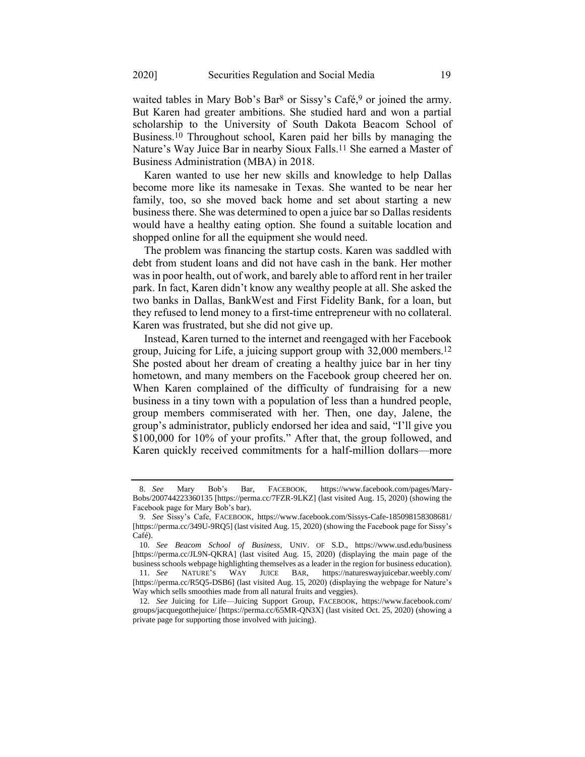waited tables in Mary Bob's Bar[8] or Sissy's Café,[9] or joined the army. But Karen had greater ambitions. She studied hard and won a partial scholarship to the University of South Dakota Beacom School of Business.[10] Throughout school, Karen paid her bills by managing the Nature's Way Juice Bar in nearby Sioux Falls.[11] She earned a Master of Business Administration (MBA) in 2018.

Karen wanted to use her new skills and knowledge to help Dallas become more like its namesake in Texas. She wanted to be near her family, too, so she moved back home and set about starting a new business there. She was determined to open a juice bar so Dallas residents would have a healthy eating option. She found a suitable location and shopped online for all the equipment she would need.

The problem was financing the startup costs. Karen was saddled with debt from student loans and did not have cash in the bank. Her mother was in poor health, out of work, and barely able to afford rent in her trailer park. In fact, Karen didn't know any wealthy people at all. She asked the two banks in Dallas, BankWest and First Fidelity Bank, for a loan, but they refused to lend money to a first-time entrepreneur with no collateral. Karen was frustrated, but she did not give up.

Instead, Karen turned to the internet and reengaged with her Facebook group, Juicing for Life, a juicing support group with 32,000 members.[12] She posted about her dream of creating a healthy juice bar in her tiny hometown, and many members on the Facebook group cheered her on. When Karen complained of the difficulty of fundraising for a new business in a tiny town with a population of less than a hundred people, group members commiserated with her. Then, one day, Jalene, the group's administrator, publicly endorsed her idea and said, "I'll give you $100,000 for 10% of your profits." After that, the group followed, and Karen quickly received commitments for a half-million dollars—more

---

8. *See* Mary Bob's Bar, FACEBOOK, https://www.facebook.com/pages/Mary-Bobs/200744223360135 [https://perma.cc/7FZR-9LKZ] (last visited Aug. 15, 2020) (showing the Facebook page for Mary Bob's bar).

9. *See* Sissy's Cafe, FACEBOOK, https://www.facebook.com/Sissys-Cafe-185098158308681/ [https://perma.cc/349U-9RQ5] (last visited Aug. 15, 2020) (showing the Facebook page for Sissy's Café).

10. *See Beacom School of Business*, UNIV. OF S.D., https://www.usd.edu/business [https://perma.cc/JL9N-QKRA] (last visited Aug. 15, 2020) (displaying the main page of the business schools webpage highlighting themselves as a leader in the region for business education).

11. *See* NATURE'S WAY JUICE BAR, https://natureswayjuicebar.weebly.com/ [https://perma.cc/R5Q5-DSB6] (last visited Aug. 15, 2020) (displaying the webpage for Nature's Way which sells smoothies made from all natural fruits and veggies).

12. *See* Juicing for Life—Juicing Support Group, FACEBOOK, https://www.facebook.com/groups/jacquegotthejuice/ [https://perma.cc/65MR-QN3X] (last visited Oct. 25, 2020) (showing a private page for supporting those involved with juicing).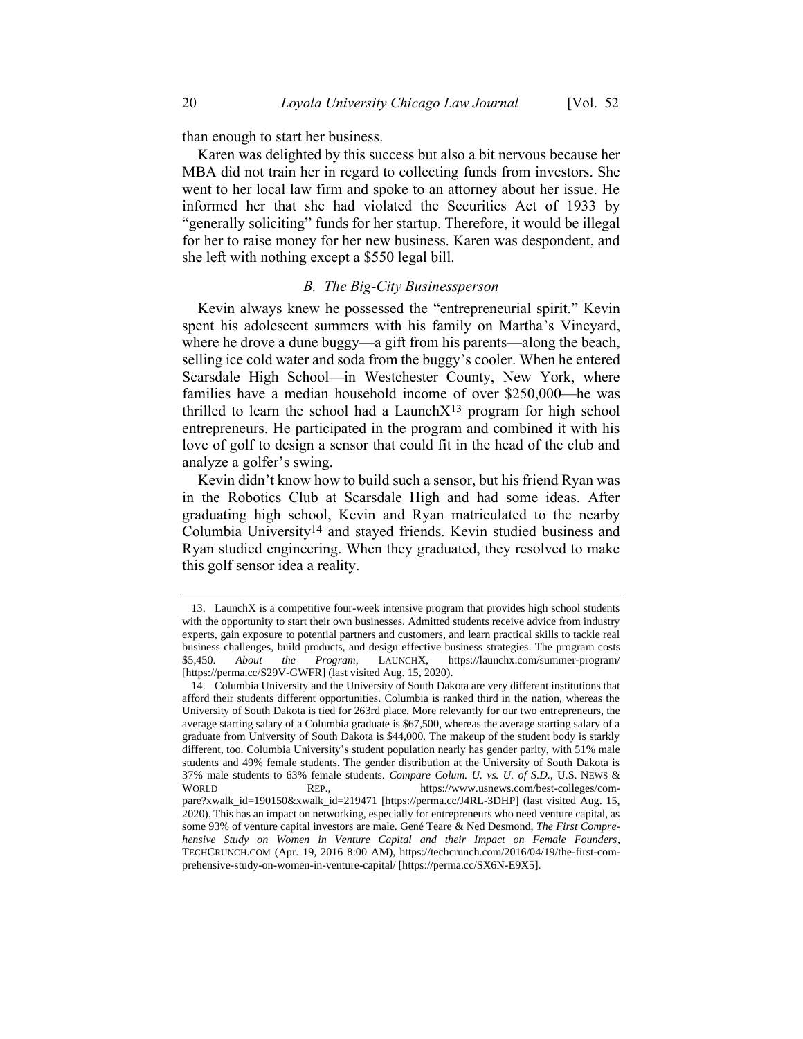than enough to start her business.

Karen was delighted by this success but also a bit nervous because her MBA did not train her in regard to collecting funds from investors. She went to her local law firm and spoke to an attorney about her issue. He informed her that she had violated the Securities Act of 1933 by "generally soliciting" funds for her startup. Therefore, it would be illegal for her to raise money for her new business. Karen was despondent, and she left with nothing except a $550 legal bill.

### *B. The Big-City Businessperson*

Kevin always knew he possessed the "entrepreneurial spirit." Kevin spent his adolescent summers with his family on Martha's Vineyard, where he drove a dune buggy—a gift from his parents—along the beach, selling ice cold water and soda from the buggy's cooler. When he entered Scarsdale High School—in Westchester County, New York, where families have a median household income of over $250,000—he was thrilled to learn the school had a LaunchX[13] program for high school entrepreneurs. He participated in the program and combined it with his love of golf to design a sensor that could fit in the head of the club and analyze a golfer's swing.

Kevin didn't know how to build such a sensor, but his friend Ryan was in the Robotics Club at Scarsdale High and had some ideas. After graduating high school, Kevin and Ryan matriculated to the nearby Columbia University[14] and stayed friends. Kevin studied business and Ryan studied engineering. When they graduated, they resolved to make this golf sensor idea a reality.

---

13. LaunchX is a competitive four-week intensive program that provides high school students with the opportunity to start their own businesses. Admitted students receive advice from industry experts, gain exposure to potential partners and customers, and learn practical skills to tackle real business challenges, build products, and design effective business strategies. The program costs $5,450. *About the Program*, LAUNCHX, https://launchx.com/summer-program/ [https://perma.cc/S29V-GWFR] (last visited Aug. 15, 2020).

14. Columbia University and the University of South Dakota are very different institutions that afford their students different opportunities. Columbia is ranked third in the nation, whereas the University of South Dakota is tied for 263rd place. More relevantly for our two entrepreneurs, the average starting salary of a Columbia graduate is $67,500, whereas the average starting salary of a graduate from University of South Dakota is $44,000. The makeup of the student body is starkly different, too. Columbia University's student population nearly has gender parity, with 51% male students and 49% female students. The gender distribution at the University of South Dakota is 37% male students to 63% female students. *Compare Colum. U. vs. U. of S.D.*, U.S. NEWS & WORLD REP., https://www.usnews.com/best-colleges/compare?xwalk_id=190150&xwalk_id=219471 [https://perma.cc/J4RL-3DHP] (last visited Aug. 15, 2020). This has an impact on networking, especially for entrepreneurs who need venture capital, as some 93% of venture capital investors are male. Gené Teare & Ned Desmond, *The First Comprehensive Study on Women in Venture Capital and their Impact on Female Founders*, TECHCRUNCH.COM (Apr. 19, 2016 8:00 AM), https://techcrunch.com/2016/04/19/the-first-comprehensive-study-on-women-in-venture-capital/ [https://perma.cc/SX6N-E9X5].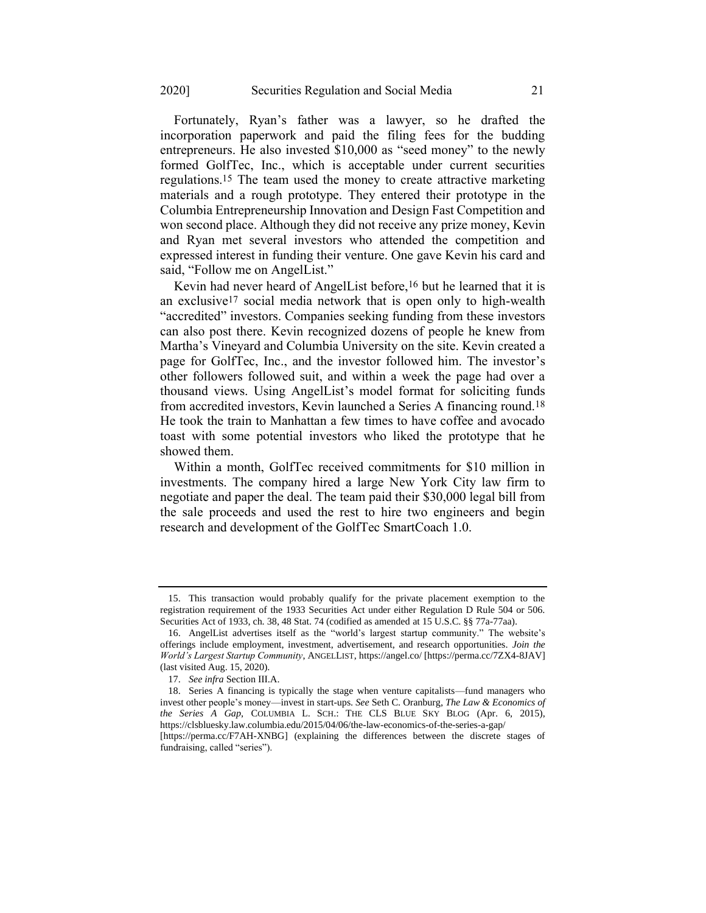Fortunately, Ryan's father was a lawyer, so he drafted the incorporation paperwork and paid the filing fees for the budding entrepreneurs. He also invested $10,000 as "seed money" to the newly formed GolfTec, Inc., which is acceptable under current securities regulations.[15] The team used the money to create attractive marketing materials and a rough prototype. They entered their prototype in the Columbia Entrepreneurship Innovation and Design Fast Competition and won second place. Although they did not receive any prize money, Kevin and Ryan met several investors who attended the competition and expressed interest in funding their venture. One gave Kevin his card and said, "Follow me on AngelList."

Kevin had never heard of AngelList before,[16] but he learned that it is an exclusive[17] social media network that is open only to high-wealth "accredited" investors. Companies seeking funding from these investors can also post there. Kevin recognized dozens of people he knew from Martha's Vineyard and Columbia University on the site. Kevin created a page for GolfTec, Inc., and the investor followed him. The investor's other followers followed suit, and within a week the page had over a thousand views. Using AngelList's model format for soliciting funds from accredited investors, Kevin launched a Series A financing round.[18] He took the train to Manhattan a few times to have coffee and avocado toast with some potential investors who liked the prototype that he showed them.

Within a month, GolfTec received commitments for $10 million in investments. The company hired a large New York City law firm to negotiate and paper the deal. The team paid their $30,000 legal bill from the sale proceeds and used the rest to hire two engineers and begin research and development of the GolfTec SmartCoach 1.0.

---

15. This transaction would probably qualify for the private placement exemption to the registration requirement of the 1933 Securities Act under either Regulation D Rule 504 or 506. Securities Act of 1933, ch. 38, 48 Stat. 74 (codified as amended at 15 U.S.C. §§ 77a-77aa).

16. AngelList advertises itself as the "world's largest startup community." The website's offerings include employment, investment, advertisement, and research opportunities. *Join the World's Largest Startup Community*, ANGELLIST, https://angel.co/ [https://perma.cc/7ZX4-8JAV] (last visited Aug. 15, 2020).

17. *See infra* Section III.A.

18. Series A financing is typically the stage when venture capitalists—fund managers who invest other people's money—invest in start-ups. *See* Seth C. Oranburg, *The Law & Economics of the Series A Gap*, COLUMBIA L. SCH.: THE CLS BLUE SKY BLOG (Apr. 6, 2015), https://clsbluesky.law.columbia.edu/2015/04/06/the-law-economics-of-the-series-a-gap/ [https://perma.cc/F7AH-XNBG] (explaining the differences between the discrete stages of fundraising, called "series").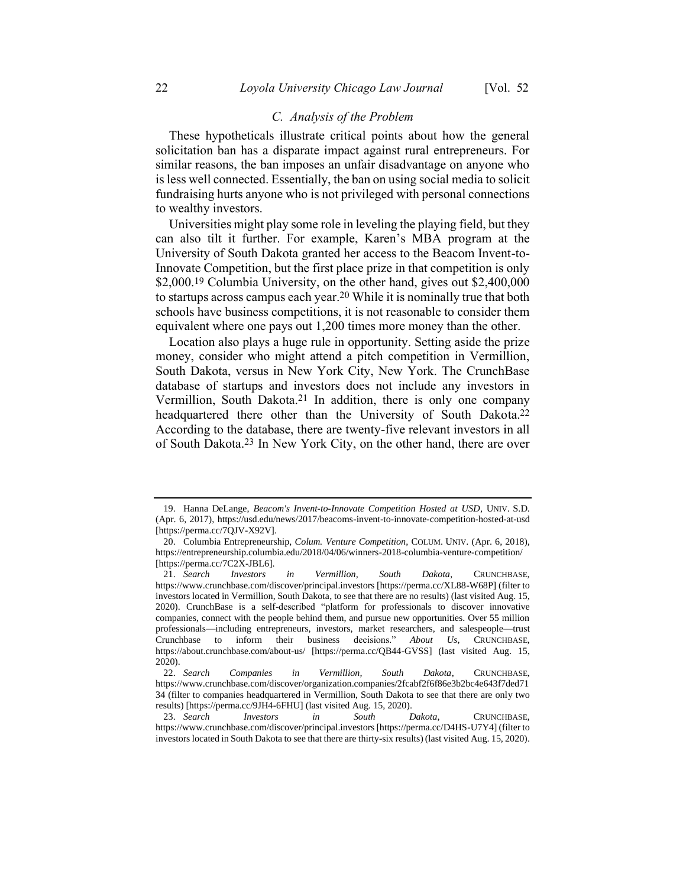### C. Analysis of the Problem

These hypotheticals illustrate critical points about how the general solicitation ban has a disparate impact against rural entrepreneurs. For similar reasons, the ban imposes an unfair disadvantage on anyone who is less well connected. Essentially, the ban on using social media to solicit fundraising hurts anyone who is not privileged with personal connections to wealthy investors.

Universities might play some role in leveling the playing field, but they can also tilt it further. For example, Karen's MBA program at the University of South Dakota granted her access to the Beacom Invent-to-Innovate Competition, but the first place prize in that competition is only $2,000.[19] Columbia University, on the other hand, gives out $2,400,000 to startups across campus each year.[20] While it is nominally true that both schools have business competitions, it is not reasonable to consider them equivalent where one pays out 1,200 times more money than the other.

Location also plays a huge rule in opportunity. Setting aside the prize money, consider who might attend a pitch competition in Vermillion, South Dakota, versus in New York City, New York. The CrunchBase database of startups and investors does not include any investors in Vermillion, South Dakota.[21] In addition, there is only one company headquartered there other than the University of South Dakota.[22] According to the database, there are twenty-five relevant investors in all of South Dakota.[23] In New York City, on the other hand, there are over

---

19. Hanna DeLange, *Beacom's Invent-to-Innovate Competition Hosted at USD*, UNIV. S.D. (Apr. 6, 2017), https://usd.edu/news/2017/beacoms-invent-to-innovate-competition-hosted-at-usd [https://perma.cc/7QJV-X92V].

20. Columbia Entrepreneurship, *Colum. Venture Competition*, COLUM. UNIV. (Apr. 6, 2018), https://entrepreneurship.columbia.edu/2018/04/06/winners-2018-columbia-venture-competition/ [https://perma.cc/7C2X-JBL6].

21. *Search Investors in Vermillion, South Dakota*, CRUNCHBASE, https://www.crunchbase.com/discover/principal.investors [https://perma.cc/XL88-W68P] (filter to investors located in Vermillion, South Dakota, to see that there are no results) (last visited Aug. 15, 2020). CrunchBase is a self-described "platform for professionals to discover innovative companies, connect with the people behind them, and pursue new opportunities. Over 55 million professionals—including entrepreneurs, investors, market researchers, and salespeople—trust Crunchbase to inform their business decisions." *About Us*, CRUNCHBASE, https://about.crunchbase.com/about-us/ [https://perma.cc/QB44-GVSS] (last visited Aug. 15, 2020).

22. *Search Companies in Vermillion, South Dakota*, CRUNCHBASE, https://www.crunchbase.com/discover/organization.companies/2fcabf2f6f86e3b2bc4e643f7ded71 34 (filter to companies headquartered in Vermillion, South Dakota to see that there are only two results) [https://perma.cc/9JH4-6FHU] (last visited Aug. 15, 2020).

23. *Search Investors in South Dakota*, CRUNCHBASE, https://www.crunchbase.com/discover/principal.investors [https://perma.cc/D4HS-U7Y4] (filter to investors located in South Dakota to see that there are thirty-six results) (last visited Aug. 15, 2020).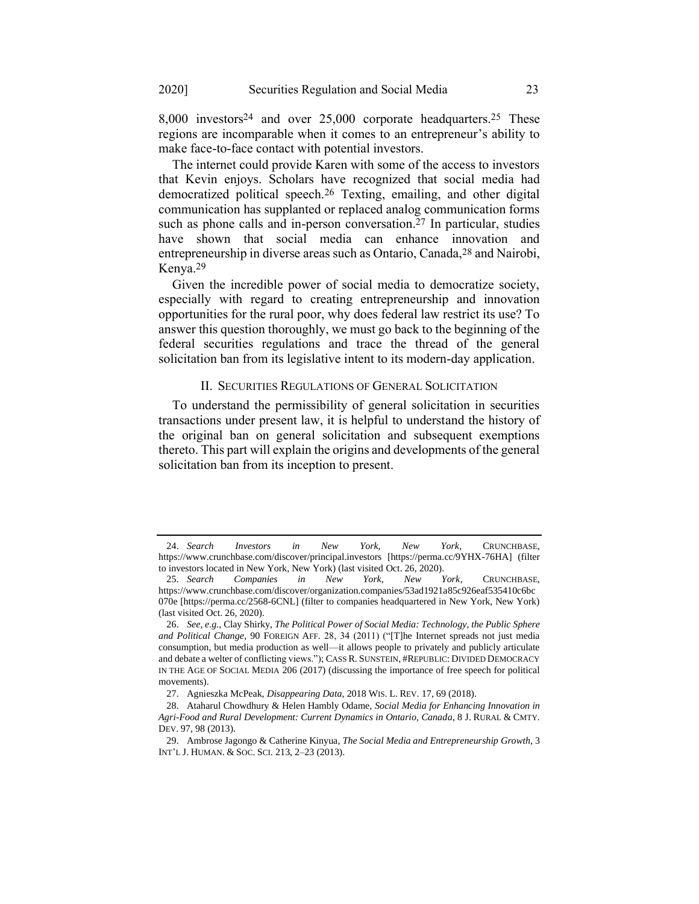8,000 investors[24] and over 25,000 corporate headquarters.[25] These regions are incomparable when it comes to an entrepreneur's ability to make face-to-face contact with potential investors.

The internet could provide Karen with some of the access to investors that Kevin enjoys. Scholars have recognized that social media had democratized political speech.[26] Texting, emailing, and other digital communication has supplanted or replaced analog communication forms such as phone calls and in-person conversation.[27] In particular, studies have shown that social media can enhance innovation and entrepreneurship in diverse areas such as Ontario, Canada,[28] and Nairobi, Kenya.[29]

Given the incredible power of social media to democratize society, especially with regard to creating entrepreneurship and innovation opportunities for the rural poor, why does federal law restrict its use? To answer this question thoroughly, we must go back to the beginning of the federal securities regulations and trace the thread of the general solicitation ban from its legislative intent to its modern-day application.

## II. SECURITIES REGULATIONS OF GENERAL SOLICITATION

To understand the permissibility of general solicitation in securities transactions under present law, it is helpful to understand the history of the original ban on general solicitation and subsequent exemptions thereto. This part will explain the origins and developments of the general solicitation ban from its inception to present.

---

24. *Search Investors in New York, New York*, CRUNCHBASE, https://www.crunchbase.com/discover/principal.investors [https://perma.cc/9YHX-76HA] (filter to investors located in New York, New York) (last visited Oct. 26, 2020).

25. *Search Companies in New York, New York*, CRUNCHBASE, https://www.crunchbase.com/discover/organization.companies/53ad1921a85c926eaf535410c6bc070e [https://perma.cc/2568-6CNL] (filter to companies headquartered in New York, New York) (last visited Oct. 26, 2020).

26. *See, e.g.*, Clay Shirky, *The Political Power of Social Media: Technology, the Public Sphere and Political Change*, 90 FOREIGN AFF. 28, 34 (2011) ("[T]he Internet spreads not just media consumption, but media production as well—it allows people to privately and publicly articulate and debate a welter of conflicting views."); CASS R. SUNSTEIN, #REPUBLIC: DIVIDED DEMOCRACY IN THE AGE OF SOCIAL MEDIA 206 (2017) (discussing the importance of free speech for political movements).

27. Agnieszka McPeak, *Disappearing Data*, 2018 WIS. L. REV. 17, 69 (2018).

28. Ataharul Chowdhury & Helen Hambly Odame, *Social Media for Enhancing Innovation in Agri-Food and Rural Development: Current Dynamics in Ontario, Canada*, 8 J. RURAL & CMTY. DEV. 97, 98 (2013).

29. Ambrose Jagongo & Catherine Kinyua, *The Social Media and Entrepreneurship Growth*, 3 INT'L J. HUMAN. & SOC. SCI. 213, 2–23 (2013).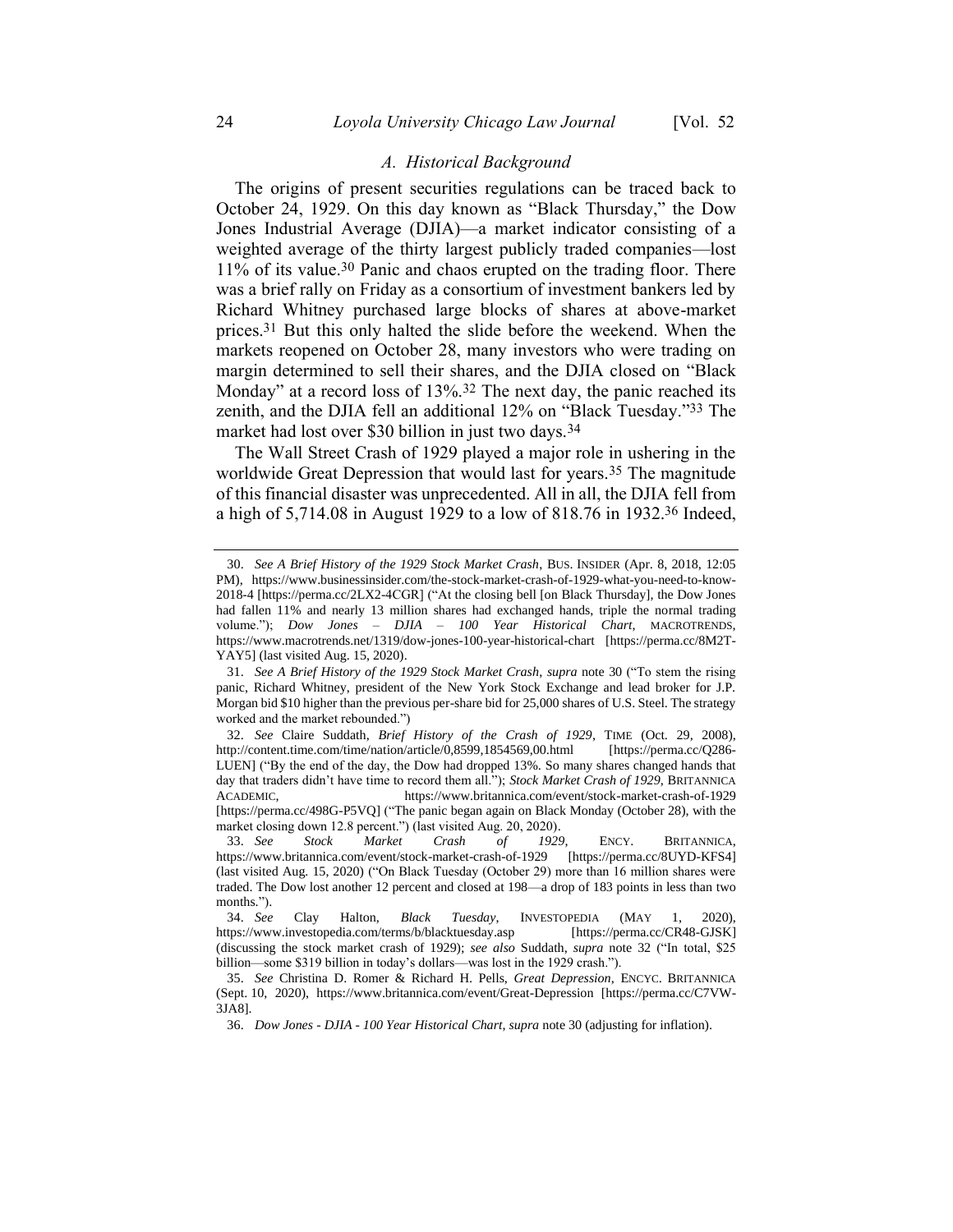### *A. Historical Background*

The origins of present securities regulations can be traced back to October 24, 1929. On this day known as "Black Thursday," the Dow Jones Industrial Average (DJIA)—a market indicator consisting of a weighted average of the thirty largest publicly traded companies—lost 11% of its value.[30] Panic and chaos erupted on the trading floor. There was a brief rally on Friday as a consortium of investment bankers led by Richard Whitney purchased large blocks of shares at above-market prices.[31] But this only halted the slide before the weekend. When the markets reopened on October 28, many investors who were trading on margin determined to sell their shares, and the DJIA closed on "Black Monday" at a record loss of 13%.[32] The next day, the panic reached its zenith, and the DJIA fell an additional 12% on "Black Tuesday."[33] The market had lost over $30 billion in just two days.[34]

The Wall Street Crash of 1929 played a major role in ushering in the worldwide Great Depression that would last for years.[35] The magnitude of this financial disaster was unprecedented. All in all, the DJIA fell from a high of 5,714.08 in August 1929 to a low of 818.76 in 1932.[36] Indeed,

---

30. *See A Brief History of the 1929 Stock Market Crash*, BUS. INSIDER (Apr. 8, 2018, 12:05 PM), https://www.businessinsider.com/the-stock-market-crash-of-1929-what-you-need-to-know-2018-4 [https://perma.cc/2LX2-4CGR] ("At the closing bell [on Black Thursday], the Dow Jones had fallen 11% and nearly 13 million shares had exchanged hands, triple the normal trading volume."); *Dow Jones – DJIA – 100 Year Historical Chart*, MACROTRENDS, https://www.macrotrends.net/1319/dow-jones-100-year-historical-chart [https://perma.cc/8M2T-YAY5] (last visited Aug. 15, 2020).

31. *See A Brief History of the 1929 Stock Market Crash*, *supra* note 30 ("To stem the rising panic, Richard Whitney, president of the New York Stock Exchange and lead broker for J.P. Morgan bid $10 higher than the previous per-share bid for 25,000 shares of U.S. Steel. The strategy worked and the market rebounded.")

32. *See* Claire Suddath, *Brief History of the Crash of 1929*, TIME (Oct. 29, 2008), http://content.time.com/time/nation/article/0,8599,1854569,00.html [https://perma.cc/Q286-LUEN] ("By the end of the day, the Dow had dropped 13%. So many shares changed hands that day that traders didn't have time to record them all."); *Stock Market Crash of 1929*, BRITANNICA ACADEMIC, https://www.britannica.com/event/stock-market-crash-of-1929 [https://perma.cc/498G-P5VQ] ("The panic began again on Black Monday (October 28), with the market closing down 12.8 percent.") (last visited Aug. 20, 2020).

33. *See Stock Market Crash of 1929*, ENCY. BRITANNICA, https://www.britannica.com/event/stock-market-crash-of-1929 [https://perma.cc/8UYD-KFS4] (last visited Aug. 15, 2020) ("On Black Tuesday (October 29) more than 16 million shares were traded. The Dow lost another 12 percent and closed at 198—a drop of 183 points in less than two months.").

34. *See* Clay Halton, *Black Tuesday*, INVESTOPEDIA (MAY 1, 2020), https://www.investopedia.com/terms/b/blacktuesday.asp [https://perma.cc/CR48-GJSK] (discussing the stock market crash of 1929); *see also* Suddath, *supra* note 32 ("In total, $25 billion—some $319 billion in today's dollars—was lost in the 1929 crash.").

35. *See* Christina D. Romer & Richard H. Pells, *Great Depression*, ENCYC. BRITANNICA (Sept. 10, 2020), https://www.britannica.com/event/Great-Depression [https://perma.cc/C7VW-3JA8].

36. *Dow Jones - DJIA - 100 Year Historical Chart*, *supra* note 30 (adjusting for inflation).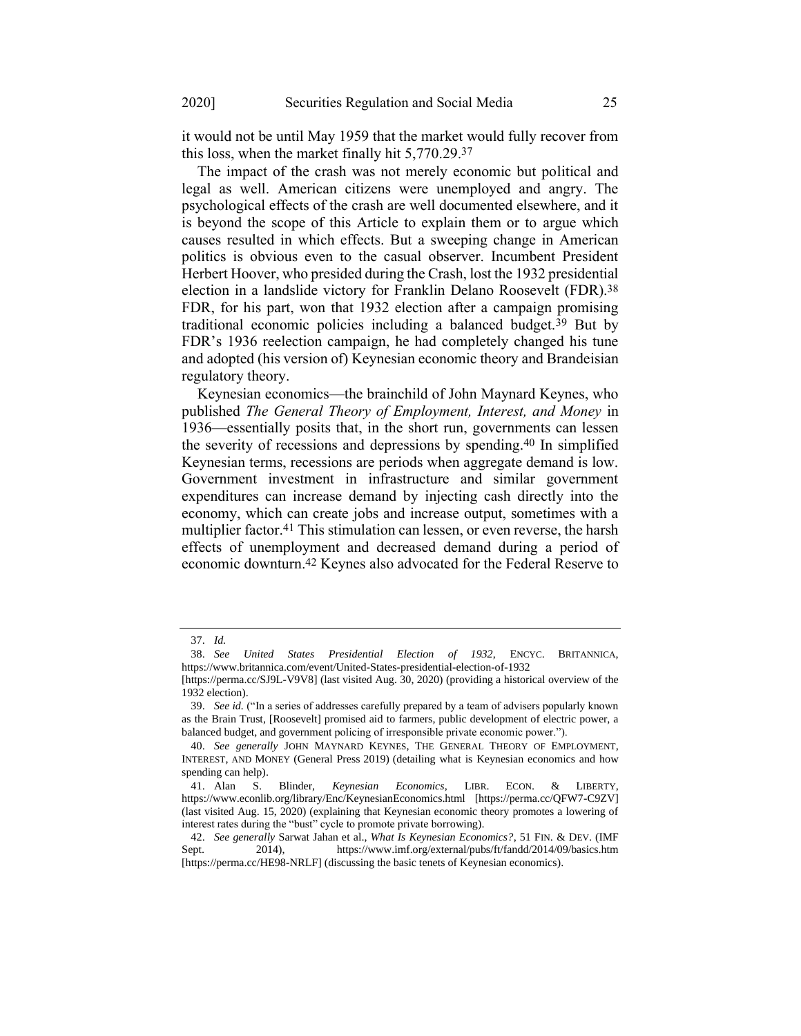it would not be until May 1959 that the market would fully recover from this loss, when the market finally hit 5,770.29.[37]

The impact of the crash was not merely economic but political and legal as well. American citizens were unemployed and angry. The psychological effects of the crash are well documented elsewhere, and it is beyond the scope of this Article to explain them or to argue which causes resulted in which effects. But a sweeping change in American politics is obvious even to the casual observer. Incumbent President Herbert Hoover, who presided during the Crash, lost the 1932 presidential election in a landslide victory for Franklin Delano Roosevelt (FDR).[38] FDR, for his part, won that 1932 election after a campaign promising traditional economic policies including a balanced budget.[39] But by FDR's 1936 reelection campaign, he had completely changed his tune and adopted (his version of) Keynesian economic theory and Brandeisian regulatory theory.

Keynesian economics—the brainchild of John Maynard Keynes, who published *The General Theory of Employment, Interest, and Money* in 1936—essentially posits that, in the short run, governments can lessen the severity of recessions and depressions by spending.[40] In simplified Keynesian terms, recessions are periods when aggregate demand is low. Government investment in infrastructure and similar government expenditures can increase demand by injecting cash directly into the economy, which can create jobs and increase output, sometimes with a multiplier factor.[41] This stimulation can lessen, or even reverse, the harsh effects of unemployment and decreased demand during a period of economic downturn.[42] Keynes also advocated for the Federal Reserve to

---

37. *Id.*

38. *See United States Presidential Election of 1932*, ENCYC. BRITANNICA, https://www.britannica.com/event/United-States-presidential-election-of-1932 [https://perma.cc/SJ9L-V9V8] (last visited Aug. 30, 2020) (providing a historical overview of the 1932 election).

39. *See id.* ("In a series of addresses carefully prepared by a team of advisers popularly known as the Brain Trust, [Roosevelt] promised aid to farmers, public development of electric power, a balanced budget, and government policing of irresponsible private economic power.").

40. *See generally* JOHN MAYNARD KEYNES, THE GENERAL THEORY OF EMPLOYMENT, INTEREST, AND MONEY (General Press 2019) (detailing what is Keynesian economics and how spending can help).

41. Alan S. Blinder, *Keynesian Economics*, LIBR. ECON. & LIBERTY, https://www.econlib.org/library/Enc/KeynesianEconomics.html [https://perma.cc/QFW7-C9ZV] (last visited Aug. 15, 2020) (explaining that Keynesian economic theory promotes a lowering of interest rates during the "bust" cycle to promote private borrowing).

42. *See generally* Sarwat Jahan et al., *What Is Keynesian Economics?*, 51 FIN. & DEV. (IMF Sept. 2014), https://imf.org/external/pubs/ft/fandd/2014/09/basics.htm [https://perma.cc/HE98-NRLF] (discussing the basic tenets of Keynesian economics).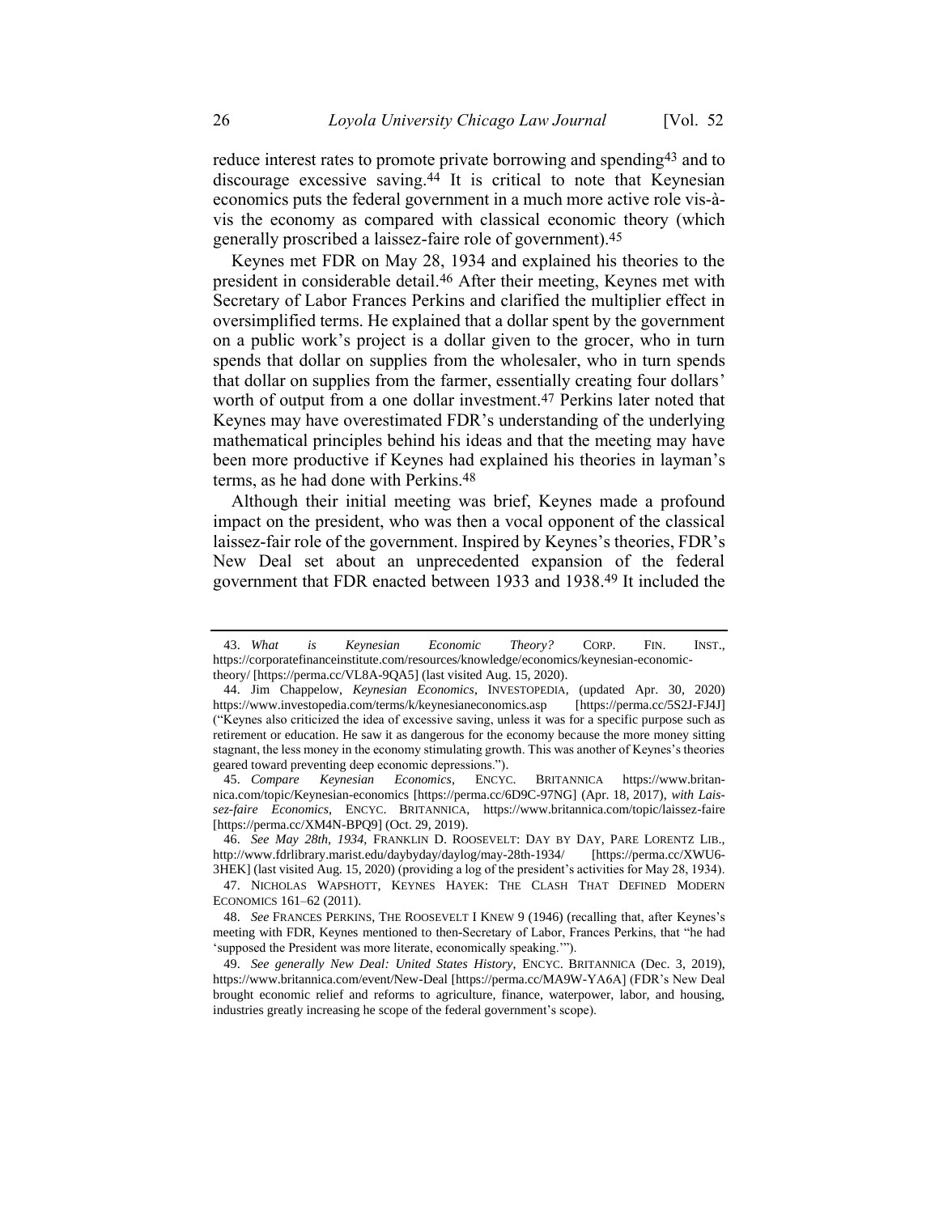reduce interest rates to promote private borrowing and spending[43] and to discourage excessive saving.[44] It is critical to note that Keynesian economics puts the federal government in a much more active role vis-à-vis the economy as compared with classical economic theory (which generally proscribed a laissez-faire role of government).[45]

Keynes met FDR on May 28, 1934 and explained his theories to the president in considerable detail.[46] After their meeting, Keynes met with Secretary of Labor Frances Perkins and clarified the multiplier effect in oversimplified terms. He explained that a dollar spent by the government on a public work's project is a dollar given to the grocer, who in turn spends that dollar on supplies from the wholesaler, who in turn spends that dollar on supplies from the farmer, essentially creating four dollars' worth of output from a one dollar investment.[47] Perkins later noted that Keynes may have overestimated FDR's understanding of the underlying mathematical principles behind his ideas and that the meeting may have been more productive if Keynes had explained his theories in layman's terms, as he had done with Perkins.[48]

Although their initial meeting was brief, Keynes made a profound impact on the president, who was then a vocal opponent of the classical laissez-faire role of the government. Inspired by Keynes's theories, FDR's New Deal set about an unprecedented expansion of the federal government that FDR enacted between 1933 and 1938.[49] It included the

---

43. *What is Keynesian Economic Theory?* CORP. FIN. INST., https://corporatefinanceinstitute.com/resources/knowledge/economics/keynesian-economic-theory/ [https://perma.cc/VL8A-9QA5] (last visited Aug. 15, 2020).

44. Jim Chappelow, *Keynesian Economics*, INVESTOPEDIA, (updated Apr. 30, 2020) https://www.investopedia.com/terms/k/keynesianeconomics.asp [https://perma.cc/5S2J-FJ4J] ("Keynes also criticized the idea of excessive saving, unless it was for a specific purpose such as retirement or education. He saw it as dangerous for the economy because the more money sitting stagnant, the less money in the economy stimulating growth. This was another of Keynes's theories geared toward preventing deep economic depressions.").

45. *Compare Keynesian Economics*, ENCYC. BRITANNICA https://www.britannica.com/topic/Keynesian-economics [https://perma.cc/6D9C-97NG] (Apr. 18, 2017), *with Laissez-faire Economics*, ENCYC. BRITANNICA, https://www.britannica.com/topic/laissez-faire [https://perma.cc/XM4N-BPQ9] (Oct. 29, 2019).

46. *See May 28th, 1934*, FRANKLIN D. ROOSEVELT: DAY BY DAY, PARE LORENTZ LIB., http://www.fdrlibrary.marist.edu/daybyday/daylog/may-28th-1934/ [https://perma.cc/XWU6-3HEK] (last visited Aug. 15, 2020) (providing a log of the president's activities for May 28, 1934).

47. NICHOLAS WAPSHOTT, KEYNES HAYEK: THE CLASH THAT DEFINED MODERN ECONOMICS 161–62 (2011).

48. *See* FRANCES PERKINS, THE ROOSEVELT I KNEW 9 (1946) (recalling that, after Keynes's meeting with FDR, Keynes mentioned to then-Secretary of Labor, Frances Perkins, that "he had 'supposed the President was more literate, economically speaking.'").

49. *See generally New Deal: United States History*, ENCYC. BRITANNICA (Dec. 3, 2019), https://www.britannica.com/event/New-Deal [https://perma.cc/MA9W-YA6A] (FDR's New Deal brought economic relief and reforms to agriculture, finance, waterpower, labor, and housing, industries greatly increasing he scope of the federal government's scope).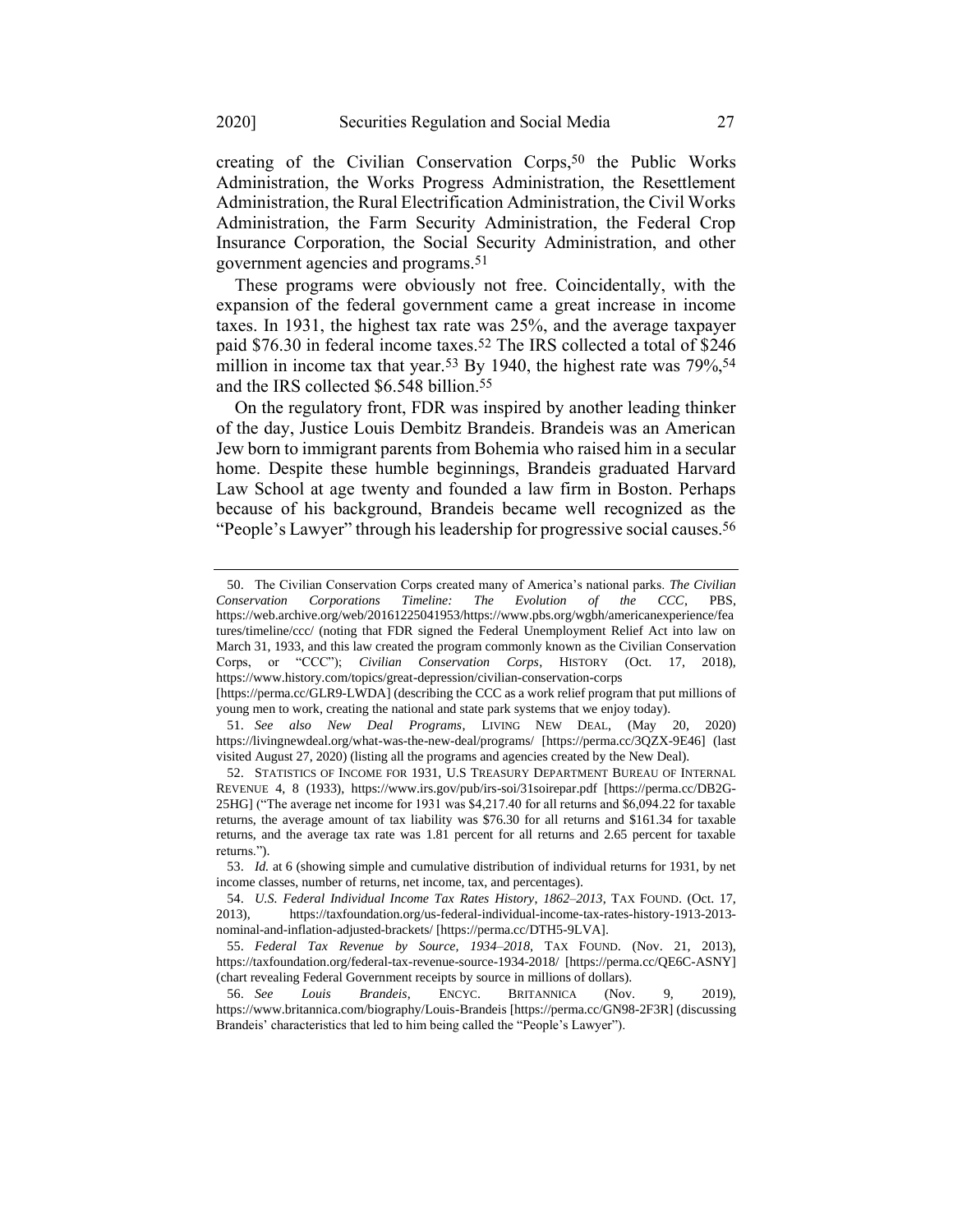creating of the Civilian Conservation Corps,[50] the Public Works Administration, the Works Progress Administration, the Resettlement Administration, the Rural Electrification Administration, the Civil Works Administration, the Farm Security Administration, the Federal Crop Insurance Corporation, the Social Security Administration, and other government agencies and programs.[51]

These programs were obviously not free. Coincidentally, with the expansion of the federal government came a great increase in income taxes. In 1931, the highest tax rate was 25%, and the average taxpayer paid $76.30 in federal income taxes.[52] The IRS collected a total of $246 million in income tax that year.[53] By 1940, the highest rate was 79%,[54] and the IRS collected $6.548 billion.[55]

On the regulatory front, FDR was inspired by another leading thinker of the day, Justice Louis Dembitz Brandeis. Brandeis was an American Jew born to immigrant parents from Bohemia who raised him in a secular home. Despite these humble beginnings, Brandeis graduated Harvard Law School at age twenty and founded a law firm in Boston. Perhaps because of his background, Brandeis became well recognized as the "People's Lawyer" through his leadership for progressive social causes.[56]

---

50. The Civilian Conservation Corps created many of America's national parks. *The Civilian Conservation Corporations Timeline: The Evolution of the CCC*, PBS, https://web.archive.org/web/20161225041953/https://www.pbs.org/wgbh/americanexperience/features/timeline/ccc/ (noting that FDR signed the Federal Unemployment Relief Act into law on March 31, 1933, and this law created the program commonly known as the Civilian Conservation Corps, or "CCC"); *Civilian Conservation Corps*, HISTORY (Oct. 17, 2018), https://www.history.com/topics/great-depression/civilian-conservation-corps [https://perma.cc/GLR9-LWDA] (describing the CCC as a work relief program that put millions of young men to work, creating the national and state park systems that we enjoy today).

51. *See also New Deal Programs*, LIVING NEW DEAL, (May 20, 2020) https://livingnewdeal.org/what-was-the-new-deal/programs/ [https://perma.cc/3QZX-9E46] (last visited August 27, 2020) (listing all the programs and agencies created by the New Deal).

52. STATISTICS OF INCOME FOR 1931, U.S TREASURY DEPARTMENT BUREAU OF INTERNAL REVENUE 4, 8 (1933), https://www.irs.gov/pub/irs-soi/31soirepar.pdf [https://perma.cc/DB2G-25HG] ("The average net income for 1931 was $4,217.40 for all returns and $6,094.22 for taxable returns, the average amount of tax liability was $76.30 for all returns and $161.34 for taxable returns, and the average tax rate was 1.81 percent for all returns and 2.65 percent for taxable returns.").

53. *Id.* at 6 (showing simple and cumulative distribution of individual returns for 1931, by net income classes, number of returns, net income, tax, and percentages).

54. *U.S. Federal Individual Income Tax Rates History, 1862–2013*, TAX FOUND. (Oct. 17, 2013), https://taxfoundation.org/us-federal-individual-income-tax-rates-history-1913-2013-nominal-and-inflation-adjusted-brackets/ [https://perma.cc/DTH5-9LVA].

55. *Federal Tax Revenue by Source, 1934–2018*, TAX FOUND. (Nov. 21, 2013), https://taxfoundation.org/federal-tax-revenue-source-1934-2018/ [https://perma.cc/QE6C-ASNY] (chart revealing Federal Government receipts by source in millions of dollars).

56. *See Louis Brandeis*, ENCYC. BRITANNICA (Nov. 9, 2019), https://www.britannica.com/biography/Louis-Brandeis [https://perma.cc/GN98-2F3R] (discussing Brandeis' characteristics that led to him being called the "People's Lawyer").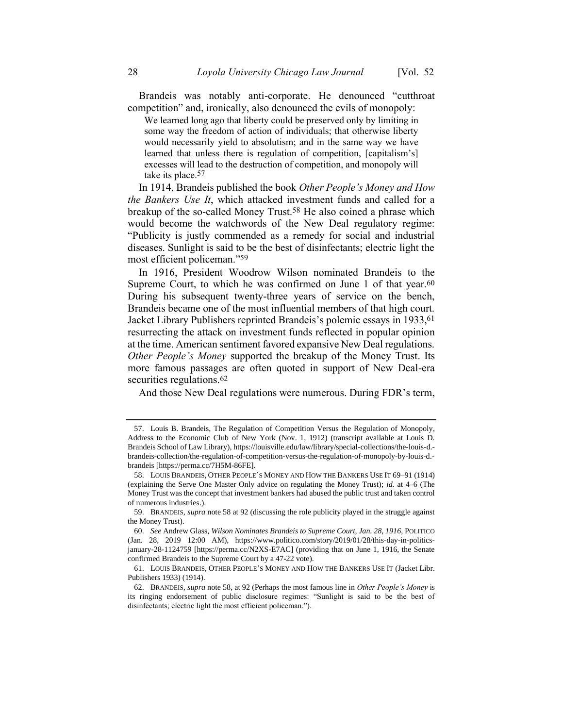Brandeis was notably anti-corporate. He denounced "cutthroat competition" and, ironically, also denounced the evils of monopoly:

> We learned long ago that liberty could be preserved only by limiting in some way the freedom of action of individuals; that otherwise liberty would necessarily yield to absolutism; and in the same way we have learned that unless there is regulation of competition, [capitalism's] excesses will lead to the destruction of competition, and monopoly will take its place.[57]

In 1914, Brandeis published the book *Other People's Money and How the Bankers Use It*, which attacked investment funds and called for a breakup of the so-called Money Trust.[58] He also coined a phrase which would become the watchwords of the New Deal regulatory regime: "Publicity is justly commended as a remedy for social and industrial diseases. Sunlight is said to be the best of disinfectants; electric light the most efficient policeman."[59]

In 1916, President Woodrow Wilson nominated Brandeis to the Supreme Court, to which he was confirmed on June 1 of that year.[60] During his subsequent twenty-three years of service on the bench, Brandeis became one of the most influential members of that high court. Jacket Library Publishers reprinted Brandeis's polemic essays in 1933,[61] resurrecting the attack on investment funds reflected in popular opinion at the time. American sentiment favored expansive New Deal regulations. *Other People's Money* supported the breakup of the Money Trust. Its more famous passages are often quoted in support of New Deal-era securities regulations.[62]

And those New Deal regulations were numerous. During FDR's term,

---

57. Louis B. Brandeis, The Regulation of Competition Versus the Regulation of Monopoly, Address to the Economic Club of New York (Nov. 1, 1912) (transcript available at Louis D. Brandeis School of Law Library), https://louisville.edu/law/library/special-collections/the-louis-d.-brandeis-collection/the-regulation-of-competition-versus-the-regulation-of-monopoly-by-louis-d.-brandeis [https://perma.cc/7H5M-86FE].

58. LOUIS BRANDEIS, OTHER PEOPLE'S MONEY AND HOW THE BANKERS USE IT 69–91 (1914) (explaining the Serve One Master Only advice on regulating the Money Trust); *id.* at 4–6 (The Money Trust was the concept that investment bankers had abused the public trust and taken control of numerous industries.).

59. BRANDEIS, *supra* note 58 at 92 (discussing the role publicity played in the struggle against the Money Trust).

60. *See* Andrew Glass, *Wilson Nominates Brandeis to Supreme Court, Jan. 28, 1916*, POLITICO (Jan. 28, 2019 12:00 AM), https://www.politico.com/story/2019/01/28/this-day-in-politics-january-28-1124759 [https://perma.cc/N2XS-E7AC] (providing that on June 1, 1916, the Senate confirmed Brandeis to the Supreme Court by a 47-22 vote).

61. LOUIS BRANDEIS, OTHER PEOPLE'S MONEY AND HOW THE BANKERS USE IT (Jacket Libr. Publishers 1933) (1914).

62. BRANDEIS, *supra* note 58, at 92 (Perhaps the most famous line in *Other People's Money* is its ringing endorsement of public disclosure regimes: "Sunlight is said to be the best of disinfectants; electric light the most efficient policeman.").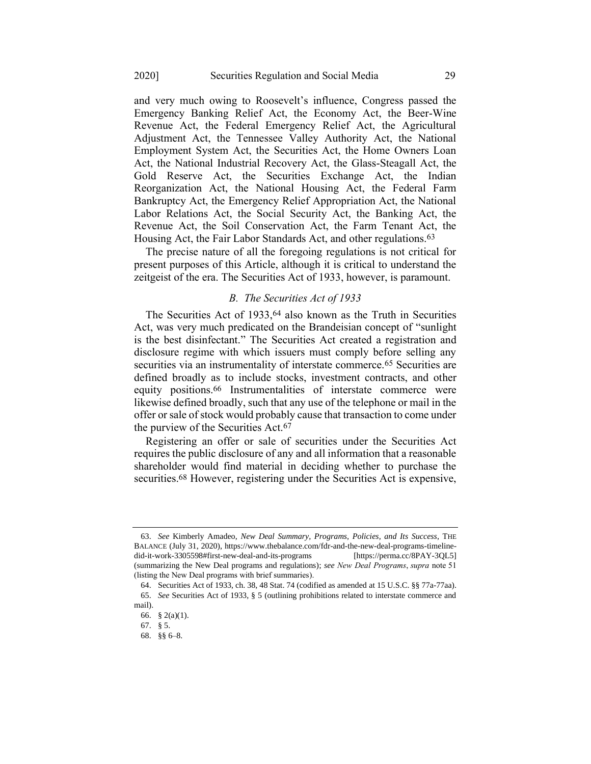and very much owing to Roosevelt's influence, Congress passed the Emergency Banking Relief Act, the Economy Act, the Beer-Wine Revenue Act, the Federal Emergency Relief Act, the Agricultural Adjustment Act, the Tennessee Valley Authority Act, the National Employment System Act, the Securities Act, the Home Owners Loan Act, the National Industrial Recovery Act, the Glass-Steagall Act, the Gold Reserve Act, the Securities Exchange Act, the Indian Reorganization Act, the National Housing Act, the Federal Farm Bankruptcy Act, the Emergency Relief Appropriation Act, the National Labor Relations Act, the Social Security Act, the Banking Act, the Revenue Act, the Soil Conservation Act, the Farm Tenant Act, the Housing Act, the Fair Labor Standards Act, and other regulations.[63]

The precise nature of all the foregoing regulations is not critical for present purposes of this Article, although it is critical to understand the zeitgeist of the era. The Securities Act of 1933, however, is paramount.

### *B. The Securities Act of 1933*

The Securities Act of 1933,[64] also known as the Truth in Securities Act, was very much predicated on the Brandeisian concept of "sunlight is the best disinfectant." The Securities Act created a registration and disclosure regime with which issuers must comply before selling any securities via an instrumentality of interstate commerce.[65] Securities are defined broadly as to include stocks, investment contracts, and other equity positions.[66] Instrumentalities of interstate commerce were likewise defined broadly, such that any use of the telephone or mail in the offer or sale of stock would probably cause that transaction to come under the purview of the Securities Act.[67]

Registering an offer or sale of securities under the Securities Act requires the public disclosure of any and all information that a reasonable shareholder would find material in deciding whether to purchase the securities.[68] However, registering under the Securities Act is expensive,

---

63. *See* Kimberly Amadeo, *New Deal Summary, Programs, Policies, and Its Success*, THE BALANCE (July 31, 2020), https://www.thebalance.com/fdr-and-the-new-deal-programs-timeline-did-it-work-3305598#first-new-deal-and-its-programs [https://perma.cc/8PAY-3QL5] (summarizing the New Deal programs and regulations); *see New Deal Programs*, *supra* note 51 (listing the New Deal programs with brief summaries).

64. Securities Act of 1933, ch. 38, 48 Stat. 74 (codified as amended at 15 U.S.C. §§ 77a-77aa).

65. *See* Securities Act of 1933, § 5 (outlining prohibitions related to interstate commerce and mail).

66. § 2(a)(1).

67. § 5.

68. §§ 6–8.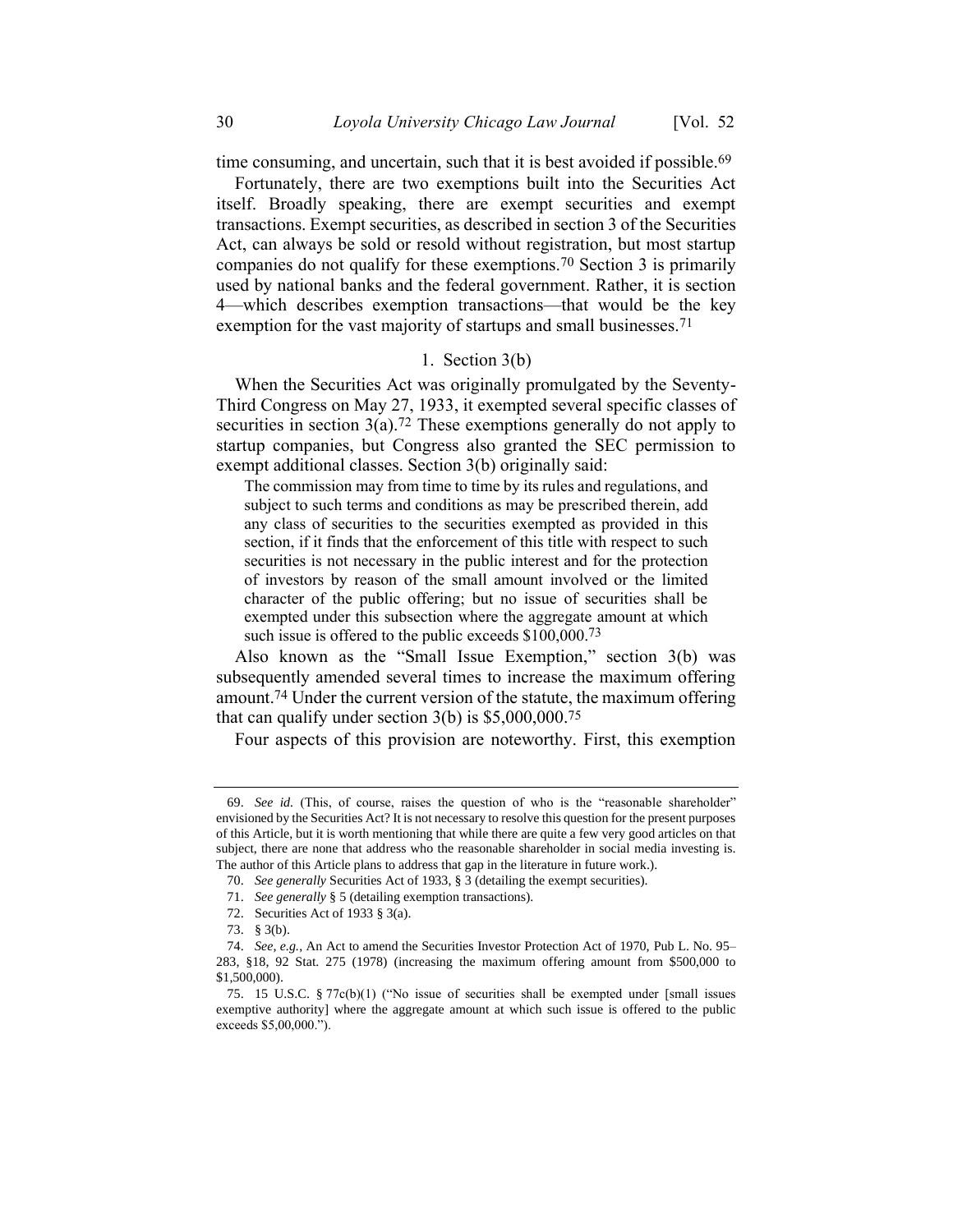time consuming, and uncertain, such that it is best avoided if possible.[69]

Fortunately, there are two exemptions built into the Securities Act itself. Broadly speaking, there are exempt securities and exempt transactions. Exempt securities, as described in section 3 of the Securities Act, can always be sold or resold without registration, but most startup companies do not qualify for these exemptions.[70] Section 3 is primarily used by national banks and the federal government. Rather, it is section 4—which describes exemption transactions—that would be the key exemption for the vast majority of startups and small businesses.[71]

### 1. Section 3(b)

When the Securities Act was originally promulgated by the Seventy-Third Congress on May 27, 1933, it exempted several specific classes of securities in section 3(a).[72] These exemptions generally do not apply to startup companies, but Congress also granted the SEC permission to exempt additional classes. Section 3(b) originally said:

> The commission may from time to time by its rules and regulations, and subject to such terms and conditions as may be prescribed therein, add any class of securities to the securities exempted as provided in this section, if it finds that the enforcement of this title with respect to such securities is not necessary in the public interest and for the protection of investors by reason of the small amount involved or the limited character of the public offering; but no issue of securities shall be exempted under this subsection where the aggregate amount at which such issue is offered to the public exceeds $100,000.[73]

Also known as the "Small Issue Exemption," section 3(b) was subsequently amended several times to increase the maximum offering amount.[74] Under the current version of the statute, the maximum offering that can qualify under section 3(b) is $5,000,000.[75]

Four aspects of this provision are noteworthy. First, this exemption

---

69. *See id.* (This, of course, raises the question of who is the "reasonable shareholder" envisioned by the Securities Act? It is not necessary to resolve this question for the present purposes of this Article, but it is worth mentioning that while there are quite a few very good articles on that subject, there are none that address who the reasonable shareholder in social media investing is. The author of this Article plans to address that gap in the literature in future work.).

70. *See generally* Securities Act of 1933, § 3 (detailing the exempt securities).

71. *See generally* § 5 (detailing exemption transactions).

72. Securities Act of 1933 § 3(a).

73. § 3(b).

74. *See, e.g.*, An Act to amend the Securities Investor Protection Act of 1970, Pub L. No. 95–283, §18, 92 Stat. 275 (1978) (increasing the maximum offering amount from $500,000 to $1,500,000).

75. 15 U.S.C. § 77c(b)(1) ("No issue of securities shall be exempted under [small issues exemptive authority] where the aggregate amount at which such issue is offered to the public exceeds $5,00,000.").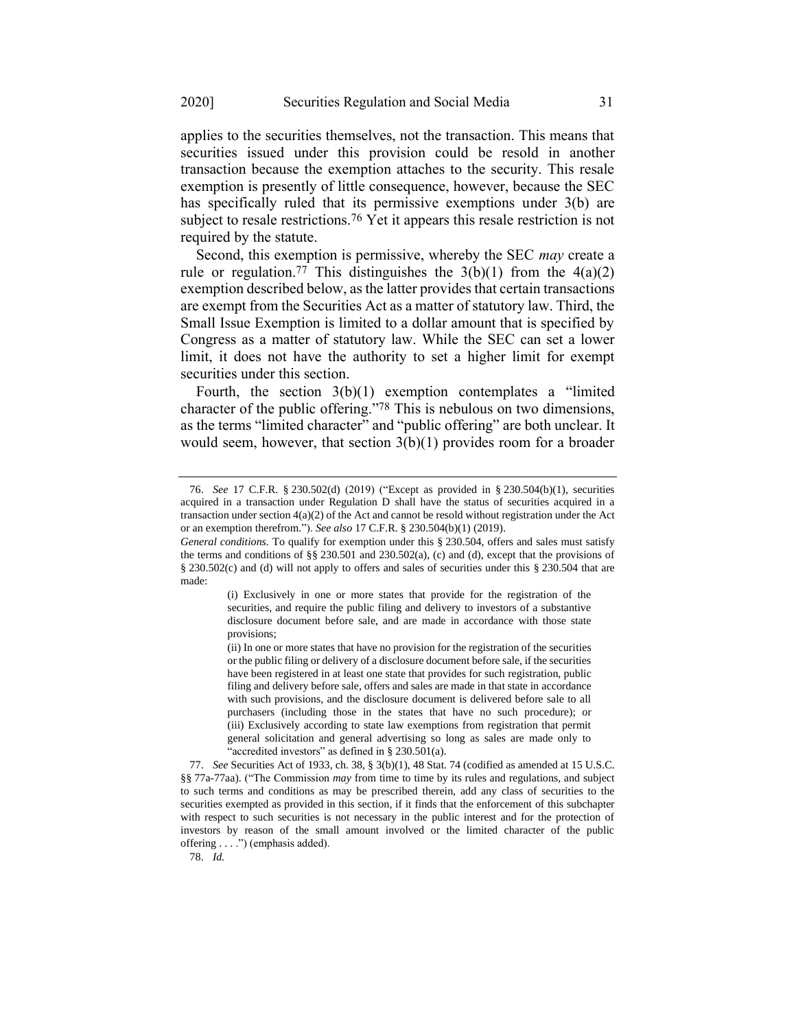applies to the securities themselves, not the transaction. This means that securities issued under this provision could be resold in another transaction because the exemption attaches to the security. This resale exemption is presently of little consequence, however, because the SEC has specifically ruled that its permissive exemptions under 3(b) are subject to resale restrictions.[76] Yet it appears this resale restriction is not required by the statute.

Second, this exemption is permissive, whereby the SEC *may* create a rule or regulation.[77] This distinguishes the 3(b)(1) from the 4(a)(2) exemption described below, as the latter provides that certain transactions are exempt from the Securities Act as a matter of statutory law. Third, the Small Issue Exemption is limited to a dollar amount that is specified by Congress as a matter of statutory law. While the SEC can set a lower limit, it does not have the authority to set a higher limit for exempt securities under this section.

Fourth, the section 3(b)(1) exemption contemplates a "limited character of the public offering."[78] This is nebulous on two dimensions, as the terms "limited character" and "public offering" are both unclear. It would seem, however, that section 3(b)(1) provides room for a broader

---

76. *See* 17 C.F.R. § 230.502(d) (2019) ("Except as provided in § 230.504(b)(1), securities acquired in a transaction under Regulation D shall have the status of securities acquired in a transaction under section 4(a)(2) of the Act and cannot be resold without registration under the Act or an exemption therefrom."). *See also* 17 C.F.R. § 230.504(b)(1) (2019).

*General conditions*. To qualify for exemption under this § 230.504, offers and sales must satisfy the terms and conditions of §§ 230.501 and 230.502(a), (c) and (d), except that the provisions of § 230.502(c) and (d) will not apply to offers and sales of securities under this § 230.504 that are made:

> (i) Exclusively in one or more states that provide for the registration of the securities, and require the public filing and delivery to investors of a substantive disclosure document before sale, and are made in accordance with those state provisions;
>
> (ii) In one or more states that have no provision for the registration of the securities or the public filing or delivery of a disclosure document before sale, if the securities have been registered in at least one state that provides for such registration, public filing and delivery before sale, offers and sales are made in that state in accordance with such provisions, and the disclosure document is delivered before sale to all purchasers (including those in the states that have no such procedure); or
>
> (iii) Exclusively according to state law exemptions from registration that permit general solicitation and general advertising so long as sales are made only to "accredited investors" as defined in § 230.501(a).

77. *See* Securities Act of 1933, ch. 38, § 3(b)(1), 48 Stat. 74 (codified as amended at 15 U.S.C. §§ 77a-77aa). ("The Commission *may* from time to time by its rules and regulations, and subject to such terms and conditions as may be prescribed therein, add any class of securities to the securities exempted as provided in this section, if it finds that the enforcement of this subchapter with respect to such securities is not necessary in the public interest and for the protection of investors by reason of the small amount involved or the limited character of the public offering . . . .") (emphasis added).

78. *Id.*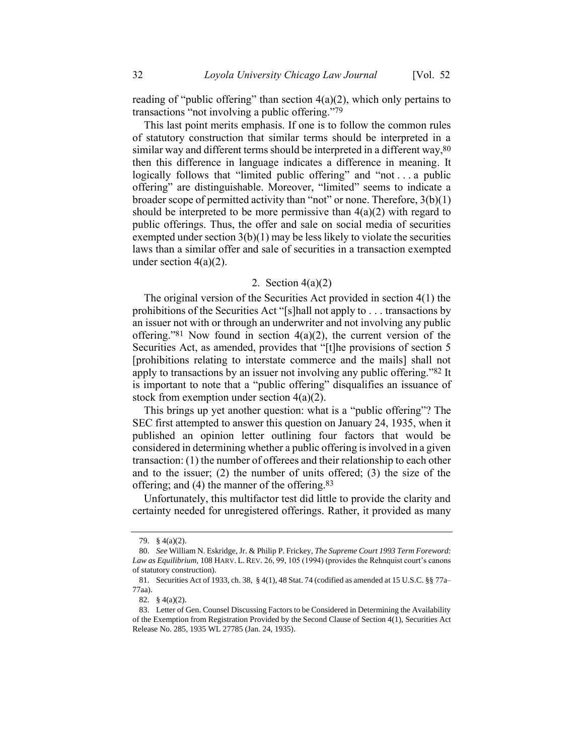reading of "public offering" than section 4(a)(2), which only pertains to transactions "not involving a public offering."[79]

This last point merits emphasis. If one is to follow the common rules of statutory construction that similar terms should be interpreted in a similar way and different terms should be interpreted in a different way,[80] then this difference in language indicates a difference in meaning. It logically follows that "limited public offering" and "not . . . a public offering" are distinguishable. Moreover, "limited" seems to indicate a broader scope of permitted activity than "not" or none. Therefore, 3(b)(1) should be interpreted to be more permissive than 4(a)(2) with regard to public offerings. Thus, the offer and sale on social media of securities exempted under section 3(b)(1) may be less likely to violate the securities laws than a similar offer and sale of securities in a transaction exempted under section 4(a)(2).

### 2. Section 4(a)(2)

The original version of the Securities Act provided in section 4(1) the prohibitions of the Securities Act "[s]hall not apply to . . . transactions by an issuer not with or through an underwriter and not involving any public offering."[81] Now found in section 4(a)(2), the current version of the Securities Act, as amended, provides that "[t]he provisions of section 5 [prohibitions relating to interstate commerce and the mails] shall not apply to transactions by an issuer not involving any public offering."[82] It is important to note that a "public offering" disqualifies an issuance of stock from exemption under section 4(a)(2).

This brings up yet another question: what is a "public offering"? The SEC first attempted to answer this question on January 24, 1935, when it published an opinion letter outlining four factors that would be considered in determining whether a public offering is involved in a given transaction: (1) the number of offerees and their relationship to each other and to the issuer; (2) the number of units offered; (3) the size of the offering; and (4) the manner of the offering.[83]

Unfortunately, this multifactor test did little to provide the clarity and certainty needed for unregistered offerings. Rather, it provided as many

---

79. § 4(a)(2).

80. *See* William N. Eskridge, Jr. & Philip P. Frickey, *The Supreme Court 1993 Term Foreword: Law as Equilibrium*, 108 HARV. L. REV. 26, 99, 105 (1994) (provides the Rehnquist court's canons of statutory construction).

81. Securities Act of 1933, ch. 38, § 4(1), 48 Stat. 74 (codified as amended at 15 U.S.C. §§ 77a–77aa).

82. § 4(a)(2).

83. Letter of Gen. Counsel Discussing Factors to be Considered in Determining the Availability of the Exemption from Registration Provided by the Second Clause of Section 4(1), Securities Act Release No. 285, 1935 WL 27785 (Jan. 24, 1935).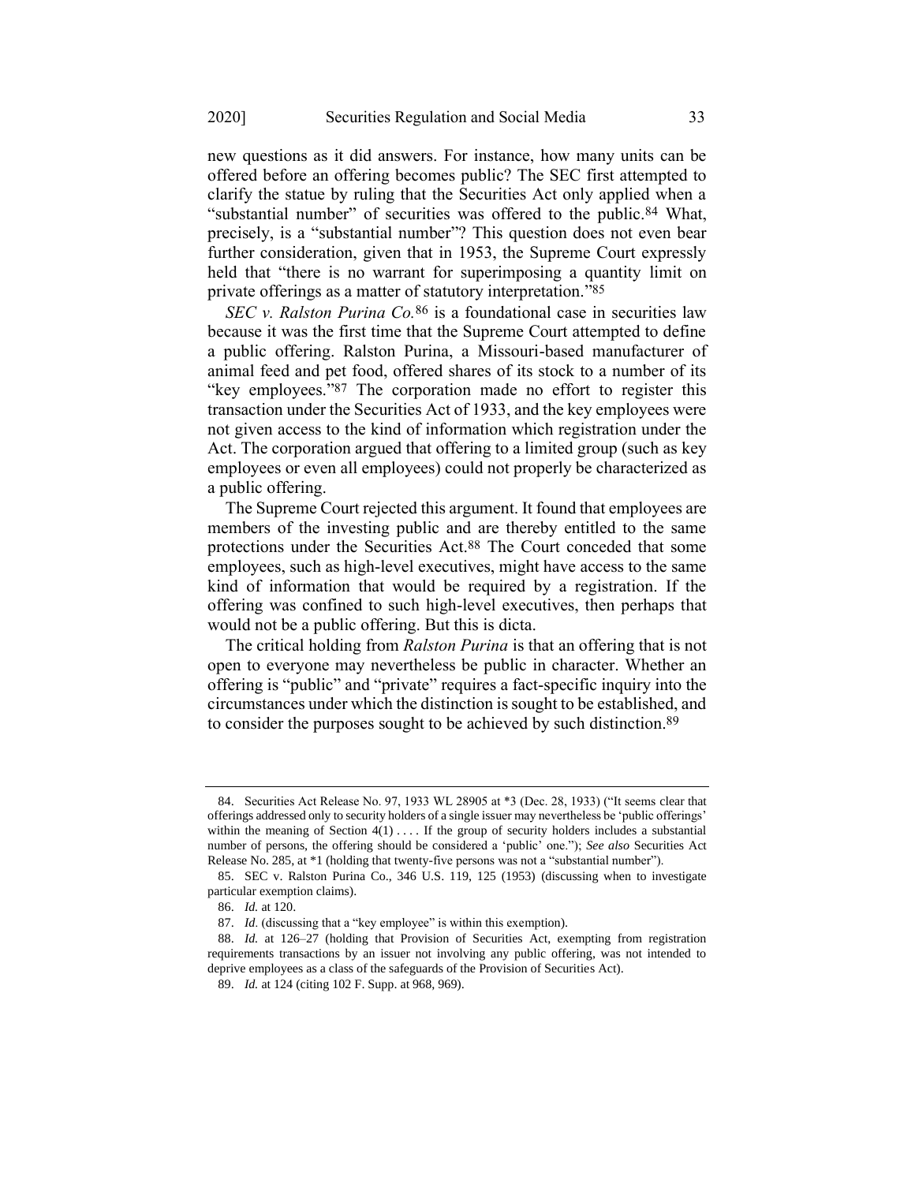new questions as it did answers. For instance, how many units can be offered before an offering becomes public? The SEC first attempted to clarify the statue by ruling that the Securities Act only applied when a "substantial number" of securities was offered to the public.[84] What, precisely, is a "substantial number"? This question does not even bear further consideration, given that in 1953, the Supreme Court expressly held that "there is no warrant for superimposing a quantity limit on private offerings as a matter of statutory interpretation."[85]

*SEC v. Ralston Purina Co.*[86] is a foundational case in securities law because it was the first time that the Supreme Court attempted to define a public offering. Ralston Purina, a Missouri-based manufacturer of animal feed and pet food, offered shares of its stock to a number of its "key employees."[87] The corporation made no effort to register this transaction under the Securities Act of 1933, and the key employees were not given access to the kind of information which registration under the Act. The corporation argued that offering to a limited group (such as key employees or even all employees) could not properly be characterized as a public offering.

The Supreme Court rejected this argument. It found that employees are members of the investing public and are thereby entitled to the same protections under the Securities Act.[88] The Court conceded that some employees, such as high-level executives, might have access to the same kind of information that would be required by a registration. If the offering was confined to such high-level executives, then perhaps that would not be a public offering. But this is dicta.

The critical holding from *Ralston Purina* is that an offering that is not open to everyone may nevertheless be public in character. Whether an offering is "public" and "private" requires a fact-specific inquiry into the circumstances under which the distinction is sought to be established, and to consider the purposes sought to be achieved by such distinction.[89]

---

84. Securities Act Release No. 97, 1933 WL 28905 at *3 (Dec. 28, 1933) ("It seems clear that offerings addressed only to security holders of a single issuer may nevertheless be 'public offerings' within the meaning of Section 4(1) . . . . If the group of security holders includes a substantial number of persons, the offering should be considered a 'public' one."); *See also* Securities Act Release No. 285, at *1 (holding that twenty-five persons was not a "substantial number").

85. SEC v. Ralston Purina Co., 346 U.S. 119, 125 (1953) (discussing when to investigate particular exemption claims).

86. *Id.* at 120.

87. *Id.* (discussing that a "key employee" is within this exemption).

88. *Id.* at 126–27 (holding that Provision of Securities Act, exempting from registration requirements transactions by an issuer not involving any public offering, was not intended to deprive employees as a class of the safeguards of the Provision of Securities Act).

89. *Id.* at 124 (citing 102 F. Supp. at 968, 969).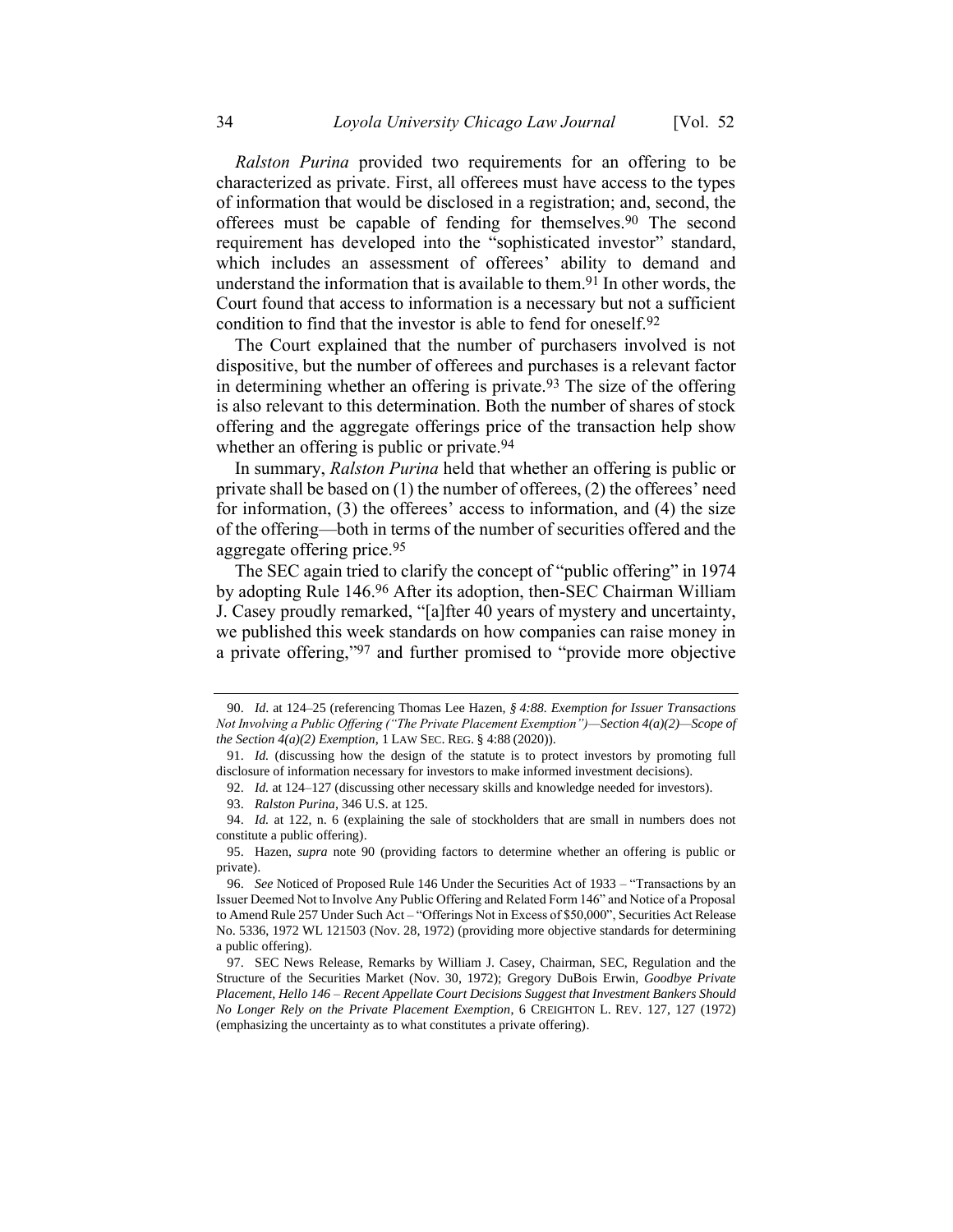*Ralston Purina* provided two requirements for an offering to be characterized as private. First, all offerees must have access to the types of information that would be disclosed in a registration; and, second, the offerees must be capable of fending for themselves.[90] The second requirement has developed into the "sophisticated investor" standard, which includes an assessment of offerees' ability to demand and understand the information that is available to them.[91] In other words, the Court found that access to information is a necessary but not a sufficient condition to find that the investor is able to fend for oneself.[92]

The Court explained that the number of purchasers involved is not dispositive, but the number of offerees and purchases is a relevant factor in determining whether an offering is private.[93] The size of the offering is also relevant to this determination. Both the number of shares of stock offering and the aggregate offerings price of the transaction help show whether an offering is public or private.[94]

In summary, *Ralston Purina* held that whether an offering is public or private shall be based on (1) the number of offerees, (2) the offerees' need for information, (3) the offerees' access to information, and (4) the size of the offering—both in terms of the number of securities offered and the aggregate offering price.[95]

The SEC again tried to clarify the concept of "public offering" in 1974 by adopting Rule 146.[96] After its adoption, then-SEC Chairman William J. Casey proudly remarked, "[a]fter 40 years of mystery and uncertainty, we published this week standards on how companies can raise money in a private offering,"[97] and further promised to "provide more objective

---

90. *Id.* at 124–25 (referencing Thomas Lee Hazen, *§ 4:88. Exemption for Issuer Transactions Not Involving a Public Offering ("The Private Placement Exemption")—Section 4(a)(2)—Scope of the Section 4(a)(2) Exemption*, 1 LAW SEC. REG. § 4:88 (2020)).

91. *Id.* (discussing how the design of the statute is to protect investors by promoting full disclosure of information necessary for investors to make informed investment decisions).

92. *Id.* at 124–127 (discussing other necessary skills and knowledge needed for investors).

93. *Ralston Purina*, 346 U.S. at 125.

94. *Id.* at 122, n. 6 (explaining the sale of stockholders that are small in numbers does not constitute a public offering).

95. Hazen, *supra* note 90 (providing factors to determine whether an offering is public or private).

96. *See* Noticed of Proposed Rule 146 Under the Securities Act of 1933 – "Transactions by an Issuer Deemed Not to Involve Any Public Offering and Related Form 146" and Notice of a Proposal to Amend Rule 257 Under Such Act – "Offerings Not in Excess of $50,000", Securities Act Release No. 5336, 1972 WL 121503 (Nov. 28, 1972) (providing more objective standards for determining a public offering).

97. SEC News Release, Remarks by William J. Casey, Chairman, SEC, Regulation and the Structure of the Securities Market (Nov. 30, 1972); Gregory DuBois Erwin, *Goodbye Private Placement, Hello 146 – Recent Appellate Court Decisions Suggest that Investment Bankers Should No Longer Rely on the Private Placement Exemption*, 6 CREIGHTON L. REV. 127, 127 (1972) (emphasizing the uncertainty as to what constitutes a private offering).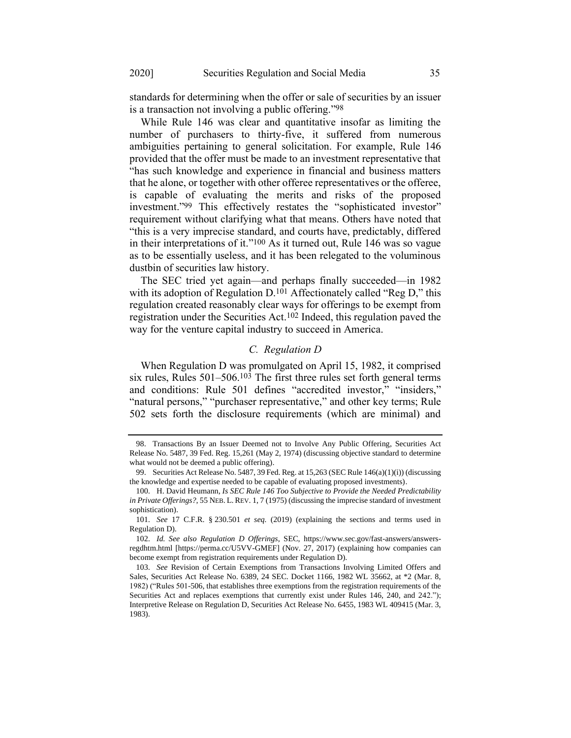standards for determining when the offer or sale of securities by an issuer is a transaction not involving a public offering."[98]

While Rule 146 was clear and quantitative insofar as limiting the number of purchasers to thirty-five, it suffered from numerous ambiguities pertaining to general solicitation. For example, Rule 146 provided that the offer must be made to an investment representative that "has such knowledge and experience in financial and business matters that he alone, or together with other offeree representatives or the offeree, is capable of evaluating the merits and risks of the proposed investment."[99] This effectively restates the "sophisticated investor" requirement without clarifying what that means. Others have noted that "this is a very imprecise standard, and courts have, predictably, differed in their interpretations of it."[100] As it turned out, Rule 146 was so vague as to be essentially useless, and it has been relegated to the voluminous dustbin of securities law history.

The SEC tried yet again—and perhaps finally succeeded—in 1982 with its adoption of Regulation D.[101] Affectionately called "Reg D," this regulation created reasonably clear ways for offerings to be exempt from registration under the Securities Act.[102] Indeed, this regulation paved the way for the venture capital industry to succeed in America.

### *C. Regulation D*

When Regulation D was promulgated on April 15, 1982, it comprised six rules, Rules 501–506.[103] The first three rules set forth general terms and conditions: Rule 501 defines "accredited investor," "insiders," "natural persons," "purchaser representative," and other key terms; Rule 502 sets forth the disclosure requirements (which are minimal) and

---

98. Transactions By an Issuer Deemed not to Involve Any Public Offering, Securities Act Release No. 5487, 39 Fed. Reg. 15,261 (May 2, 1974) (discussing objective standard to determine what would not be deemed a public offering).

99. Securities Act Release No. 5487, 39 Fed. Reg. at 15,263 (SEC Rule 146(a)(1)(i)) (discussing the knowledge and expertise needed to be capable of evaluating proposed investments).

100. H. David Heumann, *Is SEC Rule 146 Too Subjective to Provide the Needed Predictability in Private Offerings?*, 55 NEB. L. REV. 1, 7 (1975) (discussing the imprecise standard of investment sophistication).

101. *See* 17 C.F.R. § 230.501 *et seq.* (2019) (explaining the sections and terms used in Regulation D).

102. *Id. See also Regulation D Offerings*, SEC, https://www.sec.gov/fast-answers/answers-regdhtm.html [https://perma.cc/U5VV-GMEF] (Nov. 27, 2017) (explaining how companies can become exempt from registration requirements under Regulation D).

103. *See* Revision of Certain Exemptions from Transactions Involving Limited Offers and Sales, Securities Act Release No. 6389, 24 SEC. Docket 1166, 1982 WL 35662, at *2 (Mar. 8, 1982) ("Rules 501-506, that establishes three exemptions from the registration requirements of the Securities Act and replaces exemptions that currently exist under Rules 146, 240, and 242."); Interpretive Release on Regulation D, Securities Act Release No. 6455, 1983 WL 409415 (Mar. 3, 1983).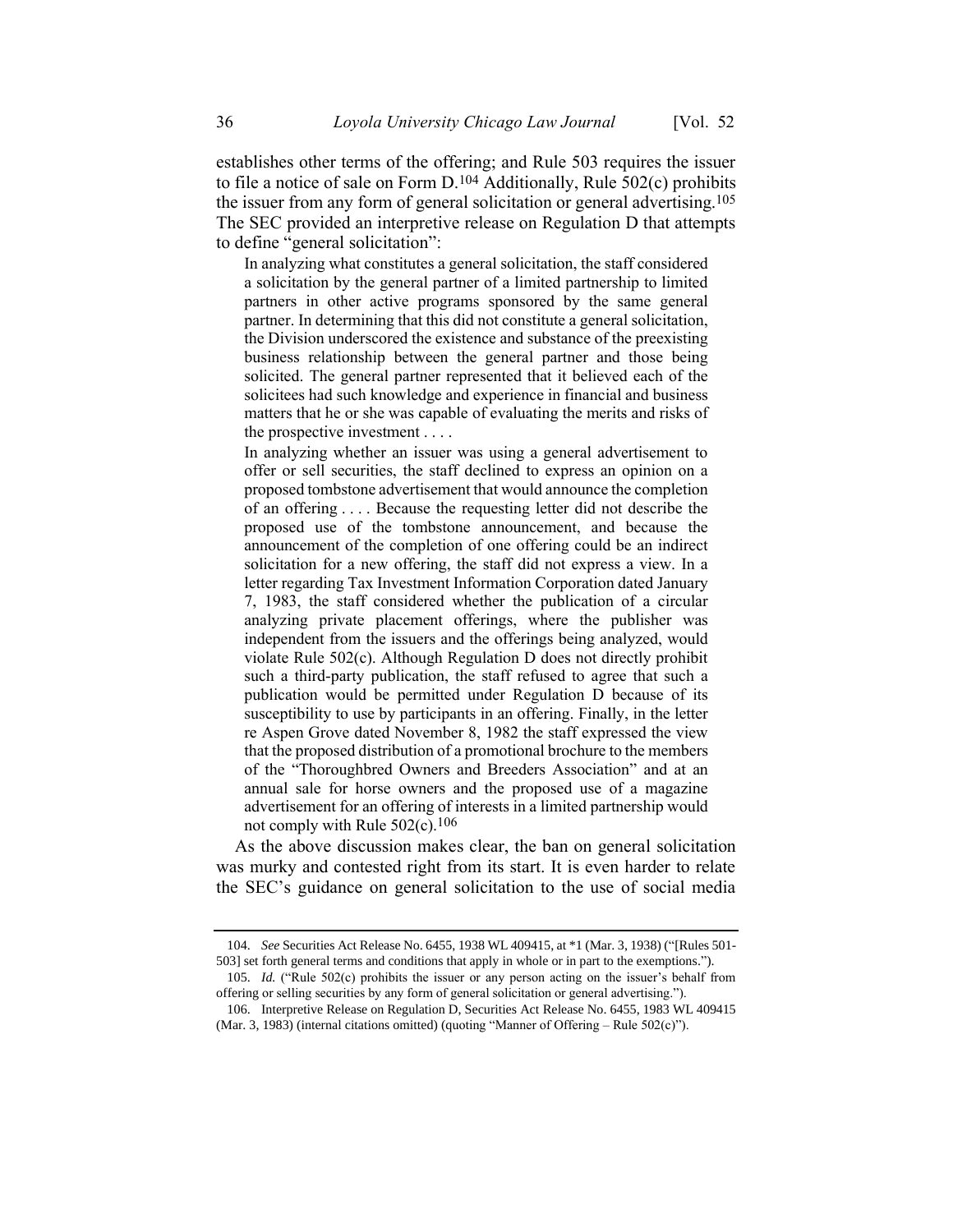establishes other terms of the offering; and Rule 503 requires the issuer to file a notice of sale on Form D.[104] Additionally, Rule 502(c) prohibits the issuer from any form of general solicitation or general advertising.[105] The SEC provided an interpretive release on Regulation D that attempts to define "general solicitation":

> In analyzing what constitutes a general solicitation, the staff considered a solicitation by the general partner of a limited partnership to limited partners in other active programs sponsored by the same general partner. In determining that this did not constitute a general solicitation, the Division underscored the existence and substance of the preexisting business relationship between the general partner and those being solicited. The general partner represented that it believed each of the solicitees had such knowledge and experience in financial and business matters that he or she was capable of evaluating the merits and risks of the prospective investment . . . .
>
> In analyzing whether an issuer was using a general advertisement to offer or sell securities, the staff declined to express an opinion on a proposed tombstone advertisement that would announce the completion of an offering . . . . Because the requesting letter did not describe the proposed use of the tombstone announcement, and because the announcement of the completion of one offering could be an indirect solicitation for a new offering, the staff did not express a view. In a letter regarding Tax Investment Information Corporation dated January 7, 1983, the staff considered whether the publication of a circular analyzing private placement offerings, where the publisher was independent from the issuers and the offerings being analyzed, would violate Rule 502(c). Although Regulation D does not directly prohibit such a third-party publication, the staff refused to agree that such a publication would be permitted under Regulation D because of its susceptibility to use by participants in an offering. Finally, in the letter re Aspen Grove dated November 8, 1982 the staff expressed the view that the proposed distribution of a promotional brochure to the members of the "Thoroughbred Owners and Breeders Association" and at an annual sale for horse owners and the proposed use of a magazine advertisement for an offering of interests in a limited partnership would not comply with Rule 502(c).[106]

As the above discussion makes clear, the ban on general solicitation was murky and contested right from its start. It is even harder to relate the SEC's guidance on general solicitation to the use of social media

---

104. *See* Securities Act Release No. 6455, 1938 WL 409415, at *1 (Mar. 3, 1938) ("[Rules 501-503] set forth general terms and conditions that apply in whole or in part to the exemptions.").

105. *Id.* ("Rule 502(c) prohibits the issuer or any person acting on the issuer's behalf from offering or selling securities by any form of general solicitation or general advertising.").

106. Interpretive Release on Regulation D, Securities Act Release No. 6455, 1983 WL 409415 (Mar. 3, 1983) (internal citations omitted) (quoting "Manner of Offering – Rule 502(c)").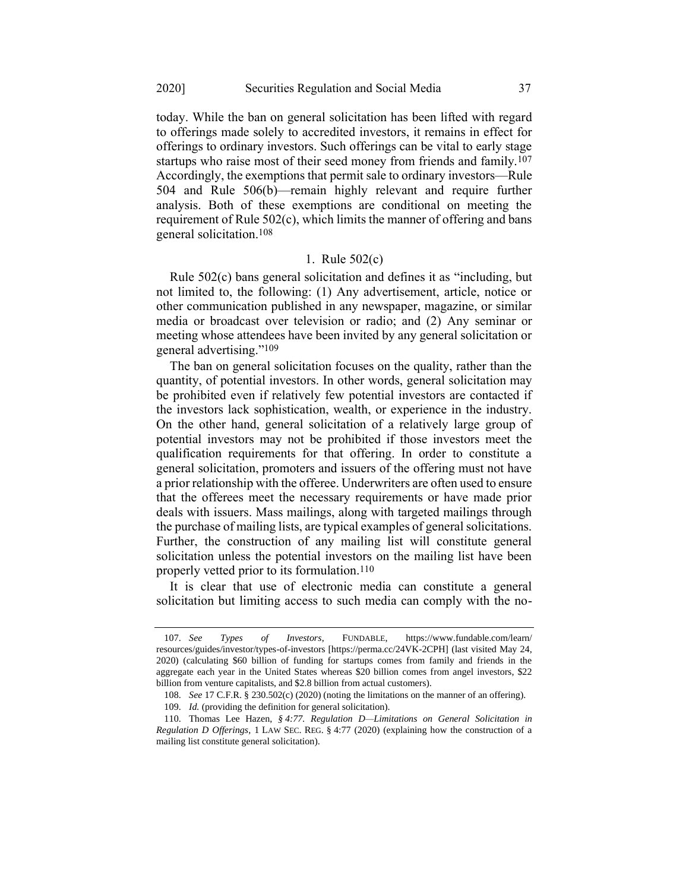today. While the ban on general solicitation has been lifted with regard to offerings made solely to accredited investors, it remains in effect for offerings to ordinary investors. Such offerings can be vital to early stage startups who raise most of their seed money from friends and family.[107] Accordingly, the exemptions that permit sale to ordinary investors—Rule 504 and Rule 506(b)—remain highly relevant and require further analysis. Both of these exemptions are conditional on meeting the requirement of Rule 502(c), which limits the manner of offering and bans general solicitation.[108]

### 1. Rule 502(c)

Rule 502(c) bans general solicitation and defines it as "including, but not limited to, the following: (1) Any advertisement, article, notice or other communication published in any newspaper, magazine, or similar media or broadcast over television or radio; and (2) Any seminar or meeting whose attendees have been invited by any general solicitation or general advertising."[109]

The ban on general solicitation focuses on the quality, rather than the quantity, of potential investors. In other words, general solicitation may be prohibited even if relatively few potential investors are contacted if the investors lack sophistication, wealth, or experience in the industry. On the other hand, general solicitation of a relatively large group of potential investors may not be prohibited if those investors meet the qualification requirements for that offering. In order to constitute a general solicitation, promoters and issuers of the offering must not have a prior relationship with the offeree. Underwriters are often used to ensure that the offerees meet the necessary requirements or have made prior deals with issuers. Mass mailings, along with targeted mailings through the purchase of mailing lists, are typical examples of general solicitations. Further, the construction of any mailing list will constitute general solicitation unless the potential investors on the mailing list have been properly vetted prior to its formulation.[110]

It is clear that use of electronic media can constitute a general solicitation but limiting access to such media can comply with the no-

---

107. *See Types of Investors*, FUNDABLE, https://www.fundable.com/learn/resources/guides/investor/types-of-investors [https://perma.cc/24VK-2CPH] (last visited May 24, 2020) (calculating $60 billion of funding for startups comes from family and friends in the aggregate each year in the United States whereas $20 billion comes from angel investors, $22 billion from venture capitalists, and $2.8 billion from actual customers).

108. *See* 17 C.F.R. § 230.502(c) (2020) (noting the limitations on the manner of an offering).

109. *Id.* (providing the definition for general solicitation).

110. Thomas Lee Hazen, *§ 4:77. Regulation D—Limitations on General Solicitation in Regulation D Offerings*, 1 LAW SEC. REG. § 4:77 (2020) (explaining how the construction of a mailing list constitute general solicitation).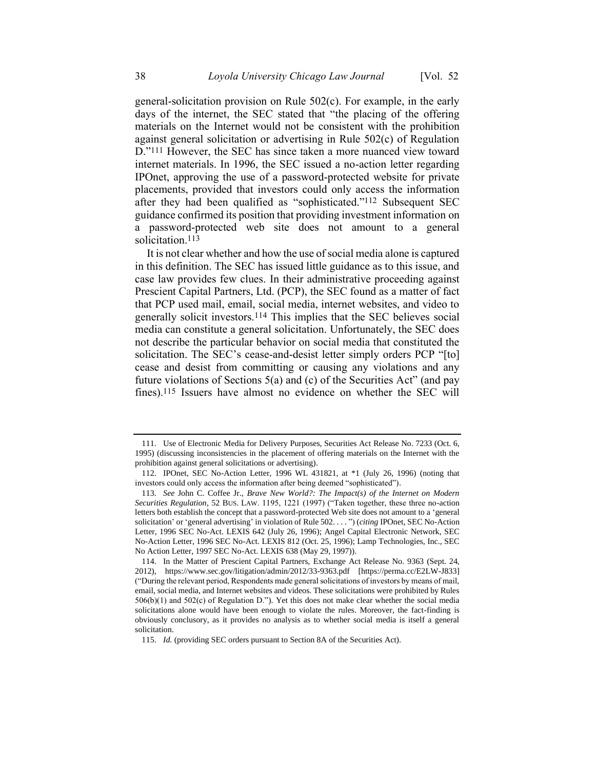general-solicitation provision on Rule 502(c). For example, in the early days of the internet, the SEC stated that "the placing of the offering materials on the Internet would not be consistent with the prohibition against general solicitation or advertising in Rule 502(c) of Regulation D."[111] However, the SEC has since taken a more nuanced view toward internet materials. In 1996, the SEC issued a no-action letter regarding IPOnet, approving the use of a password-protected website for private placements, provided that investors could only access the information after they had been qualified as "sophisticated."[112] Subsequent SEC guidance confirmed its position that providing investment information on a password-protected web site does not amount to a general solicitation.[113]

It is not clear whether and how the use of social media alone is captured in this definition. The SEC has issued little guidance as to this issue, and case law provides few clues. In their administrative proceeding against Prescient Capital Partners, Ltd. (PCP), the SEC found as a matter of fact that PCP used mail, email, social media, internet websites, and video to generally solicit investors.[114] This implies that the SEC believes social media can constitute a general solicitation. Unfortunately, the SEC does not describe the particular behavior on social media that constituted the solicitation. The SEC's cease-and-desist letter simply orders PCP "[to] cease and desist from committing or causing any violations and any future violations of Sections 5(a) and (c) of the Securities Act" (and pay fines).[115] Issuers have almost no evidence on whether the SEC will

---

111. Use of Electronic Media for Delivery Purposes, Securities Act Release No. 7233 (Oct. 6, 1995) (discussing inconsistencies in the placement of offering materials on the Internet with the prohibition against general solicitations or advertising).

112. IPOnet, SEC No-Action Letter, 1996 WL 431821, at *1 (July 26, 1996) (noting that investors could only access the information after being deemed "sophisticated").

113. *See* John C. Coffee Jr., *Brave New World?: The Impact(s) of the Internet on Modern Securities Regulation*, 52 BUS. LAW. 1195, 1221 (1997) ("Taken together, these three no-action letters both establish the concept that a password-protected Web site does not amount to a 'general solicitation' or 'general advertising' in violation of Rule 502. . . . ") (*citing* IPOnet, SEC No-Action Letter, 1996 SEC No-Act. LEXIS 642 (July 26, 1996); Angel Capital Electronic Network, SEC No-Action Letter, 1996 SEC No-Act. LEXIS 812 (Oct. 25, 1996); Lamp Technologies, Inc., SEC No Action Letter, 1997 SEC No-Act. LEXIS 638 (May 29, 1997)).

114. In the Matter of Prescient Capital Partners, Exchange Act Release No. 9363 (Sept. 24, 2012), https://www.sec.gov/litigation/admin/2012/33-9363.pdf [https://perma.cc/E2LW-J833] ("During the relevant period, Respondents made general solicitations of investors by means of mail, email, social media, and Internet websites and videos. These solicitations were prohibited by Rules 506(b)(1) and 502(c) of Regulation D."). Yet this does not make clear whether the social media solicitations alone would have been enough to violate the rules. Moreover, the fact-finding is obviously conclusory, as it provides no analysis as to whether social media is itself a general solicitation.

115. *Id.* (providing SEC orders pursuant to Section 8A of the Securities Act).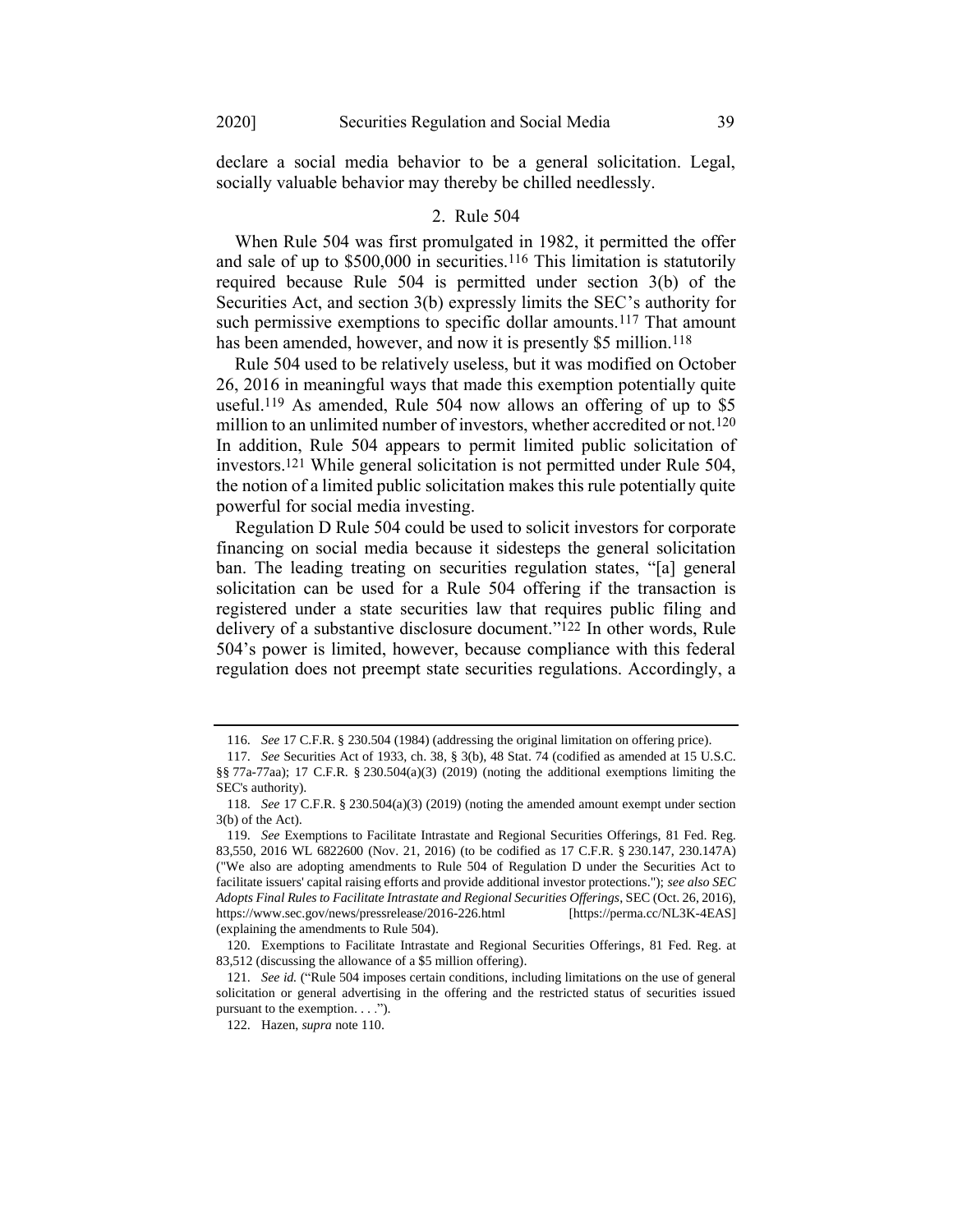declare a social media behavior to be a general solicitation. Legal, socially valuable behavior may thereby be chilled needlessly.

### 2. Rule 504

When Rule 504 was first promulgated in 1982, it permitted the offer and sale of up to $500,000 in securities.[116] This limitation is statutorily required because Rule 504 is permitted under section 3(b) of the Securities Act, and section 3(b) expressly limits the SEC's authority for such permissive exemptions to specific dollar amounts.[117] That amount has been amended, however, and now it is presently $5 million.[118]

Rule 504 used to be relatively useless, but it was modified on October 26, 2016 in meaningful ways that made this exemption potentially quite useful.[119] As amended, Rule 504 now allows an offering of up to $5 million to an unlimited number of investors, whether accredited or not.[120] In addition, Rule 504 appears to permit limited public solicitation of investors.[121] While general solicitation is not permitted under Rule 504, the notion of a limited public solicitation makes this rule potentially quite powerful for social media investing.

Regulation D Rule 504 could be used to solicit investors for corporate financing on social media because it sidesteps the general solicitation ban. The leading treating on securities regulation states, "[a] general solicitation can be used for a Rule 504 offering if the transaction is registered under a state securities law that requires public filing and delivery of a substantive disclosure document."[122] In other words, Rule 504's power is limited, however, because compliance with this federal regulation does not preempt state securities regulations. Accordingly, a

---

116. *See* 17 C.F.R. § 230.504 (1984) (addressing the original limitation on offering price).

117. *See* Securities Act of 1933, ch. 38, § 3(b), 48 Stat. 74 (codified as amended at 15 U.S.C. §§ 77a-77aa); 17 C.F.R. § 230.504(a)(3) (2019) (noting the additional exemptions limiting the SEC's authority).

118. *See* 17 C.F.R. § 230.504(a)(3) (2019) (noting the amended amount exempt under section 3(b) of the Act).

119. *See* Exemptions to Facilitate Intrastate and Regional Securities Offerings, 81 Fed. Reg. 83,550, 2016 WL 6822600 (Nov. 21, 2016) (to be codified as 17 C.F.R. § 230.147, 230.147A) ("We also are adopting amendments to Rule 504 of Regulation D under the Securities Act to facilitate issuers' capital raising efforts and provide additional investor protections."); *see also SEC Adopts Final Rules to Facilitate Intrastate and Regional Securities Offerings*, SEC (Oct. 26, 2016), https://www.sec.gov/news/pressrelease/2016-226.html [https://perma.cc/NL3K-4EAS] (explaining the amendments to Rule 504).

120. Exemptions to Facilitate Intrastate and Regional Securities Offerings, 81 Fed. Reg. at 83,512 (discussing the allowance of a $5 million offering).

121. *See id.* ("Rule 504 imposes certain conditions, including limitations on the use of general solicitation or general advertising in the offering and the restricted status of securities issued pursuant to the exemption. . . .").

122. Hazen, *supra* note 110.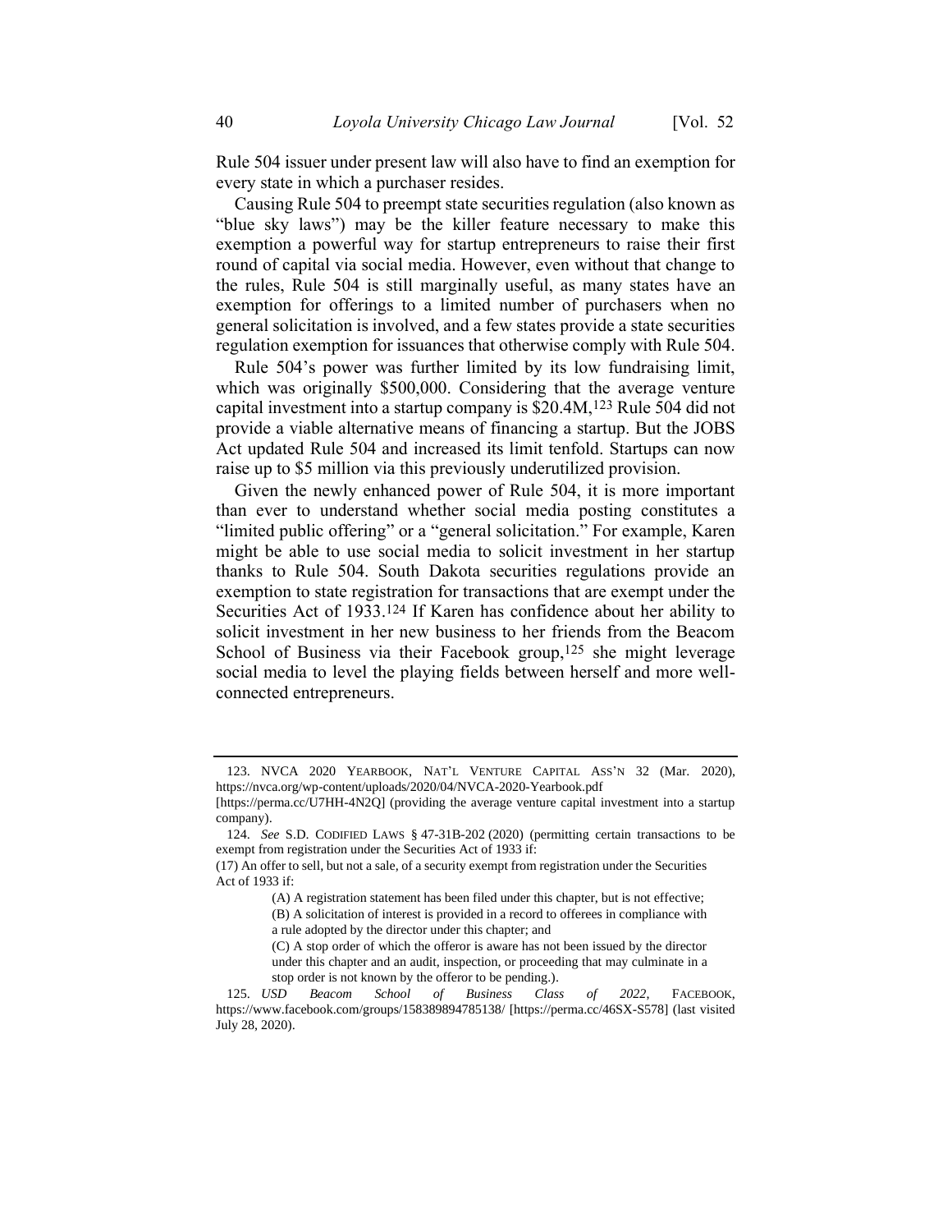Rule 504 issuer under present law will also have to find an exemption for every state in which a purchaser resides.

Causing Rule 504 to preempt state securities regulation (also known as "blue sky laws") may be the killer feature necessary to make this exemption a powerful way for startup entrepreneurs to raise their first round of capital via social media. However, even without that change to the rules, Rule 504 is still marginally useful, as many states have an exemption for offerings to a limited number of purchasers when no general solicitation is involved, and a few states provide a state securities regulation exemption for issuances that otherwise comply with Rule 504.

Rule 504's power was further limited by its low fundraising limit, which was originally $500,000. Considering that the average venture capital investment into a startup company is $20.4M,[123] Rule 504 did not provide a viable alternative means of financing a startup. But the JOBS Act updated Rule 504 and increased its limit tenfold. Startups can now raise up to $5 million via this previously underutilized provision.

Given the newly enhanced power of Rule 504, it is more important than ever to understand whether social media posting constitutes a "limited public offering" or a "general solicitation." For example, Karen might be able to use social media to solicit investment in her startup thanks to Rule 504. South Dakota securities regulations provide an exemption to state registration for transactions that are exempt under the Securities Act of 1933.[124] If Karen has confidence about her ability to solicit investment in her new business to her friends from the Beacom School of Business via their Facebook group,[125] she might leverage social media to level the playing fields between herself and more well-connected entrepreneurs.

---

123. NVCA 2020 YEARBOOK, NAT'L VENTURE CAPITAL ASS'N 32 (Mar. 2020), https://nvca.org/wp-content/uploads/2020/04/NVCA-2020-Yearbook.pdf [https://perma.cc/U7HH-4N2Q] (providing the average venture capital investment into a startup company).

124. *See* S.D. CODIFIED LAWS § 47-31B-202 (2020) (permitting certain transactions to be exempt from registration under the Securities Act of 1933 if:

(17) An offer to sell, but not a sale, of a security exempt from registration under the Securities Act of 1933 if:

> (A) A registration statement has been filed under this chapter, but is not effective;
>
> (B) A solicitation of interest is provided in a record to offerees in compliance with a rule adopted by the director under this chapter; and
>
> (C) A stop order of which the offeror is aware has not been issued by the director under this chapter and an audit, inspection, or proceeding that may culminate in a stop order is not known by the offeror to be pending.).

125. *USD Beacom School of Business Class of 2022*, FACEBOOK, https://www.facebook.com/groups/158389894785138/ [https://perma.cc/46SX-S578] (last visited July 28, 2020).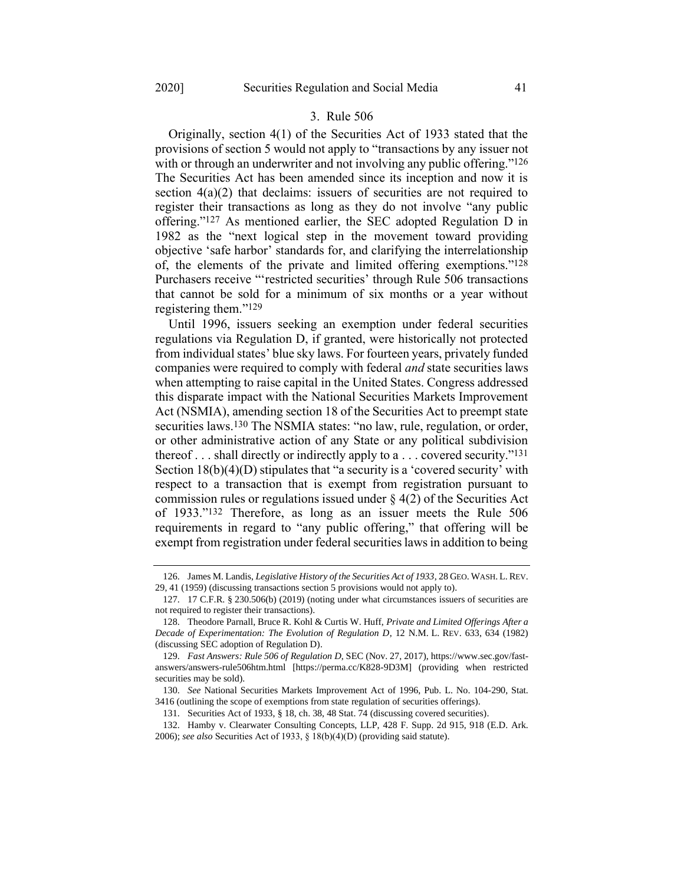### 3. Rule 506

Originally, section 4(1) of the Securities Act of 1933 stated that the provisions of section 5 would not apply to "transactions by any issuer not with or through an underwriter and not involving any public offering."[126] The Securities Act has been amended since its inception and now it is section 4(a)(2) that declaims: issuers of securities are not required to register their transactions as long as they do not involve "any public offering."[127] As mentioned earlier, the SEC adopted Regulation D in 1982 as the "next logical step in the movement toward providing objective 'safe harbor' standards for, and clarifying the interrelationship of, the elements of the private and limited offering exemptions."[128] Purchasers receive "'restricted securities' through Rule 506 transactions that cannot be sold for a minimum of six months or a year without registering them."[129]

Until 1996, issuers seeking an exemption under federal securities regulations via Regulation D, if granted, were historically not protected from individual states' blue sky laws. For fourteen years, privately funded companies were required to comply with federal *and* state securities laws when attempting to raise capital in the United States. Congress addressed this disparate impact with the National Securities Markets Improvement Act (NSMIA), amending section 18 of the Securities Act to preempt state securities laws.[130] The NSMIA states: "no law, rule, regulation, or order, or other administrative action of any State or any political subdivision thereof . . . shall directly or indirectly apply to a . . . covered security."[131] Section 18(b)(4)(D) stipulates that "a security is a 'covered security' with respect to a transaction that is exempt from registration pursuant to commission rules or regulations issued under § 4(2) of the Securities Act of 1933."[132] Therefore, as long as an issuer meets the Rule 506 requirements in regard to "any public offering," that offering will be exempt from registration under federal securities laws in addition to being

---

126. James M. Landis, *Legislative History of the Securities Act of 1933*, 28 GEO. WASH. L. REV. 29, 41 (1959) (discussing transactions section 5 provisions would not apply to).

127. 17 C.F.R. § 230.506(b) (2019) (noting under what circumstances issuers of securities are not required to register their transactions).

128. Theodore Parnall, Bruce R. Kohl & Curtis W. Huff, *Private and Limited Offerings After a Decade of Experimentation: The Evolution of Regulation D*, 12 N.M. L. REV. 633, 634 (1982) (discussing SEC adoption of Regulation D).

129. *Fast Answers: Rule 506 of Regulation D*, SEC (Nov. 27, 2017), https://www.sec.gov/fast-answers/answers-rule506htm.html [https://perma.cc/K828-9D3M] (providing when restricted securities may be sold).

130. *See* National Securities Markets Improvement Act of 1996, Pub. L. No. 104-290, Stat. 3416 (outlining the scope of exemptions from state regulation of securities offerings).

131. Securities Act of 1933, § 18, ch. 38, 48 Stat. 74 (discussing covered securities).

132. Hamby v. Clearwater Consulting Concepts, LLP, 428 F. Supp. 2d 915, 918 (E.D. Ark. 2006); *see also* Securities Act of 1933, § 18(b)(4)(D) (providing said statute).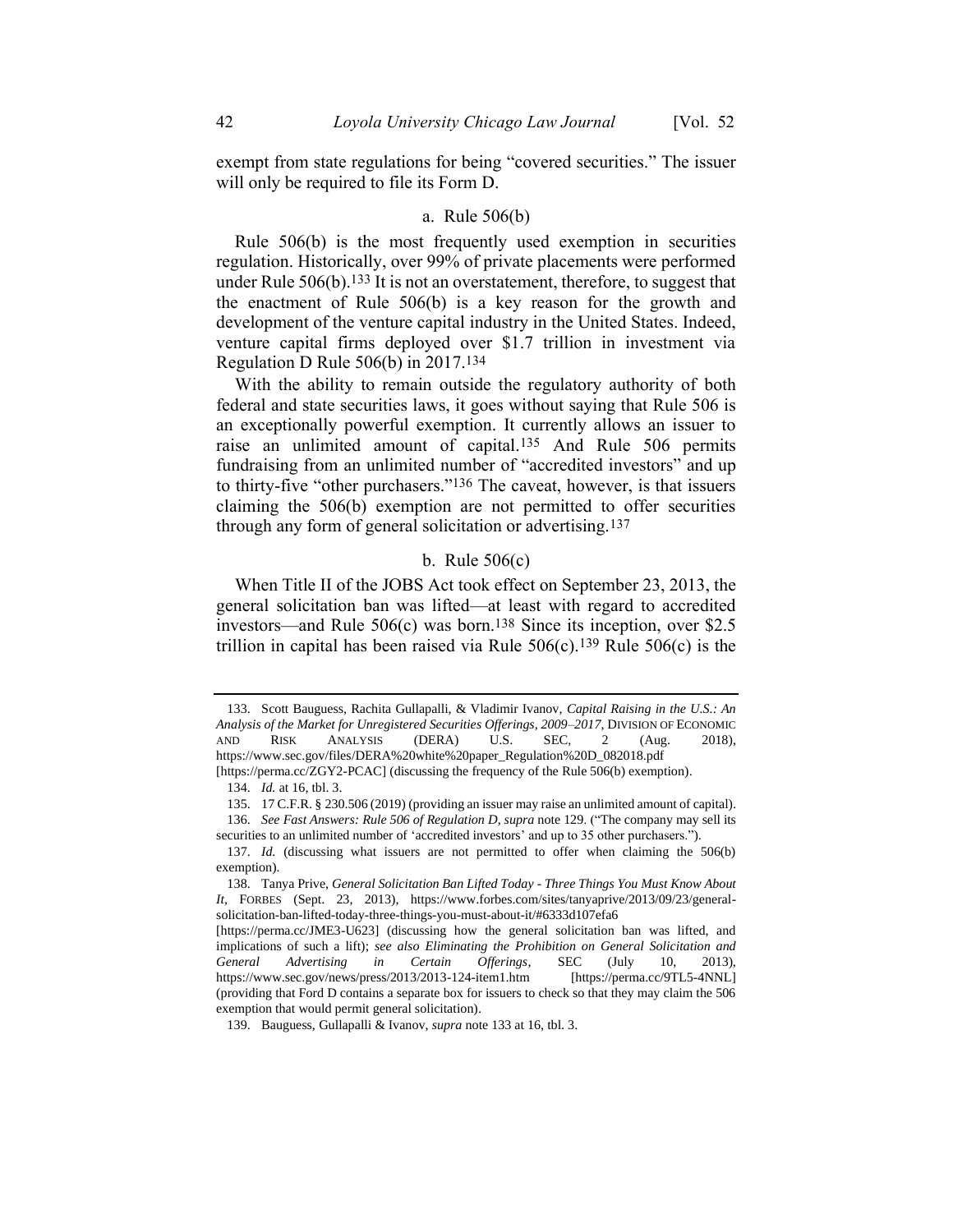exempt from state regulations for being "covered securities." The issuer will only be required to file its Form D.

### a. Rule 506(b)

Rule 506(b) is the most frequently used exemption in securities regulation. Historically, over 99% of private placements were performed under Rule 506(b).[133] It is not an overstatement, therefore, to suggest that the enactment of Rule 506(b) is a key reason for the growth and development of the venture capital industry in the United States. Indeed, venture capital firms deployed over $1.7 trillion in investment via Regulation D Rule 506(b) in 2017.[134]

With the ability to remain outside the regulatory authority of both federal and state securities laws, it goes without saying that Rule 506 is an exceptionally powerful exemption. It currently allows an issuer to raise an unlimited amount of capital.[135] And Rule 506 permits fundraising from an unlimited number of "accredited investors" and up to thirty-five "other purchasers."[136] The caveat, however, is that issuers claiming the 506(b) exemption are not permitted to offer securities through any form of general solicitation or advertising.[137]

### b. Rule 506(c)

When Title II of the JOBS Act took effect on September 23, 2013, the general solicitation ban was lifted—at least with regard to accredited investors—and Rule 506(c) was born.[138] Since its inception, over $2.5 trillion in capital has been raised via Rule 506(c).[139] Rule 506(c) is the

---

133. Scott Bauguess, Rachita Gullapalli, & Vladimir Ivanov, *Capital Raising in the U.S.: An Analysis of the Market for Unregistered Securities Offerings, 2009–2017*, DIVISION OF ECONOMIC AND RISK ANALYSIS (DERA) U.S. SEC, 2 (Aug. 2018), https://www.sec.gov/files/DERA%20white%20paper_Regulation%20D_082018.pdf [https://perma.cc/ZGY2-PCAC] (discussing the frequency of the Rule 506(b) exemption).

134. *Id.* at 16, tbl. 3.

135. 17 C.F.R. § 230.506 (2019) (providing an issuer may raise an unlimited amount of capital).

136. *See Fast Answers: Rule 506 of Regulation D*, *supra* note 129. ("The company may sell its securities to an unlimited number of 'accredited investors' and up to 35 other purchasers.").

137. *Id.* (discussing what issuers are not permitted to offer when claiming the 506(b) exemption).

138. Tanya Prive, *General Solicitation Ban Lifted Today - Three Things You Must Know About It*, FORBES (Sept. 23, 2013), https://www.forbes.com/sites/tanyaprive/2013/09/23/general-solicitation-ban-lifted-today-three-things-you-must-about-it/#6333d107efa6 [https://perma.cc/JME3-U623] (discussing how the general solicitation ban was lifted, and implications of such a lift); *see also Eliminating the Prohibition on General Solicitation and General Advertising in Certain Offerings*, SEC (July 10, 2013), https://www.sec.gov/news/press/2013/2013-124-item1.htm [https://perma.cc/9TL5-4NNL] (providing that Ford D contains a separate box for issuers to check so that they may claim the 506 exemption that would permit general solicitation).

139. Bauguess, Gullapalli & Ivanov, *supra* note 133 at 16, tbl. 3.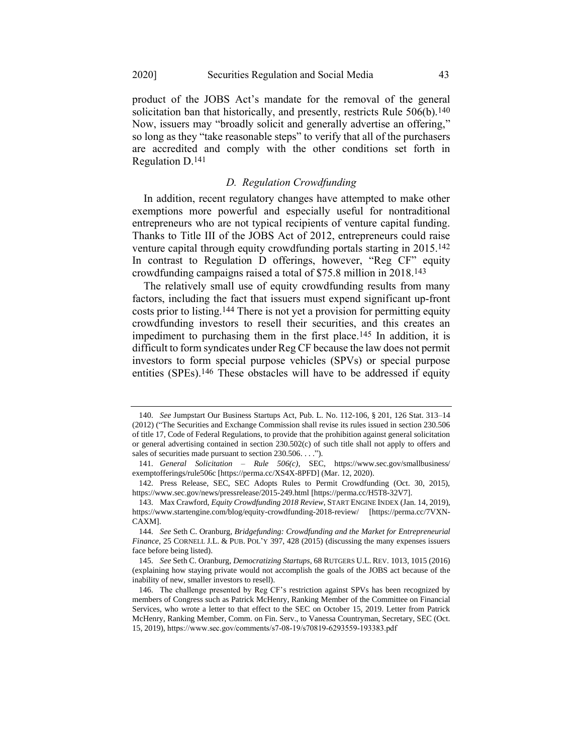product of the JOBS Act's mandate for the removal of the general solicitation ban that historically, and presently, restricts Rule 506(b).[140] Now, issuers may "broadly solicit and generally advertise an offering," so long as they "take reasonable steps" to verify that all of the purchasers are accredited and comply with the other conditions set forth in Regulation D.[141]

### *D. Regulation Crowdfunding*

In addition, recent regulatory changes have attempted to make other exemptions more powerful and especially useful for nontraditional entrepreneurs who are not typical recipients of venture capital funding. Thanks to Title III of the JOBS Act of 2012, entrepreneurs could raise venture capital through equity crowdfunding portals starting in 2015.[142] In contrast to Regulation D offerings, however, "Reg CF" equity crowdfunding campaigns raised a total of $75.8 million in 2018.[143]

The relatively small use of equity crowdfunding results from many factors, including the fact that issuers must expend significant up-front costs prior to listing.[144] There is not yet a provision for permitting equity crowdfunding investors to resell their securities, and this creates an impediment to purchasing them in the first place.[145] In addition, it is difficult to form syndicates under Reg CF because the law does not permit investors to form special purpose vehicles (SPVs) or special purpose entities (SPEs).[146] These obstacles will have to be addressed if equity

---

140. *See* Jumpstart Our Business Startups Act, Pub. L. No. 112-106, § 201, 126 Stat. 313–14 (2012) ("The Securities and Exchange Commission shall revise its rules issued in section 230.506 of title 17, Code of Federal Regulations, to provide that the prohibition against general solicitation or general advertising contained in section 230.502(c) of such title shall not apply to offers and sales of securities made pursuant to section 230.506. . . .").

141. *General Solicitation – Rule 506(c)*, SEC, https://www.sec.gov/smallbusiness/exemptofferings/rule506c [https://perma.cc/XS4X-8PFD] (Mar. 12, 2020).

142. Press Release, SEC, SEC Adopts Rules to Permit Crowdfunding (Oct. 30, 2015), https://www.sec.gov/news/pressrelease/2015-249.html [https://perma.cc/H5T8-32V7].

143. Max Crawford, *Equity Crowdfunding 2018 Review*, START ENGINE INDEX (Jan. 14, 2019), https://www.startengine.com/blog/equity-crowdfunding-2018-review/ [https://perma.cc/7VXN-CAXM].

144. *See* Seth C. Oranburg, *Bridgefunding: Crowdfunding and the Market for Entrepreneurial Finance*, 25 CORNELL J.L. & PUB. POL'Y 397, 428 (2015) (discussing the many expenses issuers face before being listed).

145. *See* Seth C. Oranburg, *Democratizing Startups*, 68 RUTGERS U.L. REV. 1013, 1015 (2016) (explaining how staying private would not accomplish the goals of the JOBS act because of the inability of new, smaller investors to resell).

146. The challenge presented by Reg CF's restriction against SPVs has been recognized by members of Congress such as Patrick McHenry, Ranking Member of the Committee on Financial Services, who wrote a letter to that effect to the SEC on October 15, 2019. Letter from Patrick McHenry, Ranking Member, Comm. on Fin. Serv., to Vanessa Countryman, Secretary, SEC (Oct. 15, 2019), https://www.sec.gov/comments/s7-08-19/s70819-6293559-193383.pdf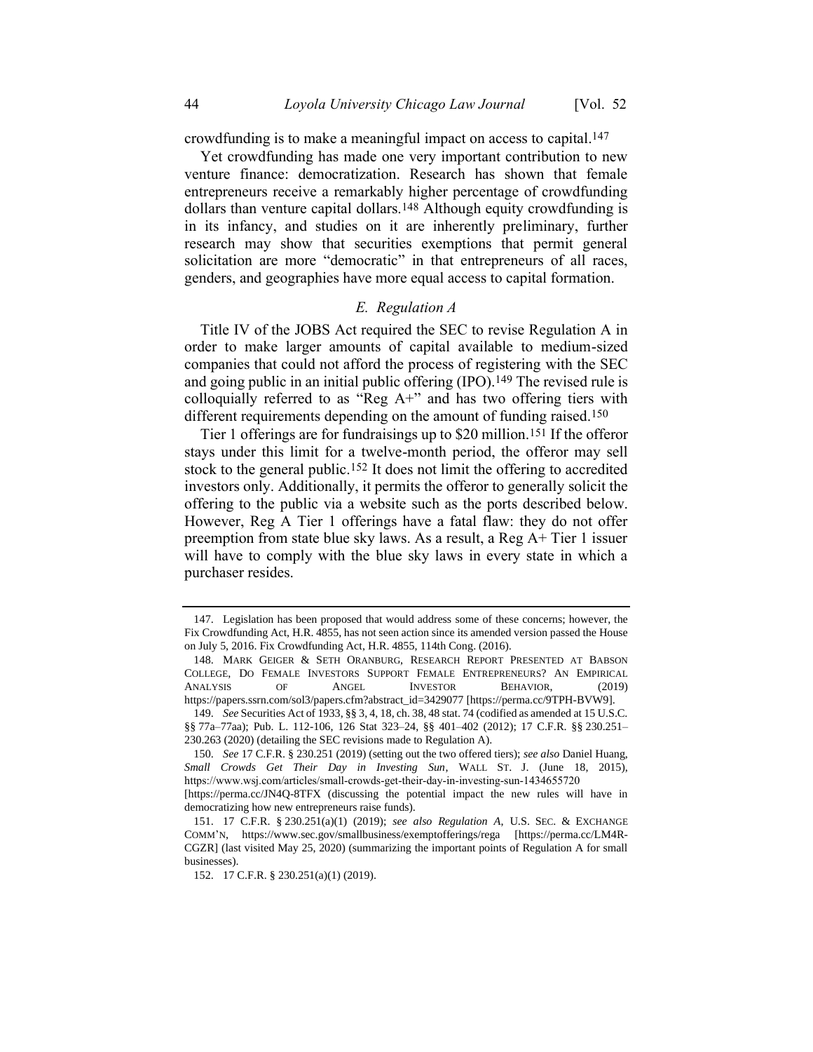crowdfunding is to make a meaningful impact on access to capital.[147]

Yet crowdfunding has made one very important contribution to new venture finance: democratization. Research has shown that female entrepreneurs receive a remarkably higher percentage of crowdfunding dollars than venture capital dollars.[148] Although equity crowdfunding is in its infancy, and studies on it are inherently preliminary, further research may show that securities exemptions that permit general solicitation are more "democratic" in that entrepreneurs of all races, genders, and geographies have more equal access to capital formation.

### *E. Regulation A*

Title IV of the JOBS Act required the SEC to revise Regulation A in order to make larger amounts of capital available to medium-sized companies that could not afford the process of registering with the SEC and going public in an initial public offering (IPO).[149] The revised rule is colloquially referred to as "Reg A+" and has two offering tiers with different requirements depending on the amount of funding raised.[150]

Tier 1 offerings are for fundraisings up to $20 million.[151] If the offeror stays under this limit for a twelve-month period, the offeror may sell stock to the general public.[152] It does not limit the offering to accredited investors only. Additionally, it permits the offeror to generally solicit the offering to the public via a website such as the ports described below. However, Reg A Tier 1 offerings have a fatal flaw: they do not offer preemption from state blue sky laws. As a result, a Reg A+ Tier 1 issuer will have to comply with the blue sky laws in every state in which a purchaser resides.

---

147. Legislation has been proposed that would address some of these concerns; however, the Fix Crowdfunding Act, H.R. 4855, has not seen action since its amended version passed the House on July 5, 2016. Fix Crowdfunding Act, H.R. 4855, 114th Cong. (2016).

148. MARK GEIGER & SETH ORANBURG, RESEARCH REPORT PRESENTED AT BABSON COLLEGE, DO FEMALE INVESTORS SUPPORT FEMALE ENTREPRENEURS? AN EMPIRICAL ANALYSIS OF ANGEL INVESTOR BEHAVIOR, (2019) https://papers.ssrn.com/sol3/papers.cfm?abstract_id=3429077 [https://perma.cc/9TPH-BVW9].

149. *See* Securities Act of 1933, §§ 3, 4, 18, ch. 38, 48 stat. 74 (codified as amended at 15 U.S.C. §§ 77a–77aa); Pub. L. 112-106, 126 Stat 323–24, §§ 401–402 (2012); 17 C.F.R. §§ 230.251–230.263 (2020) (detailing the SEC revisions made to Regulation A).

150. *See* 17 C.F.R. § 230.251 (2019) (setting out the two offered tiers); *see also* Daniel Huang, *Small Crowds Get Their Day in Investing Sun*, WALL ST. J. (June 18, 2015), https://www.wsj.com/articles/small-crowds-get-their-day-in-investing-sun-1434655720 [https://perma.cc/JN4Q-8TFX (discussing the potential impact the new rules will have in democratizing how new entrepreneurs raise funds).

151. 17 C.F.R. § 230.251(a)(1) (2019); *see also Regulation A*, U.S. SEC. & EXCHANGE COMM'N, https://www.sec.gov/smallbusiness/exemptofferings/rega [https://perma.cc/LM4R-CGZR] (last visited May 25, 2020) (summarizing the important points of Regulation A for small businesses).

152. 17 C.F.R. § 230.251(a)(1) (2019).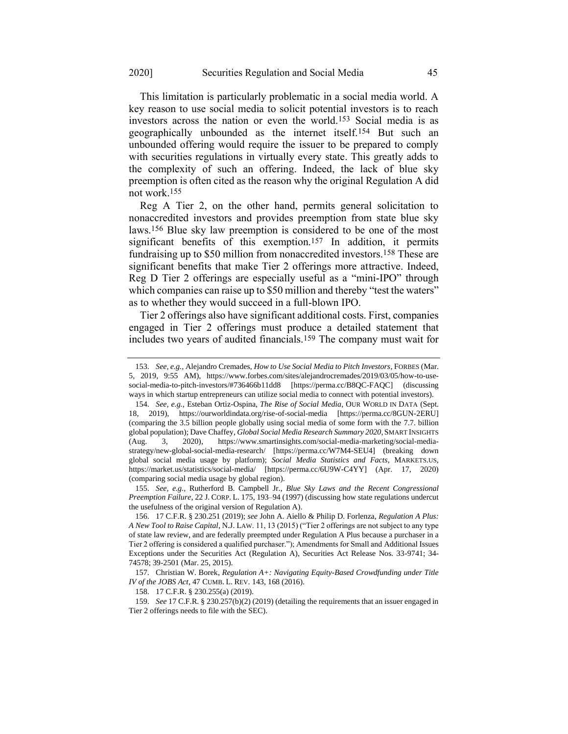This limitation is particularly problematic in a social media world. A key reason to use social media to solicit potential investors is to reach investors across the nation or even the world.[153] Social media is as geographically unbounded as the internet itself.[154] But such an unbounded offering would require the issuer to be prepared to comply with securities regulations in virtually every state. This greatly adds to the complexity of such an offering. Indeed, the lack of blue sky preemption is often cited as the reason why the original Regulation A did not work.[155]

Reg A Tier 2, on the other hand, permits general solicitation to nonaccredited investors and provides preemption from state blue sky laws.[156] Blue sky law preemption is considered to be one of the most significant benefits of this exemption.[157] In addition, it permits fundraising up to $50 million from nonaccredited investors.[158] These are significant benefits that make Tier 2 offerings more attractive. Indeed, Reg D Tier 2 offerings are especially useful as a "mini-IPO" through which companies can raise up to $50 million and thereby "test the waters" as to whether they would succeed in a full-blown IPO.

Tier 2 offerings also have significant additional costs. First, companies engaged in Tier 2 offerings must produce a detailed statement that includes two years of audited financials.[159] The company must wait for

---

153. *See, e.g.*, Alejandro Cremades, *How to Use Social Media to Pitch Investors*, FORBES (Mar. 5, 2019, 9:55 AM), https://www.forbes.com/sites/alejandrocremades/2019/03/05/how-to-use-social-media-to-pitch-investors/#736466b11dd8 [https://perma.cc/B8QC-FAQC] (discussing ways in which startup entrepreneurs can utilize social media to connect with potential investors).

154. *See, e.g.*, Esteban Ortiz-Ospina, *The Rise of Social Media*, OUR WORLD IN DATA (Sept. 18, 2019), https://ourworldindata.org/rise-of-social-media [https://perma.cc/8GUN-2ERU] (comparing the 3.5 billion people globally using social media of some form with the 7.7. billion global population); Dave Chaffey, *Global Social Media Research Summary 2020*, SMART INSIGHTS (Aug. 3, 2020), https://www.smartinsights.com/social-media-marketing/social-media-strategy/new-global-social-media-research/ [https://perma.cc/W7M4-SEU4] (breaking down global social media usage by platform); *Social Media Statistics and Facts*, MARKETS.US, https://market.us/statistics/social-media/ [https://perma.cc/6U9W-C4YY] (Apr. 17, 2020) (comparing social media usage by global region).

155. *See, e.g.*, Rutherford B. Campbell Jr., *Blue Sky Laws and the Recent Congressional Preemption Failure*, 22 J. CORP. L. 175, 193–94 (1997) (discussing how state regulations undercut the usefulness of the original version of Regulation A).

156. 17 C.F.R. § 230.251 (2019); *see* John A. Aiello & Philip D. Forlenza, *Regulation A Plus: A New Tool to Raise Capital*, N.J. LAW. 11, 13 (2015) ("Tier 2 offerings are not subject to any type of state law review, and are federally preempted under Regulation A Plus because a purchaser in a Tier 2 offering is considered a qualified purchaser."); Amendments for Small and Additional Issues Exceptions under the Securities Act (Regulation A), Securities Act Release Nos. 33-9741; 34-74578; 39-2501 (Mar. 25, 2015).

157. Christian W. Borek, *Regulation A+: Navigating Equity-Based Crowdfunding under Title IV of the JOBS Act*, 47 CUMB. L. REV. 143, 168 (2016).

158. 17 C.F.R. § 230.255(a) (2019).

159. *See* 17 C.F.R. § 230.257(b)(2) (2019) (detailing the requirements that an issuer engaged in Tier 2 offerings needs to file with the SEC).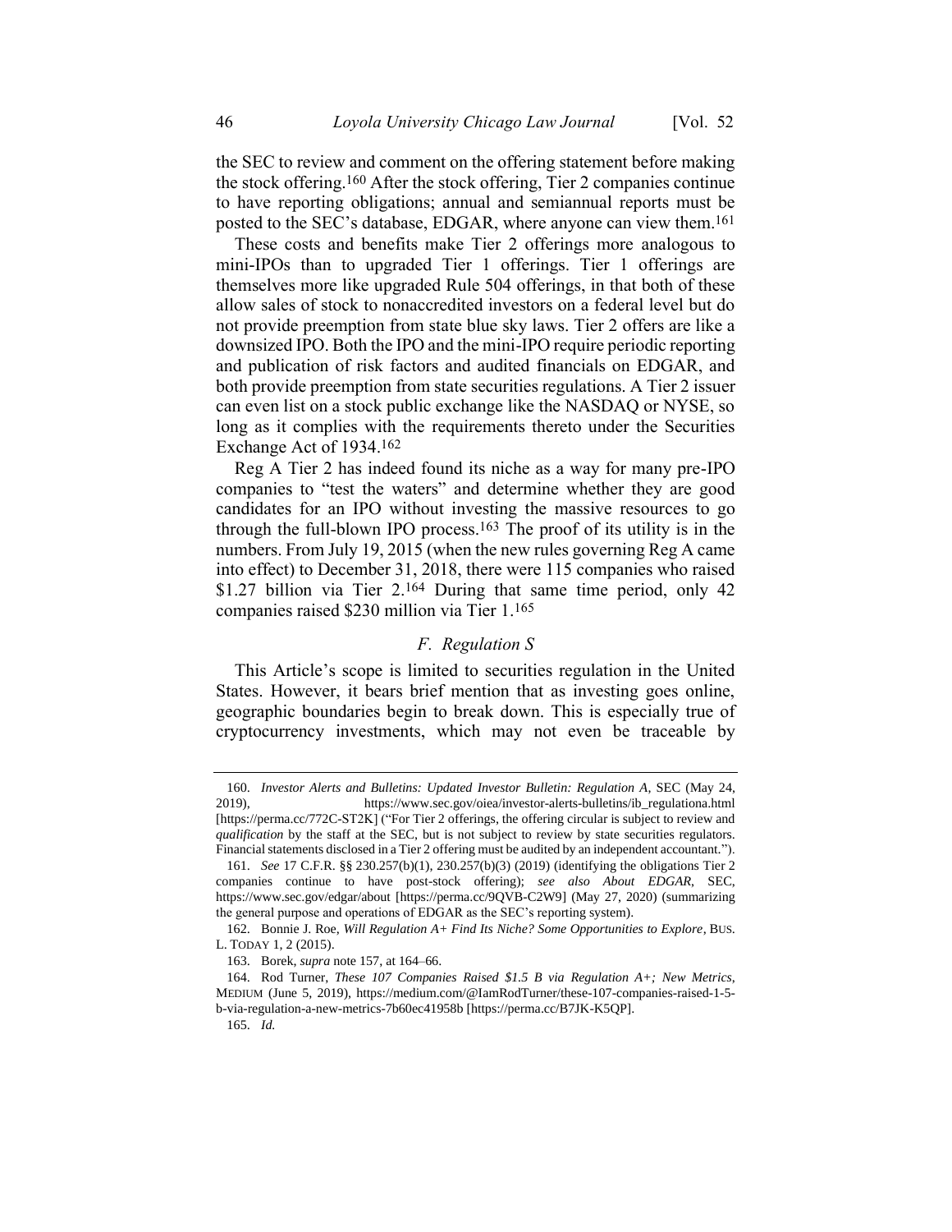the SEC to review and comment on the offering statement before making the stock offering.[160] After the stock offering, Tier 2 companies continue to have reporting obligations; annual and semiannual reports must be posted to the SEC's database, EDGAR, where anyone can view them.[161]

These costs and benefits make Tier 2 offerings more analogous to mini-IPOs than to upgraded Tier 1 offerings. Tier 1 offerings are themselves more like upgraded Rule 504 offerings, in that both of these allow sales of stock to nonaccredited investors on a federal level but do not provide preemption from state blue sky laws. Tier 2 offers are like a downsized IPO. Both the IPO and the mini-IPO require periodic reporting and publication of risk factors and audited financials on EDGAR, and both provide preemption from state securities regulations. A Tier 2 issuer can even list on a stock public exchange like the NASDAQ or NYSE, so long as it complies with the requirements thereto under the Securities Exchange Act of 1934.[162]

Reg A Tier 2 has indeed found its niche as a way for many pre-IPO companies to "test the waters" and determine whether they are good candidates for an IPO without investing the massive resources to go through the full-blown IPO process.[163] The proof of its utility is in the numbers. From July 19, 2015 (when the new rules governing Reg A came into effect) to December 31, 2018, there were 115 companies who raised $1.27 billion via Tier 2.[164] During that same time period, only 42 companies raised $230 million via Tier 1.[165]

### *F. Regulation S*

This Article's scope is limited to securities regulation in the United States. However, it bears brief mention that as investing goes online, geographic boundaries begin to break down. This is especially true of cryptocurrency investments, which may not even be traceable by

---

160. *Investor Alerts and Bulletins: Updated Investor Bulletin: Regulation A*, SEC (May 24, 2019), https://www.sec.gov/oiea/investor-alerts-bulletins/ib_regulationa.html [https://perma.cc/772C-ST2K] ("For Tier 2 offerings, the offering circular is subject to review and *qualification* by the staff at the SEC, but is not subject to review by state securities regulators. Financial statements disclosed in a Tier 2 offering must be audited by an independent accountant.").

161. *See* 17 C.F.R. §§ 230.257(b)(1), 230.257(b)(3) (2019) (identifying the obligations Tier 2 companies continue to have post-stock offering); *see also About EDGAR*, SEC, https://www.sec.gov/edgar/about [https://perma.cc/9QVB-C2W9] (May 27, 2020) (summarizing the general purpose and operations of EDGAR as the SEC's reporting system).

162. Bonnie J. Roe, *Will Regulation A+ Find Its Niche? Some Opportunities to Explore*, BUS. L. TODAY 1, 2 (2015).

163. Borek, *supra* note 157, at 164–66.

164. Rod Turner, *These 107 Companies Raised $1.5 B via Regulation A+; New Metrics*, MEDIUM (June 5, 2019), https://medium.com/@IamRodTurner/these-107-companies-raised-1-5-b-via-regulation-a-new-metrics-7b60ec41958b [https://perma.cc/B7JK-K5QP].

165. *Id.*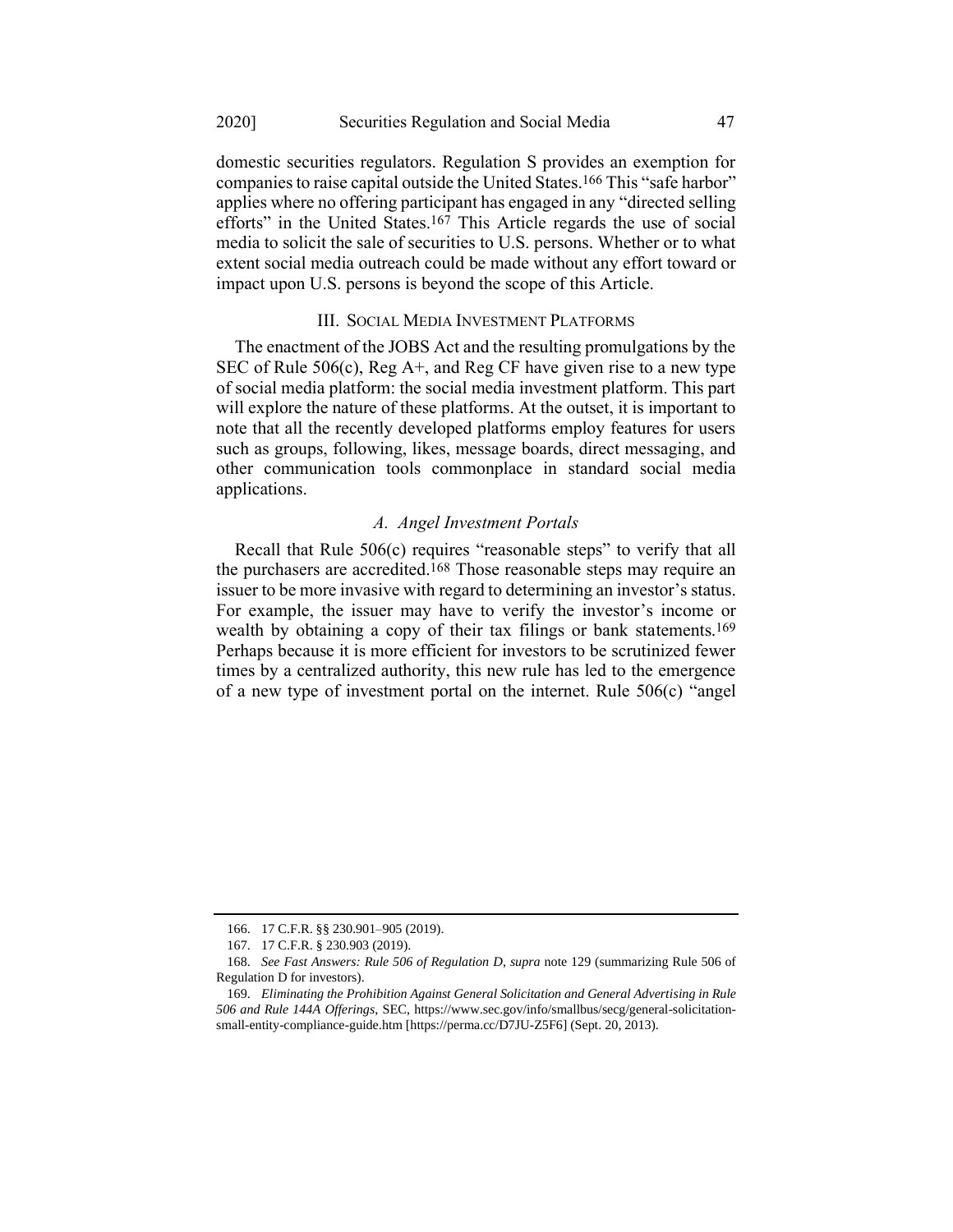domestic securities regulators. Regulation S provides an exemption for companies to raise capital outside the United States.[166] This "safe harbor" applies where no offering participant has engaged in any "directed selling efforts" in the United States.[167] This Article regards the use of social media to solicit the sale of securities to U.S. persons. Whether or to what extent social media outreach could be made without any effort toward or impact upon U.S. persons is beyond the scope of this Article.

## III. Social Media Investment Platforms

The enactment of the JOBS Act and the resulting promulgations by the SEC of Rule 506(c), Reg A+, and Reg CF have given rise to a new type of social media platform: the social media investment platform. This part will explore the nature of these platforms. At the outset, it is important to note that all the recently developed platforms employ features for users such as groups, following, likes, message boards, direct messaging, and other communication tools commonplace in standard social media applications.

### *A. Angel Investment Portals*

Recall that Rule 506(c) requires "reasonable steps" to verify that all the purchasers are accredited.[168] Those reasonable steps may require an issuer to be more invasive with regard to determining an investor's status. For example, the issuer may have to verify the investor's income or wealth by obtaining a copy of their tax filings or bank statements.[169] Perhaps because it is more efficient for investors to be scrutinized fewer times by a centralized authority, this new rule has led to the emergence of a new type of investment portal on the internet. Rule 506(c) "angel

---

166. 17 C.F.R. §§ 230.901–905 (2019).

167. 17 C.F.R. § 230.903 (2019).

168. *See Fast Answers: Rule 506 of Regulation D*, *supra* note 129 (summarizing Rule 506 of Regulation D for investors).

169. *Eliminating the Prohibition Against General Solicitation and General Advertising in Rule 506 and Rule 144A Offerings*, SEC, https://www.sec.gov/info/smallbus/secg/general-solicitation-small-entity-compliance-guide.htm [https://perma.cc/D7JU-Z5F6] (Sept. 20, 2013).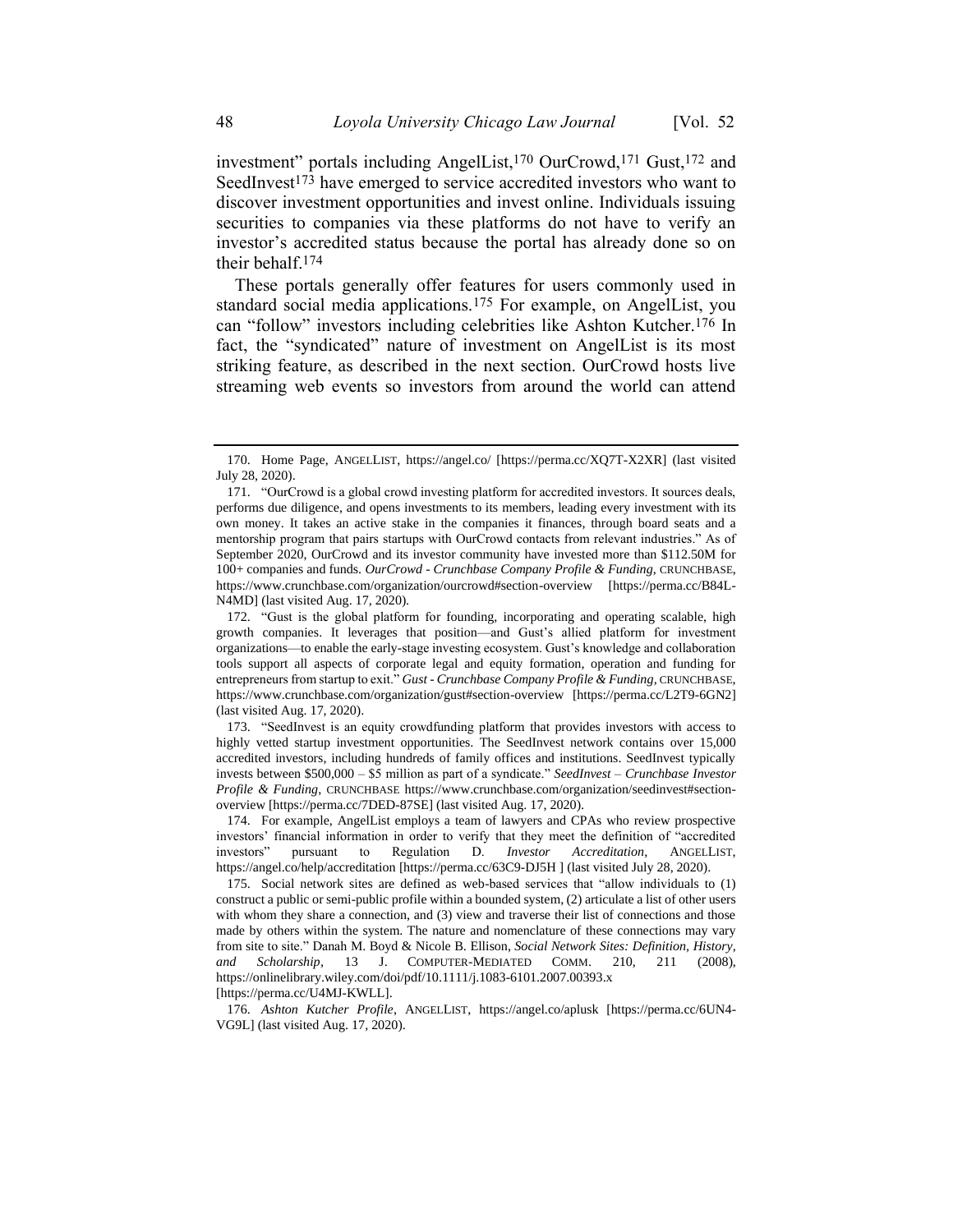investment" portals including AngelList,[170] OurCrowd,[171] Gust,[172] and SeedInvest[173] have emerged to service accredited investors who want to discover investment opportunities and invest online. Individuals issuing securities to companies via these platforms do not have to verify an investor's accredited status because the portal has already done so on their behalf.[174]

These portals generally offer features for users commonly used in standard social media applications.[175] For example, on AngelList, you can "follow" investors including celebrities like Ashton Kutcher.[176] In fact, the "syndicated" nature of investment on AngelList is its most striking feature, as described in the next section. OurCrowd hosts live streaming web events so investors from around the world can attend

---

170. Home Page, ANGELLIST, https://angel.co/ [https://perma.cc/XQ7T-X2XR] (last visited July 28, 2020).

171. "OurCrowd is a global crowd investing platform for accredited investors. It sources deals, performs due diligence, and opens investments to its members, leading every investment with its own money. It takes an active stake in the companies it finances, through board seats and a mentorship program that pairs startups with OurCrowd contacts from relevant industries." As of September 2020, OurCrowd and its investor community have invested more than $112.50M for 100+ companies and funds. *OurCrowd - Crunchbase Company Profile & Funding*, CRUNCHBASE, https://www.crunchbase.com/organization/ourcrowd#section-overview [https://perma.cc/B84L-N4MD] (last visited Aug. 17, 2020).

172. "Gust is the global platform for founding, incorporating and operating scalable, high growth companies. It leverages that position—and Gust's allied platform for investment organizations—to enable the early-stage investing ecosystem. Gust's knowledge and collaboration tools support all aspects of corporate legal and equity formation, operation and funding for entrepreneurs from startup to exit." *Gust - Crunchbase Company Profile & Funding*, CRUNCHBASE, https://www.crunchbase.com/organization/gust#section-overview [https://perma.cc/L2T9-6GN2] (last visited Aug. 17, 2020).

173. "SeedInvest is an equity crowdfunding platform that provides investors with access to highly vetted startup investment opportunities. The SeedInvest network contains over 15,000 accredited investors, including hundreds of family offices and institutions. SeedInvest typically invests between $500,000 – $5 million as part of a syndicate." *SeedInvest – Crunchbase Investor Profile & Funding*, CRUNCHBASE https://www.crunchbase.com/organization/seedinvest#section-overview [https://perma.cc/7DED-87SE] (last visited Aug. 17, 2020).

174. For example, AngelList employs a team of lawyers and CPAs who review prospective investors' financial information in order to verify that they meet the definition of "accredited investors" pursuant to Regulation D. *Investor Accreditation*, ANGELLIST, https://angel.co/help/accreditation [https://perma.cc/63C9-DJ5H ] (last visited July 28, 2020).

175. Social network sites are defined as web-based services that "allow individuals to (1) construct a public or semi-public profile within a bounded system, (2) articulate a list of other users with whom they share a connection, and (3) view and traverse their list of connections and those made by others within the system. The nature and nomenclature of these connections may vary from site to site." Danah M. Boyd & Nicole B. Ellison, *Social Network Sites: Definition, History, and Scholarship*, 13 J. COMPUTER-MEDIATED COMM. 210, 211 (2008), https://onlinelibrary.wiley.com/doi/pdf/10.1111/j.1083-6101.2007.00393.x [https://perma.cc/U4MJ-KWLL].

176. *Ashton Kutcher Profile*, ANGELLIST, https://angel.co/aplusk [https://perma.cc/6UN4-VG9L] (last visited Aug. 17, 2020).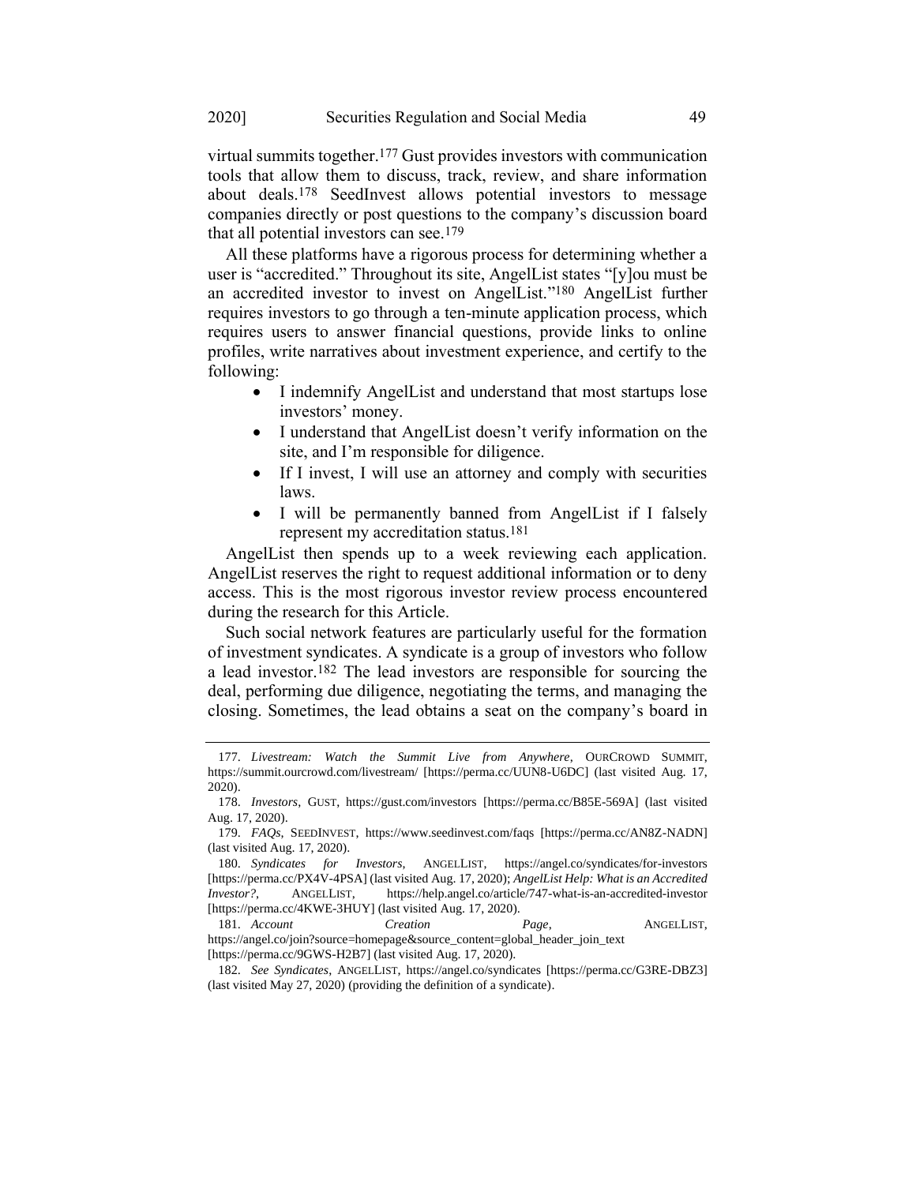virtual summits together.[177] Gust provides investors with communication tools that allow them to discuss, track, review, and share information about deals.[178] SeedInvest allows potential investors to message companies directly or post questions to the company's discussion board that all potential investors can see.[179]

All these platforms have a rigorous process for determining whether a user is "accredited." Throughout its site, AngelList states "[y]ou must be an accredited investor to invest on AngelList."[180] AngelList further requires investors to go through a ten-minute application process, which requires users to answer financial questions, provide links to online profiles, write narratives about investment experience, and certify to the following:

- I indemnify AngelList and understand that most startups lose investors' money.
- I understand that AngelList doesn't verify information on the site, and I'm responsible for diligence.
- If I invest, I will use an attorney and comply with securities laws.
- I will be permanently banned from AngelList if I falsely represent my accreditation status.[181]

AngelList then spends up to a week reviewing each application. AngelList reserves the right to request additional information or to deny access. This is the most rigorous investor review process encountered during the research for this Article.

Such social network features are particularly useful for the formation of investment syndicates. A syndicate is a group of investors who follow a lead investor.[182] The lead investors are responsible for sourcing the deal, performing due diligence, negotiating the terms, and managing the closing. Sometimes, the lead obtains a seat on the company's board in

---

177. *Livestream: Watch the Summit Live from Anywhere*, OURCROWD SUMMIT, https://summit.ourcrowd.com/livestream/ [https://perma.cc/UUN8-U6DC] (last visited Aug. 17, 2020).

178. *Investors*, GUST, https://gust.com/investors [https://perma.cc/B85E-569A] (last visited Aug. 17, 2020).

179. *FAQs*, SEEDINVEST, https://www.seedinvest.com/faqs [https://perma.cc/AN8Z-NADN] (last visited Aug. 17, 2020).

180. *Syndicates for Investors*, ANGELLIST, https://angel.co/syndicates/for-investors [https://perma.cc/PX4V-4PSA] (last visited Aug. 17, 2020); *AngelList Help: What is an Accredited Investor?*, ANGELLIST, https://help.angel.co/article/747-what-is-an-accredited-investor [https://perma.cc/4KWE-3HUY] (last visited Aug. 17, 2020).

181. *Account Creation Page*, ANGELLIST, https://angel.co/join?source=homepage&source_content=global_header_join_text [https://perma.cc/9GWS-H2B7] (last visited Aug. 17, 2020).

182. *See Syndicates*, ANGELLIST, https://angel.co/syndicates [https://perma.cc/G3RE-DBZ3] (last visited May 27, 2020) (providing the definition of a syndicate).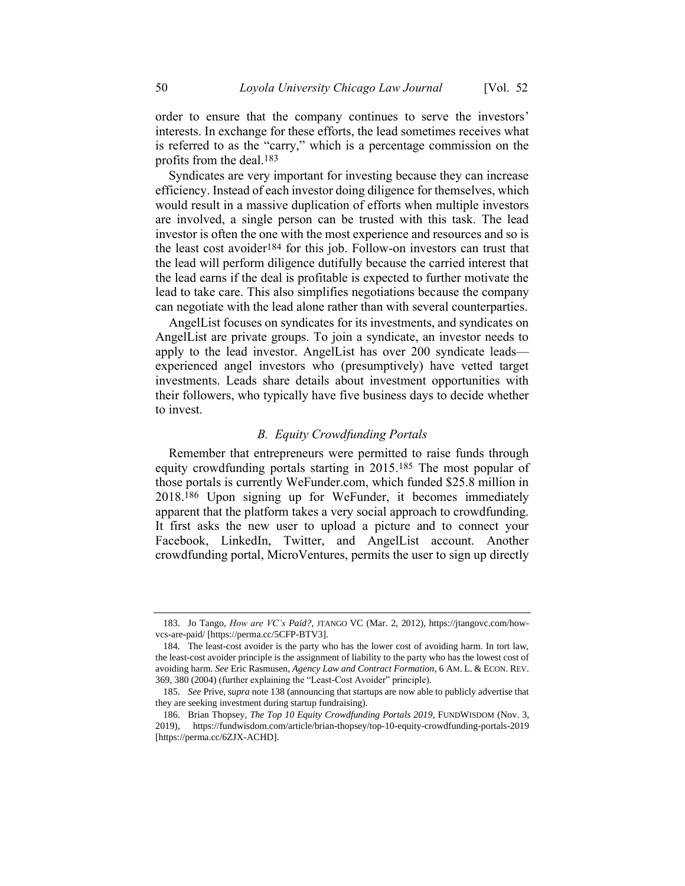order to ensure that the company continues to serve the investors' interests. In exchange for these efforts, the lead sometimes receives what is referred to as the "carry," which is a percentage commission on the profits from the deal.[183]

Syndicates are very important for investing because they can increase efficiency. Instead of each investor doing diligence for themselves, which would result in a massive duplication of efforts when multiple investors are involved, a single person can be trusted with this task. The lead investor is often the one with the most experience and resources and so is the least cost avoider[184] for this job. Follow-on investors can trust that the lead will perform diligence dutifully because the carried interest that the lead earns if the deal is profitable is expected to further motivate the lead to take care. This also simplifies negotiations because the company can negotiate with the lead alone rather than with several counterparties.

AngelList focuses on syndicates for its investments, and syndicates on AngelList are private groups. To join a syndicate, an investor needs to apply to the lead investor. AngelList has over 200 syndicate leads—experienced angel investors who (presumptively) have vetted target investments. Leads share details about investment opportunities with their followers, who typically have five business days to decide whether to invest.

### *B. Equity Crowdfunding Portals*

Remember that entrepreneurs were permitted to raise funds through equity crowdfunding portals starting in 2015.[185] The most popular of those portals is currently WeFunder.com, which funded $25.8 million in 2018.[186] Upon signing up for WeFunder, it becomes immediately apparent that the platform takes a very social approach to crowdfunding. It first asks the new user to upload a picture and to connect your Facebook, LinkedIn, Twitter, and AngelList account. Another crowdfunding portal, MicroVentures, permits the user to sign up directly

---

183. Jo Tango, *How are VC's Paid?*, JTANGO VC (Mar. 2, 2012), https://jtangovc.com/how-vcs-are-paid/ [https://perma.cc/5CFP-BTV3].

184. The least-cost avoider is the party who has the lower cost of avoiding harm. In tort law, the least-cost avoider principle is the assignment of liability to the party who has the lowest cost of avoiding harm. *See* Eric Rasmusen, *Agency Law and Contract Formation*, 6 AM. L. & ECON. REV. 369, 380 (2004) (further explaining the "Least-Cost Avoider" principle).

185. *See* Prive, *supra* note 138 (announcing that startups are now able to publicly advertise that they are seeking investment during startup fundraising).

186. Brian Thopsey, *The Top 10 Equity Crowdfunding Portals 2019*, FUNDWISDOM (Nov. 3, 2019), https://fundwisdom.com/article/brian-thopsey/top-10-equity-crowdfunding-portals-2019 [https://perma.cc/6ZJX-ACHD].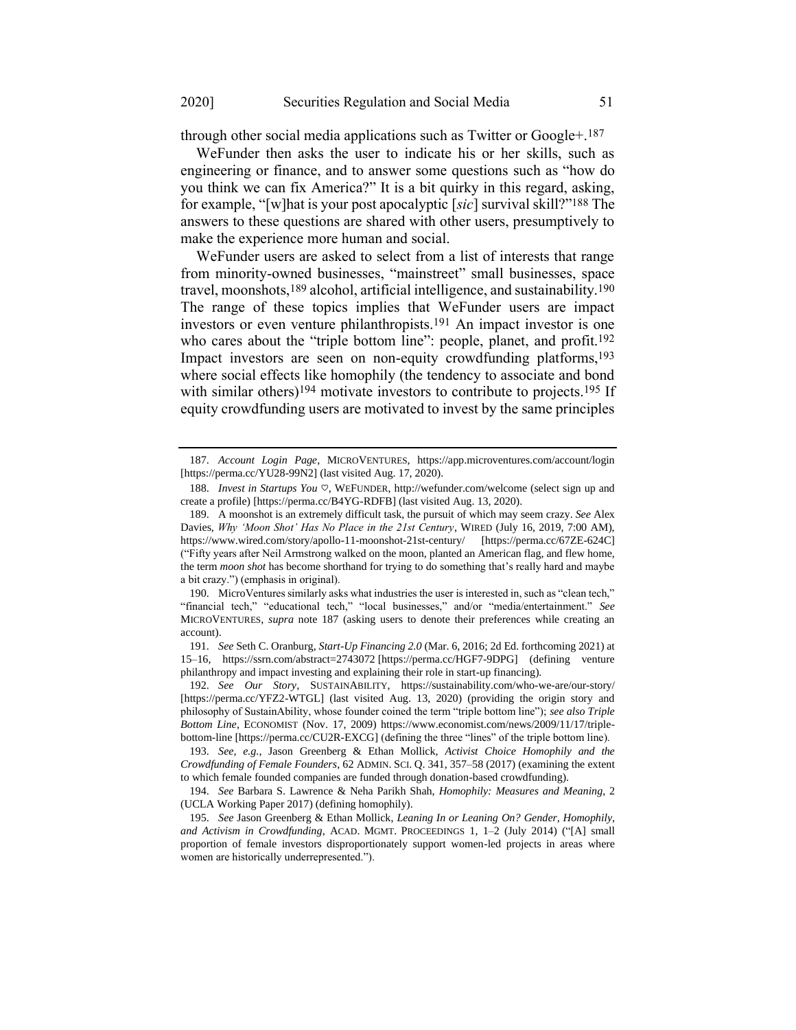through other social media applications such as Twitter or Google+.[187]

WeFunder then asks the user to indicate his or her skills, such as engineering or finance, and to answer some questions such as "how do you think we can fix America?" It is a bit quirky in this regard, asking, for example, "[w]hat is your post apocalyptic [*sic*] survival skill?"[188] The answers to these questions are shared with other users, presumptively to make the experience more human and social.

WeFunder users are asked to select from a list of interests that range from minority-owned businesses, "mainstreet" small businesses, space travel, moonshots,[189] alcohol, artificial intelligence, and sustainability.[190] The range of these topics implies that WeFunder users are impact investors or even venture philanthropists.[191] An impact investor is one who cares about the "triple bottom line": people, planet, and profit.[192] Impact investors are seen on non-equity crowdfunding platforms,[193] where social effects like homophily (the tendency to associate and bond with similar others)[194] motivate investors to contribute to projects.[195] If equity crowdfunding users are motivated to invest by the same principles

---

187. *Account Login Page*, MICROVENTURES, https://app.microventures.com/account/login [https://perma.cc/YU28-99N2] (last visited Aug. 17, 2020).

188. *Invest in Startups You ♡*, WEFUNDER, http://wefunder.com/welcome (select sign up and create a profile) [https://perma.cc/B4YG-RDFB] (last visited Aug. 13, 2020).

189. A moonshot is an extremely difficult task, the pursuit of which may seem crazy. *See* Alex Davies, *Why 'Moon Shot' Has No Place in the 21st Century*, WIRED (July 16, 2019, 7:00 AM), https://www.wired.com/story/apollo-11-moonshot-21st-century/ [https://perma.cc/67ZE-624C] ("Fifty years after Neil Armstrong walked on the moon, planted an American flag, and flew home, the term *moon shot* has become shorthand for trying to do something that's really hard and maybe a bit crazy.") (emphasis in original).

190. MicroVentures similarly asks what industries the user is interested in, such as "clean tech," "financial tech," "educational tech," "local businesses," and/or "media/entertainment." *See* MICROVENTURES, *supra* note 187 (asking users to denote their preferences while creating an account).

191. *See* Seth C. Oranburg, *Start-Up Financing 2.0* (Mar. 6, 2016; 2d Ed. forthcoming 2021) at 15–16, https://ssrn.com/abstract=2743072 [https://perma.cc/HGF7-9DPG] (defining venture philanthropy and impact investing and explaining their role in start-up financing).

192. *See Our Story*, SUSTAINABILITY, https://sustainability.com/who-we-are/our-story/ [https://perma.cc/YFZ2-WTGL] (last visited Aug. 13, 2020) (providing the origin story and philosophy of SustainAbility, whose founder coined the term "triple bottom line"); *see also Triple Bottom Line*, ECONOMIST (Nov. 17, 2009) https://www.economist.com/news/2009/11/17/triple-bottom-line [https://perma.cc/CU2R-EXCG] (defining the three "lines" of the triple bottom line).

193. *See, e.g.*, Jason Greenberg & Ethan Mollick, *Activist Choice Homophily and the Crowdfunding of Female Founders*, 62 ADMIN. SCI. Q. 341, 357–58 (2017) (examining the extent to which female founded companies are funded through donation-based crowdfunding).

194. *See* Barbara S. Lawrence & Neha Parikh Shah, *Homophily: Measures and Meaning*, 2 (UCLA Working Paper 2017) (defining homophily).

195. *See* Jason Greenberg & Ethan Mollick, *Leaning In or Leaning On? Gender, Homophily, and Activism in Crowdfunding*, ACAD. MGMT. PROCEEDINGS 1, 1–2 (July 2014) ("[A] small proportion of female investors disproportionately support women-led projects in areas where women are historically underrepresented.").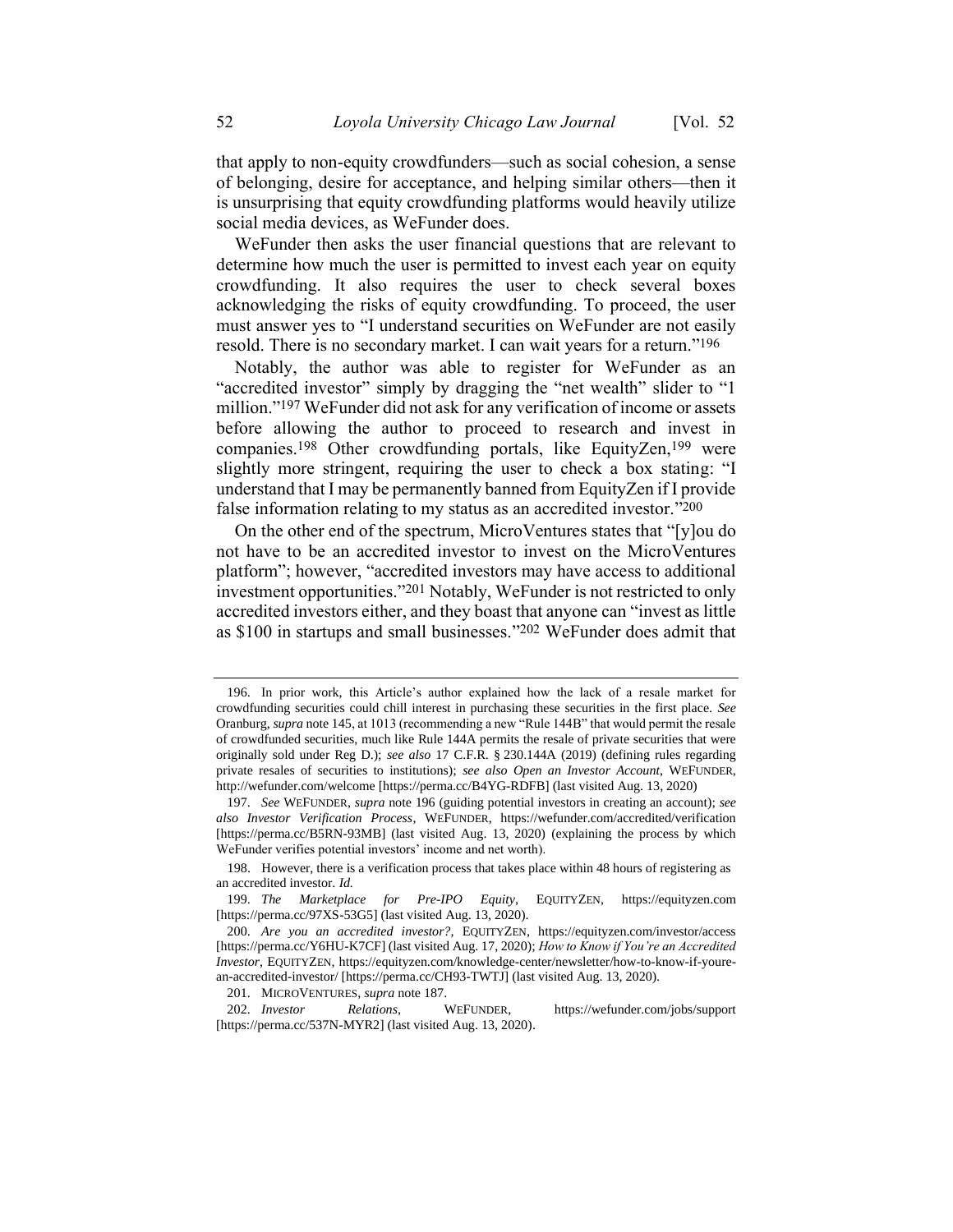that apply to non-equity crowdfunders—such as social cohesion, a sense of belonging, desire for acceptance, and helping similar others—then it is unsurprising that equity crowdfunding platforms would heavily utilize social media devices, as WeFunder does.

WeFunder then asks the user financial questions that are relevant to determine how much the user is permitted to invest each year on equity crowdfunding. It also requires the user to check several boxes acknowledging the risks of equity crowdfunding. To proceed, the user must answer yes to "I understand securities on WeFunder are not easily resold. There is no secondary market. I can wait years for a return."[196]

Notably, the author was able to register for WeFunder as an "accredited investor" simply by dragging the "net wealth" slider to "1 million."[197] WeFunder did not ask for any verification of income or assets before allowing the author to proceed to research and invest in companies.[198] Other crowdfunding portals, like EquityZen,[199] were slightly more stringent, requiring the user to check a box stating: "I understand that I may be permanently banned from EquityZen if I provide false information relating to my status as an accredited investor."[200]

On the other end of the spectrum, MicroVentures states that "[y]ou do not have to be an accredited investor to invest on the MicroVentures platform"; however, "accredited investors may have access to additional investment opportunities."[201] Notably, WeFunder is not restricted to only accredited investors either, and they boast that anyone can "invest as little as $100 in startups and small businesses."[202] WeFunder does admit that

---

196. In prior work, this Article's author explained how the lack of a resale market for crowdfunding securities could chill interest in purchasing these securities in the first place. *See* Oranburg, *supra* note 145, at 1013 (recommending a new "Rule 144B" that would permit the resale of crowdfunded securities, much like Rule 144A permits the resale of private securities that were originally sold under Reg D.); *see also* 17 C.F.R. § 230.144A (2019) (defining rules regarding private resales of securities to institutions); *see also Open an Investor Account*, WEFUNDER, http://wefunder.com/welcome [https://perma.cc/B4YG-RDFB] (last visited Aug. 13, 2020)

197. *See* WEFUNDER, *supra* note 196 (guiding potential investors in creating an account); *see also Investor Verification Process*, WEFUNDER, https://wefunder.com/accredited/verification [https://perma.cc/B5RN-93MB] (last visited Aug. 13, 2020) (explaining the process by which WeFunder verifies potential investors' income and net worth).

198. However, there is a verification process that takes place within 48 hours of registering as an accredited investor. *Id.*

199. *The Marketplace for Pre-IPO Equity*, EQUITYZEN, https://equityzen.com [https://perma.cc/97XS-53G5] (last visited Aug. 13, 2020).

200. *Are you an accredited investor?*, EQUITYZEN, https://equityzen.com/investor/access [https://perma.cc/Y6HU-K7CF] (last visited Aug. 17, 2020); *How to Know if You're an Accredited Investor*, EQUITYZEN, https://equityzen.com/knowledge-center/newsletter/how-to-know-if-youre-an-accredited-investor/ [https://perma.cc/CH93-TWTJ] (last visited Aug. 13, 2020).

201. MICROVENTURES, *supra* note 187.

202. *Investor Relations*, WEFUNDER, https://wefunder.com/jobs/support [https://perma.cc/537N-MYR2] (last visited Aug. 13, 2020).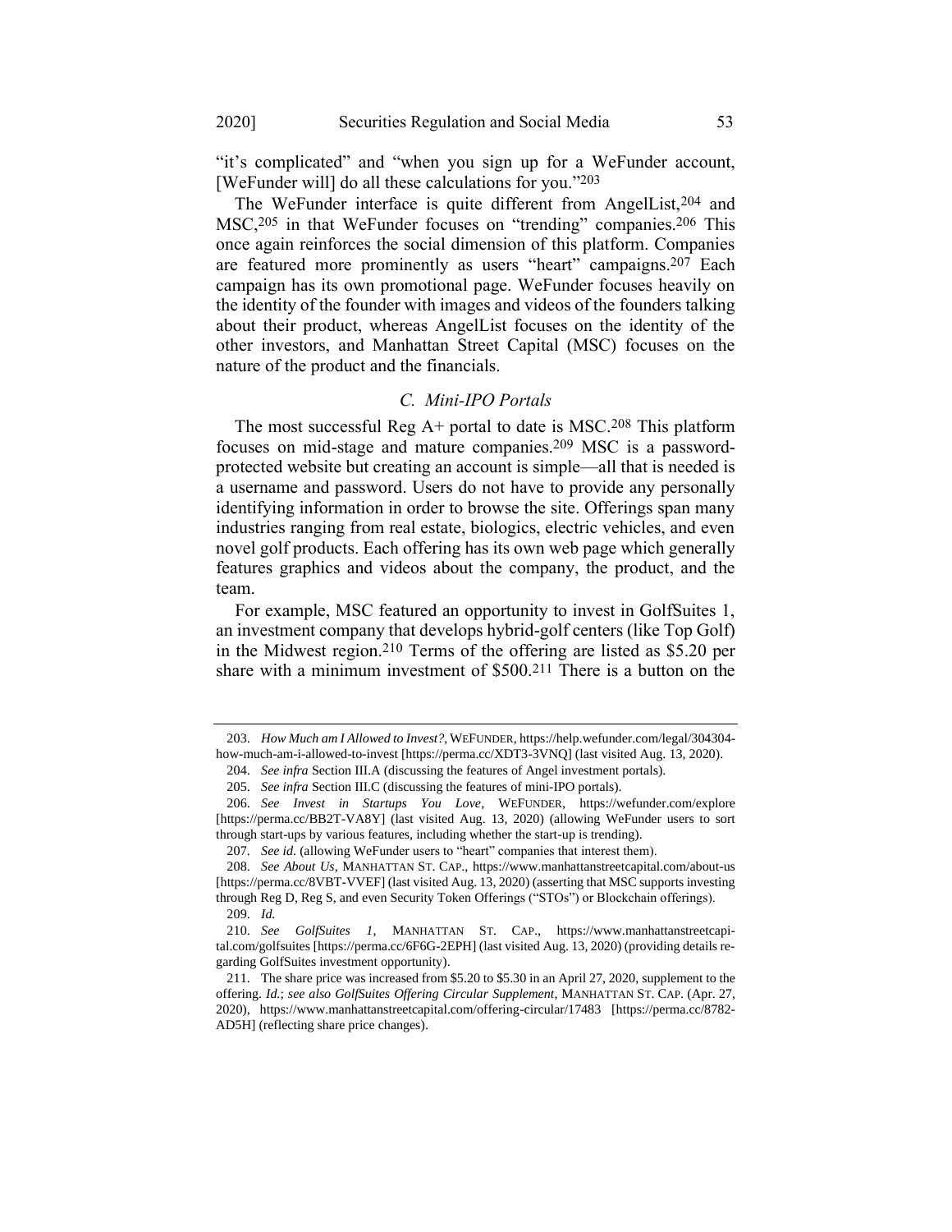"it's complicated" and "when you sign up for a WeFunder account, [WeFunder will] do all these calculations for you."[203]

The WeFunder interface is quite different from AngelList,[204] and MSC,[205] in that WeFunder focuses on "trending" companies.[206] This once again reinforces the social dimension of this platform. Companies are featured more prominently as users "heart" campaigns.[207] Each campaign has its own promotional page. WeFunder focuses heavily on the identity of the founder with images and videos of the founders talking about their product, whereas AngelList focuses on the identity of the other investors, and Manhattan Street Capital (MSC) focuses on the nature of the product and the financials.

### *C. Mini-IPO Portals*

The most successful Reg A+ portal to date is MSC.[208] This platform focuses on mid-stage and mature companies.[209] MSC is a password-protected website but creating an account is simple—all that is needed is a username and password. Users do not have to provide any personally identifying information in order to browse the site. Offerings span many industries ranging from real estate, biologics, electric vehicles, and even novel golf products. Each offering has its own web page which generally features graphics and videos about the company, the product, and the team.

For example, MSC featured an opportunity to invest in GolfSuites 1, an investment company that develops hybrid-golf centers (like Top Golf) in the Midwest region.[210] Terms of the offering are listed as $5.20 per share with a minimum investment of $500.[211] There is a button on the

---

203. *How Much am I Allowed to Invest?*, WEFUNDER, https://help.wefunder.com/legal/304304-how-much-am-i-allowed-to-invest [https://perma.cc/XDT3-3VNQ] (last visited Aug. 13, 2020).

204. *See infra* Section III.A (discussing the features of Angel investment portals).

205. *See infra* Section III.C (discussing the features of mini-IPO portals).

206. *See Invest in Startups You Love*, WEFUNDER, https://wefunder.com/explore [https://perma.cc/BB2T-VA8Y] (last visited Aug. 13, 2020) (allowing WeFunder users to sort through start-ups by various features, including whether the start-up is trending).

207. *See id.* (allowing WeFunder users to "heart" companies that interest them).

208. *See About Us*, MANHATTAN ST. CAP., https://www.manhattanstreetcapital.com/about-us [https://perma.cc/8VBT-VVEF] (last visited Aug. 13, 2020) (asserting that MSC supports investing through Reg D, Reg S, and even Security Token Offerings ("STOs") or Blockchain offerings).

209. *Id.*

210. *See GolfSuites 1*, MANHATTAN ST. CAP., https://www.manhattanstreetcapital.com/golfsuites [https://perma.cc/6F6G-2EPH] (last visited Aug. 13, 2020) (providing details regarding GolfSuites investment opportunity).

211. The share price was increased from $5.20 to $5.30 in an April 27, 2020, supplement to the offering. *Id.*; *see also GolfSuites Offering Circular Supplement*, MANHATTAN ST. CAP. (Apr. 27, 2020), https://www.manhattanstreetcapital.com/offering-circular/17483 [https://perma.cc/8782-AD5H] (reflecting share price changes).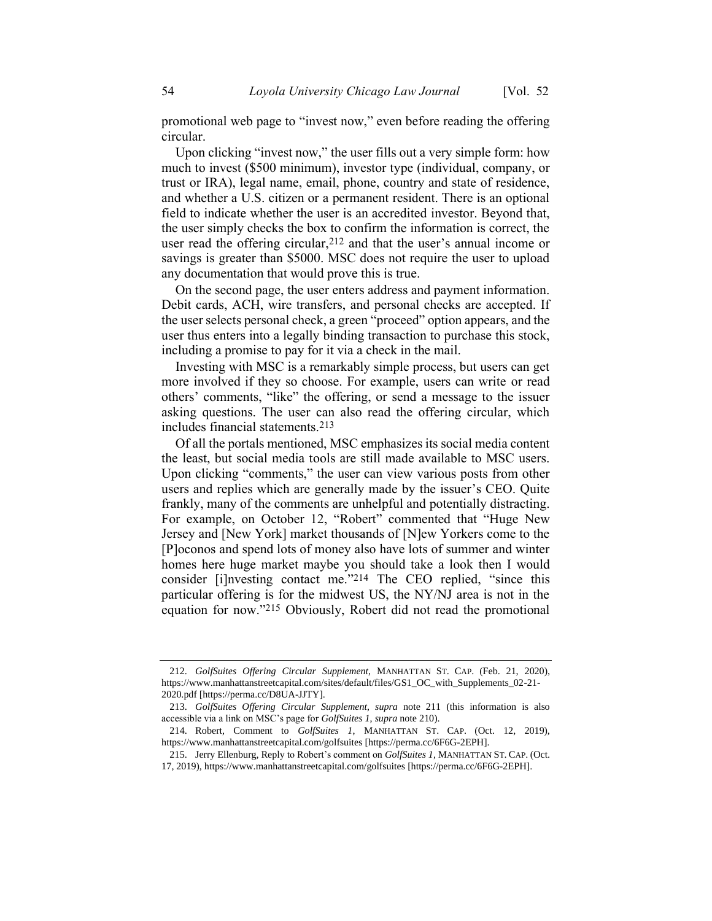promotional web page to "invest now," even before reading the offering circular.

Upon clicking "invest now," the user fills out a very simple form: how much to invest ($500 minimum), investor type (individual, company, or trust or IRA), legal name, email, phone, country and state of residence, and whether a U.S. citizen or a permanent resident. There is an optional field to indicate whether the user is an accredited investor. Beyond that, the user simply checks the box to confirm the information is correct, the user read the offering circular,[212] and that the user's annual income or savings is greater than $5000. MSC does not require the user to upload any documentation that would prove this is true.

On the second page, the user enters address and payment information. Debit cards, ACH, wire transfers, and personal checks are accepted. If the user selects personal check, a green "proceed" option appears, and the user thus enters into a legally binding transaction to purchase this stock, including a promise to pay for it via a check in the mail.

Investing with MSC is a remarkably simple process, but users can get more involved if they so choose. For example, users can write or read others' comments, "like" the offering, or send a message to the issuer asking questions. The user can also read the offering circular, which includes financial statements.[213]

Of all the portals mentioned, MSC emphasizes its social media content the least, but social media tools are still made available to MSC users. Upon clicking "comments," the user can view various posts from other users and replies which are generally made by the issuer's CEO. Quite frankly, many of the comments are unhelpful and potentially distracting. For example, on October 12, "Robert" commented that "Huge New Jersey and [New York] market thousands of [N]ew Yorkers come to the [P]oconos and spend lots of money also have lots of summer and winter homes here huge market maybe you should take a look then I would consider [i]nvesting contact me."[214] The CEO replied, "since this particular offering is for the midwest US, the NY/NJ area is not in the equation for now."[215] Obviously, Robert did not read the promotional

---

212. *GolfSuites Offering Circular Supplement*, MANHATTAN ST. CAP. (Feb. 21, 2020), https://www.manhattanstreetcapital.com/sites/default/files/GS1_OC_with_Supplements_02-21-2020.pdf [https://perma.cc/D8UA-JJTY].

213. *GolfSuites Offering Circular Supplement*, *supra* note 211 (this information is also accessible via a link on MSC's page for *GolfSuites 1*, *supra* note 210).

214. Robert, Comment to *GolfSuites 1*, MANHATTAN ST. CAP. (Oct. 12, 2019), https://www.manhattanstreetcapital.com/golfsuites [https://perma.cc/6F6G-2EPH].

215. Jerry Ellenburg, Reply to Robert's comment on *GolfSuites 1*, MANHATTAN ST. CAP. (Oct. 17, 2019), https://www.manhattanstreetcapital.com/golfsuites [https://perma.cc/6F6G-2EPH].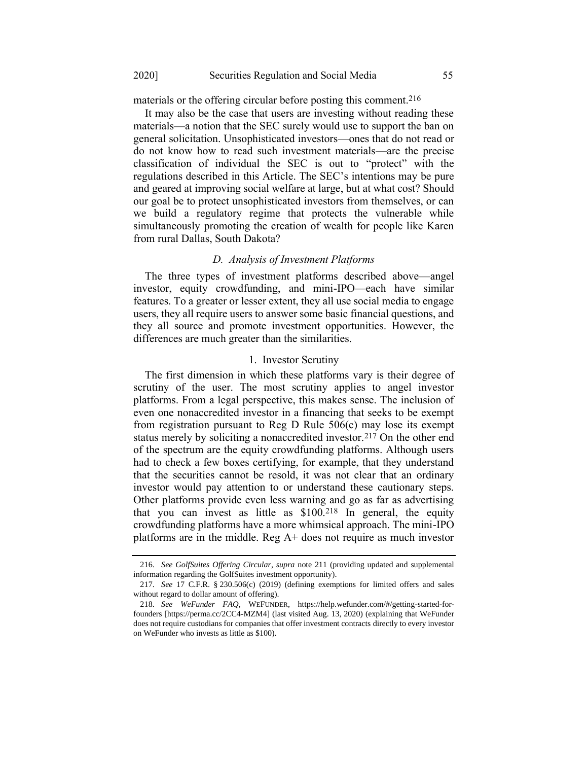materials or the offering circular before posting this comment.[216]

It may also be the case that users are investing without reading these materials—a notion that the SEC surely would use to support the ban on general solicitation. Unsophisticated investors—ones that do not read or do not know how to read such investment materials—are the precise classification of individual the SEC is out to "protect" with the regulations described in this Article. The SEC's intentions may be pure and geared at improving social welfare at large, but at what cost? Should our goal be to protect unsophisticated investors from themselves, or can we build a regulatory regime that protects the vulnerable while simultaneously promoting the creation of wealth for people like Karen from rural Dallas, South Dakota?

### *D. Analysis of Investment Platforms*

The three types of investment platforms described above—angel investor, equity crowdfunding, and mini-IPO—each have similar features. To a greater or lesser extent, they all use social media to engage users, they all require users to answer some basic financial questions, and they all source and promote investment opportunities. However, the differences are much greater than the similarities.

#### 1. Investor Scrutiny

The first dimension in which these platforms vary is their degree of scrutiny of the user. The most scrutiny applies to angel investor platforms. From a legal perspective, this makes sense. The inclusion of even one nonaccredited investor in a financing that seeks to be exempt from registration pursuant to Reg D Rule 506(c) may lose its exempt status merely by soliciting a nonaccredited investor.[217] On the other end of the spectrum are the equity crowdfunding platforms. Although users had to check a few boxes certifying, for example, that they understand that the securities cannot be resold, it was not clear that an ordinary investor would pay attention to or understand these cautionary steps. Other platforms provide even less warning and go as far as advertising that you can invest as little as $100.[218] In general, the equity crowdfunding platforms have a more whimsical approach. The mini-IPO platforms are in the middle. Reg A+ does not require as much investor

---

216. *See GolfSuites Offering Circular*, *supra* note 211 (providing updated and supplemental information regarding the GolfSuites investment opportunity).

217. *See* 17 C.F.R. § 230.506(c) (2019) (defining exemptions for limited offers and sales without regard to dollar amount of offering).

218. *See WeFunder FAQ*, WEFUNDER, https://help.wefunder.com/#/getting-started-for-founders [https://perma.cc/2CC4-MZM4] (last visited Aug. 13, 2020) (explaining that WeFunder does not require custodians for companies that offer investment contracts directly to every investor on WeFunder who invests as little as $100).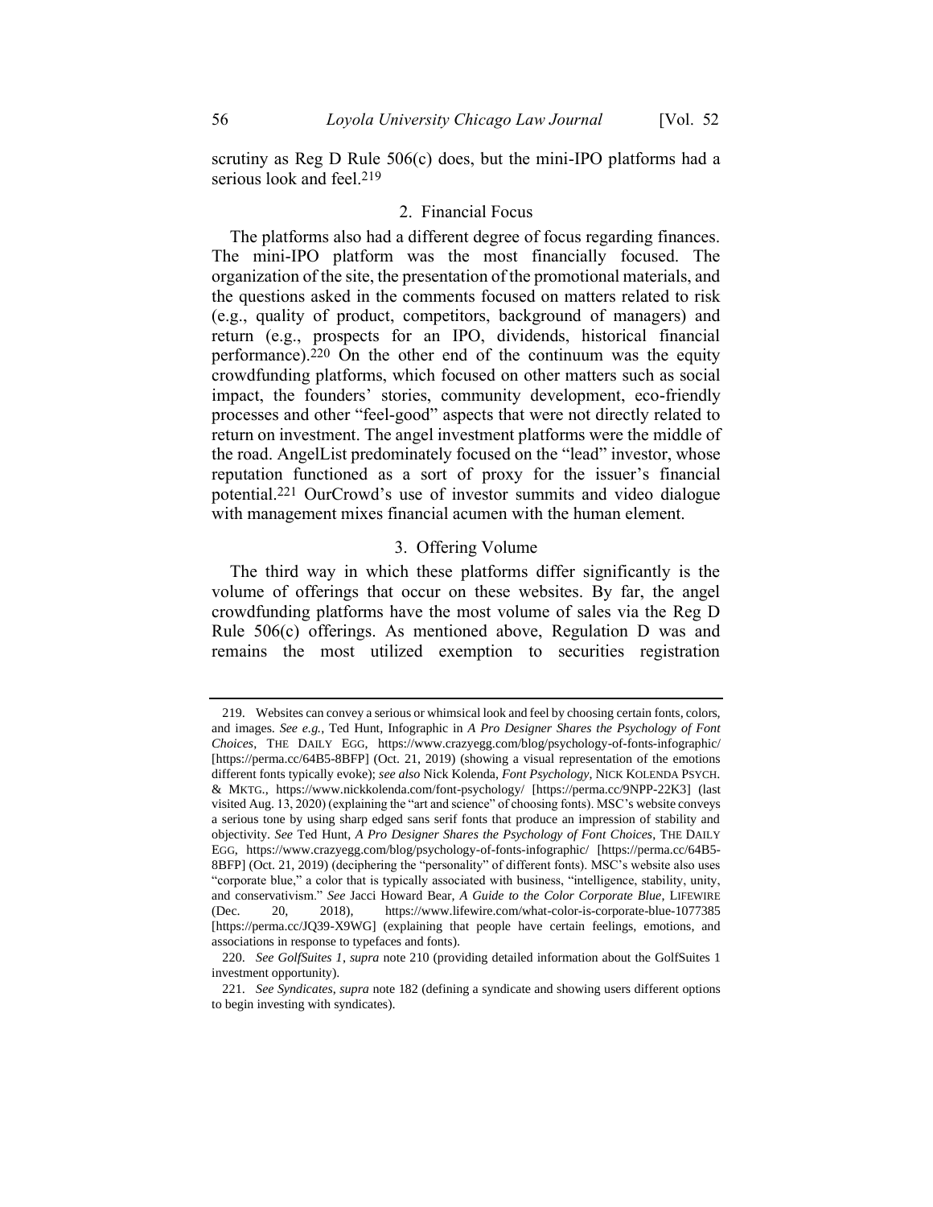scrutiny as Reg D Rule 506(c) does, but the mini-IPO platforms had a serious look and feel.[219]

### 2. Financial Focus

The platforms also had a different degree of focus regarding finances. The mini-IPO platform was the most financially focused. The organization of the site, the presentation of the promotional materials, and the questions asked in the comments focused on matters related to risk (e.g., quality of product, competitors, background of managers) and return (e.g., prospects for an IPO, dividends, historical financial performance).[220] On the other end of the continuum was the equity crowdfunding platforms, which focused on other matters such as social impact, the founders' stories, community development, eco-friendly processes and other "feel-good" aspects that were not directly related to return on investment. The angel investment platforms were the middle of the road. AngelList predominately focused on the "lead" investor, whose reputation functioned as a sort of proxy for the issuer's financial potential.[221] OurCrowd's use of investor summits and video dialogue with management mixes financial acumen with the human element.

### 3. Offering Volume

The third way in which these platforms differ significantly is the volume of offerings that occur on these websites. By far, the angel crowdfunding platforms have the most volume of sales via the Reg D Rule 506(c) offerings. As mentioned above, Regulation D was and remains the most utilized exemption to securities registration

---

219. Websites can convey a serious or whimsical look and feel by choosing certain fonts, colors, and images. *See e.g.*, Ted Hunt, Infographic in *A Pro Designer Shares the Psychology of Font Choices*, THE DAILY EGG, https://www.crazyegg.com/blog/psychology-of-fonts-infographic/ [https://perma.cc/64B5-8BFP] (Oct. 21, 2019) (showing a visual representation of the emotions different fonts typically evoke); *see also* Nick Kolenda, *Font Psychology*, NICK KOLENDA PSYCH. & MKTG., https://www.nickkolenda.com/font-psychology/ [https://perma.cc/9NPP-22K3] (last visited Aug. 13, 2020) (explaining the "art and science" of choosing fonts). MSC's website conveys a serious tone by using sharp edged sans serif fonts that produce an impression of stability and objectivity. *See* Ted Hunt, *A Pro Designer Shares the Psychology of Font Choices*, THE DAILY EGG, https://www.crazyegg.com/blog/psychology-of-fonts-infographic/ [https://perma.cc/64B5-8BFP] (Oct. 21, 2019) (deciphering the "personality" of different fonts). MSC's website also uses "corporate blue," a color that is typically associated with business, "intelligence, stability, unity, and conservativism." *See* Jacci Howard Bear, *A Guide to the Color Corporate Blue*, LIFEWIRE (Dec. 20, 2018), https://www.lifewire.com/what-color-is-corporate-blue-1077385 [https://perma.cc/JQ39-X9WG] (explaining that people have certain feelings, emotions, and associations in response to typefaces and fonts).

220. *See GolfSuites 1*, *supra* note 210 (providing detailed information about the GolfSuites 1 investment opportunity).

221. *See Syndicates*, *supra* note 182 (defining a syndicate and showing users different options to begin investing with syndicates).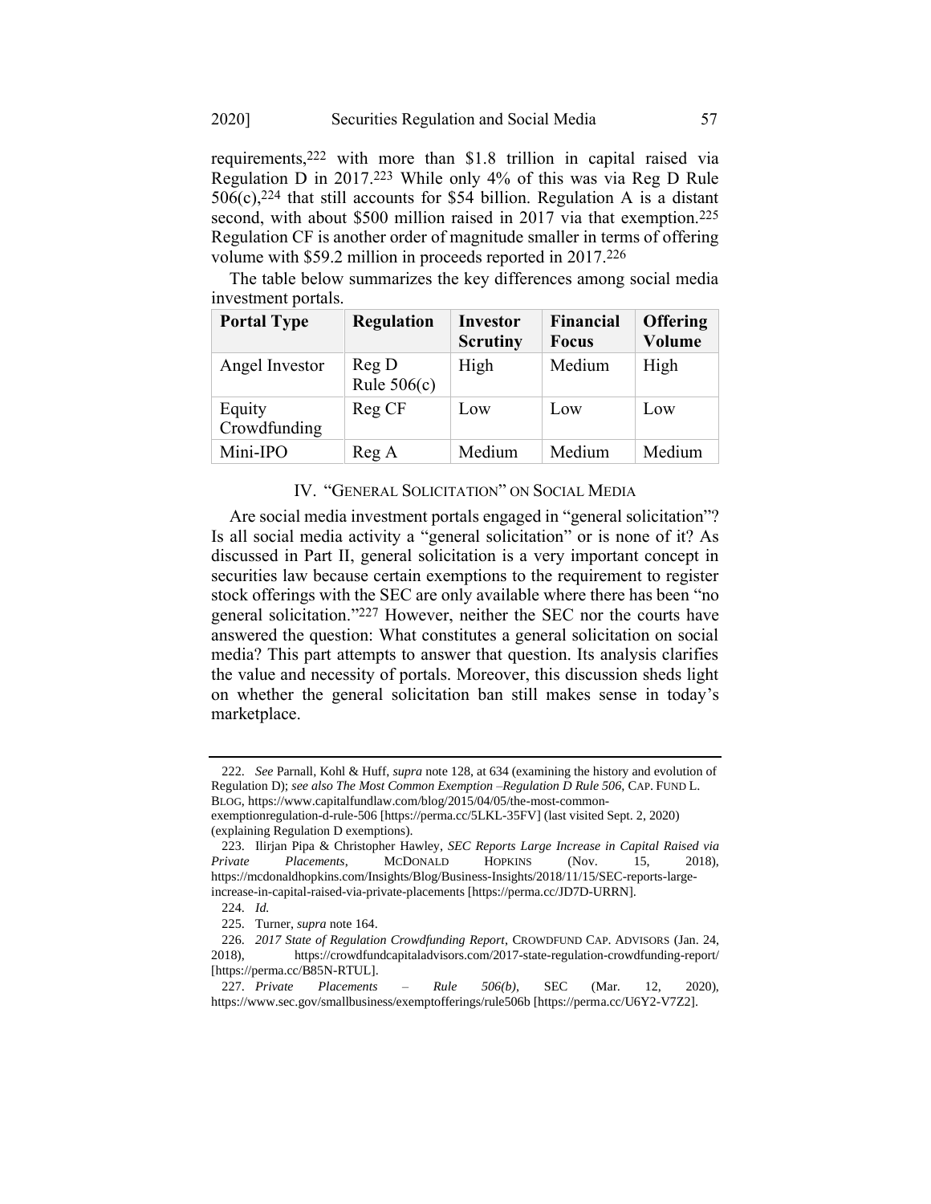requirements,[222] with more than $1.8 trillion in capital raised via Regulation D in 2017.[223] While only 4% of this was via Reg D Rule 506(c),[224] that still accounts for $54 billion. Regulation A is a distant second, with about $500 million raised in 2017 via that exemption.[225] Regulation CF is another order of magnitude smaller in terms of offering volume with $59.2 million in proceeds reported in 2017.[226]

The table below summarizes the key differences among social media investment portals.

| Portal Type | Regulation | Investor Scrutiny | Financial Focus | Offering Volume |
|---|---|---|---|---|
| Angel Investor | Reg D Rule 506(c) | High | Medium | High |
| Equity Crowdfunding | Reg CF | Low | Low | Low |
| Mini-IPO | Reg A | Medium | Medium | Medium |

## IV. "GENERAL SOLICITATION" ON SOCIAL MEDIA

Are social media investment portals engaged in "general solicitation"? Is all social media activity a "general solicitation" or is none of it? As discussed in Part II, general solicitation is a very important concept in securities law because certain exemptions to the requirement to register stock offerings with the SEC are only available where there has been "no general solicitation."[227] However, neither the SEC nor the courts have answered the question: What constitutes a general solicitation on social media? This part attempts to answer that question. Its analysis clarifies the value and necessity of portals. Moreover, this discussion sheds light on whether the general solicitation ban still makes sense in today's marketplace.

---

222. *See* Parnall, Kohl & Huff, *supra* note 128, at 634 (examining the history and evolution of Regulation D); *see also The Most Common Exemption –Regulation D Rule 506*, CAP. FUND L. BLOG, https://www.capitalfundlaw.com/blog/2015/04/05/the-most-common-exemptionregulation-d-rule-506 [https://perma.cc/5LKL-35FV] (last visited Sept. 2, 2020) (explaining Regulation D exemptions).

223. Ilirjan Pipa & Christopher Hawley, *SEC Reports Large Increase in Capital Raised via Private Placements*, MCDONALD HOPKINS (Nov. 15, 2018), https://mcdonaldhopkins.com/Insights/Blog/Business-Insights/2018/11/15/SEC-reports-large-increase-in-capital-raised-via-private-placements [https://perma.cc/JD7D-URRN].

224. *Id.*

225. Turner, *supra* note 164.

226. *2017 State of Regulation Crowdfunding Report*, CROWDFUND CAP. ADVISORS (Jan. 24, 2018), https://crowdfundcapitaladvisors.com/2017-state-regulation-crowdfunding-report/ [https://perma.cc/B85N-RTUL].

227. *Private Placements – Rule 506(b)*, SEC (Mar. 12, 2020), https://www.sec.gov/smallbusiness/exemptofferings/rule506b [https://perma.cc/U6Y2-V7Z2].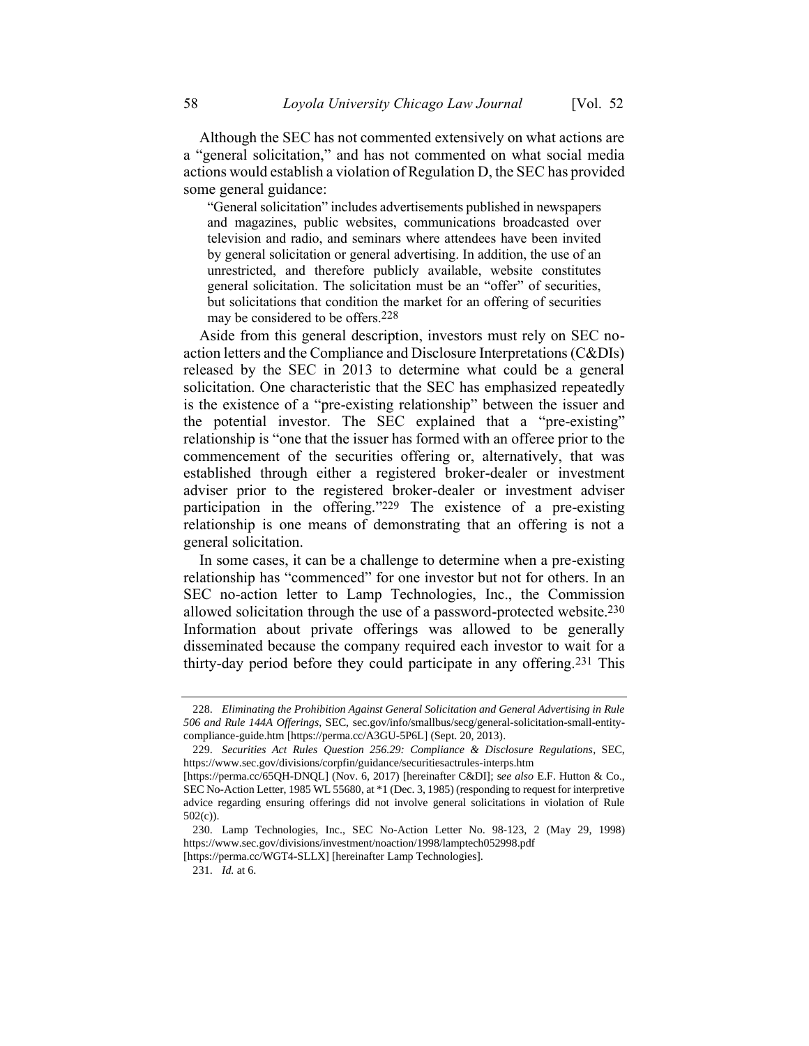Although the SEC has not commented extensively on what actions are a "general solicitation," and has not commented on what social media actions would establish a violation of Regulation D, the SEC has provided some general guidance:

> "General solicitation" includes advertisements published in newspapers and magazines, public websites, communications broadcasted over television and radio, and seminars where attendees have been invited by general solicitation or general advertising. In addition, the use of an unrestricted, and therefore publicly available, website constitutes general solicitation. The solicitation must be an "offer" of securities, but solicitations that condition the market for an offering of securities may be considered to be offers.[228]

Aside from this general description, investors must rely on SEC no-action letters and the Compliance and Disclosure Interpretations (C&DIs) released by the SEC in 2013 to determine what could be a general solicitation. One characteristic that the SEC has emphasized repeatedly is the existence of a "pre-existing relationship" between the issuer and the potential investor. The SEC explained that a "pre-existing" relationship is "one that the issuer has formed with an offeree prior to the commencement of the securities offering or, alternatively, that was established through either a registered broker-dealer or investment adviser prior to the registered broker-dealer or investment adviser participation in the offering."[229] The existence of a pre-existing relationship is one means of demonstrating that an offering is not a general solicitation.

In some cases, it can be a challenge to determine when a pre-existing relationship has "commenced" for one investor but not for others. In an SEC no-action letter to Lamp Technologies, Inc., the Commission allowed solicitation through the use of a password-protected website.[230] Information about private offerings was allowed to be generally disseminated because the company required each investor to wait for a thirty-day period before they could participate in any offering.[231] This

---

228. *Eliminating the Prohibition Against General Solicitation and General Advertising in Rule 506 and Rule 144A Offerings*, SEC, sec.gov/info/smallbus/secg/general-solicitation-small-entity-compliance-guide.htm [https://perma.cc/A3GU-5P6L] (Sept. 20, 2013).

229. *Securities Act Rules Question 256.29: Compliance & Disclosure Regulations*, SEC, https://www.sec.gov/divisions/corpfin/guidance/securitiesactrules-interps.htm [https://perma.cc/65QH-DNQL] (Nov. 6, 2017) [hereinafter C&DI]; *see also* E.F. Hutton & Co., SEC No-Action Letter, 1985 WL 55680, at *1 (Dec. 3, 1985) (responding to request for interpretive advice regarding ensuring offerings did not involve general solicitations in violation of Rule 502(c)).

230. Lamp Technologies, Inc., SEC No-Action Letter No. 98-123, 2 (May 29, 1998) https://www.sec.gov/divisions/investment/noaction/1998/lamptech052998.pdf [https://perma.cc/WGT4-SLLX] [hereinafter Lamp Technologies].

231. *Id.* at 6.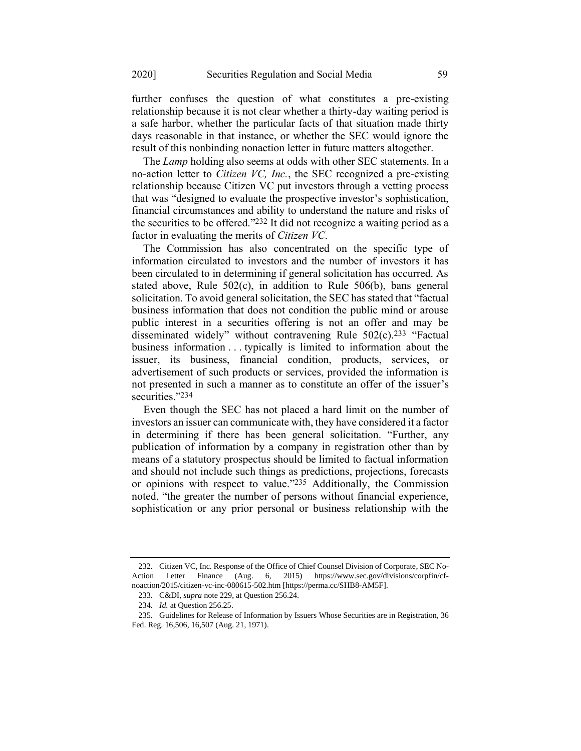further confuses the question of what constitutes a pre-existing relationship because it is not clear whether a thirty-day waiting period is a safe harbor, whether the particular facts of that situation made thirty days reasonable in that instance, or whether the SEC would ignore the result of this nonbinding nonaction letter in future matters altogether.

The *Lamp* holding also seems at odds with other SEC statements. In a no-action letter to *Citizen VC, Inc.*, the SEC recognized a pre-existing relationship because Citizen VC put investors through a vetting process that was "designed to evaluate the prospective investor's sophistication, financial circumstances and ability to understand the nature and risks of the securities to be offered."[232] It did not recognize a waiting period as a factor in evaluating the merits of *Citizen VC*.

The Commission has also concentrated on the specific type of information circulated to investors and the number of investors it has been circulated to in determining if general solicitation has occurred. As stated above, Rule 502(c), in addition to Rule 506(b), bans general solicitation. To avoid general solicitation, the SEC has stated that "factual business information that does not condition the public mind or arouse public interest in a securities offering is not an offer and may be disseminated widely" without contravening Rule 502(c).[233] "Factual business information . . . typically is limited to information about the issuer, its business, financial condition, products, services, or advertisement of such products or services, provided the information is not presented in such a manner as to constitute an offer of the issuer's securities."[234]

Even though the SEC has not placed a hard limit on the number of investors an issuer can communicate with, they have considered it a factor in determining if there has been general solicitation. "Further, any publication of information by a company in registration other than by means of a statutory prospectus should be limited to factual information and should not include such things as predictions, projections, forecasts or opinions with respect to value."[235] Additionally, the Commission noted, "the greater the number of persons without financial experience, sophistication or any prior personal or business relationship with the

---

232. Citizen VC, Inc. Response of the Office of Chief Counsel Division of Corporate, SEC No-Action Letter Finance (Aug. 6, 2015) https://www.sec.gov/divisions/corpfin/cf-noaction/2015/citizen-vc-inc-080615-502.htm [https://perma.cc/SHB8-AM5F].

233. C&DI, *supra* note 229, at Question 256.24.

234. *Id.* at Question 256.25.

235. Guidelines for Release of Information by Issuers Whose Securities are in Registration, 36 Fed. Reg. 16,506, 16,507 (Aug. 21, 1971).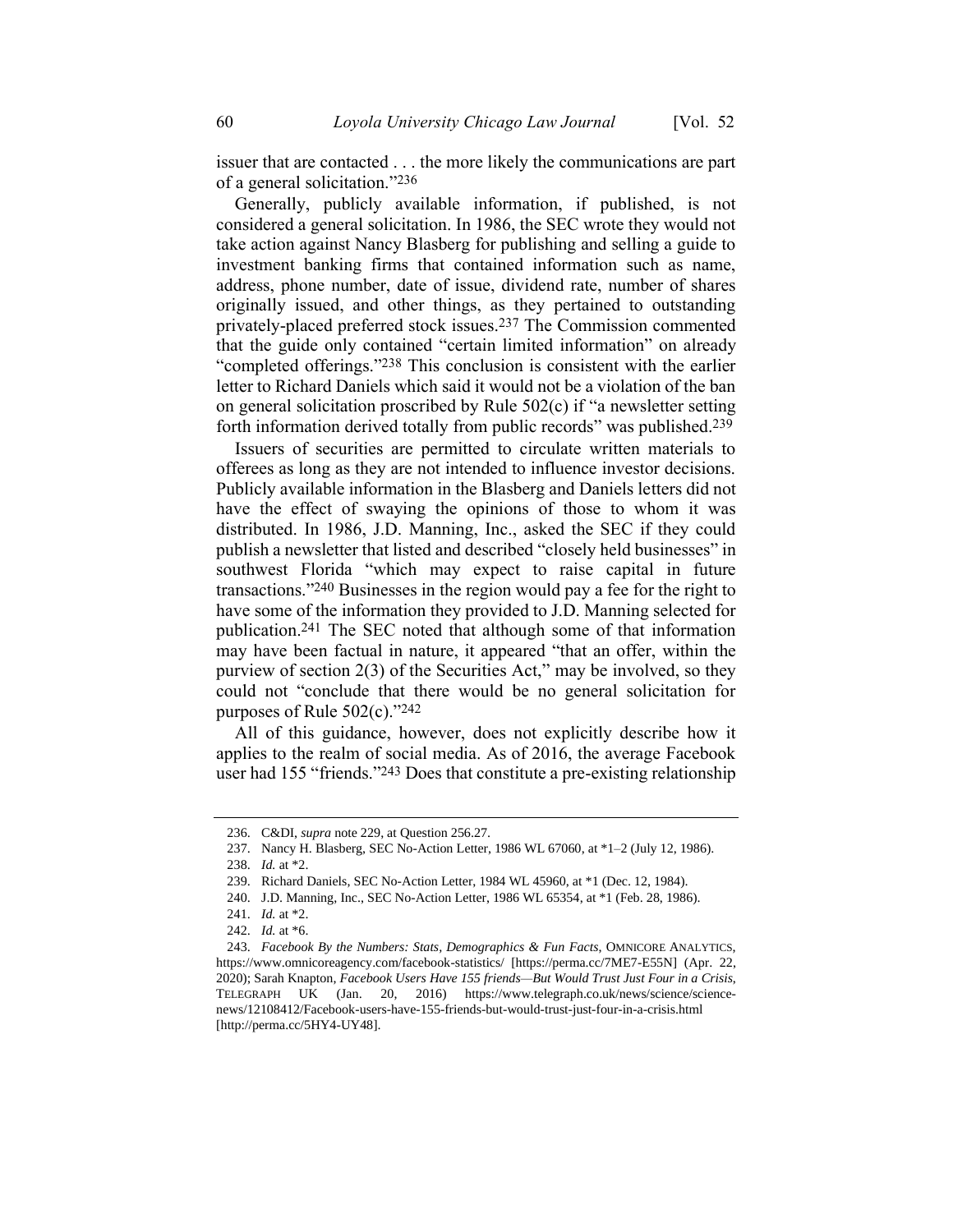issuer that are contacted . . . the more likely the communications are part of a general solicitation."[236]

Generally, publicly available information, if published, is not considered a general solicitation. In 1986, the SEC wrote they would not take action against Nancy Blasberg for publishing and selling a guide to investment banking firms that contained information such as name, address, phone number, date of issue, dividend rate, number of shares originally issued, and other things, as they pertained to outstanding privately-placed preferred stock issues.[237] The Commission commented that the guide only contained "certain limited information" on already "completed offerings."[238] This conclusion is consistent with the earlier letter to Richard Daniels which said it would not be a violation of the ban on general solicitation proscribed by Rule 502(c) if "a newsletter setting forth information derived totally from public records" was published.[239]

Issuers of securities are permitted to circulate written materials to offerees as long as they are not intended to influence investor decisions. Publicly available information in the Blasberg and Daniels letters did not have the effect of swaying the opinions of those to whom it was distributed. In 1986, J.D. Manning, Inc., asked the SEC if they could publish a newsletter that listed and described "closely held businesses" in southwest Florida "which may expect to raise capital in future transactions."[240] Businesses in the region would pay a fee for the right to have some of the information they provided to J.D. Manning selected for publication.[241] The SEC noted that although some of that information may have been factual in nature, it appeared "that an offer, within the purview of section 2(3) of the Securities Act," may be involved, so they could not "conclude that there would be no general solicitation for purposes of Rule 502(c)."[242]

All of this guidance, however, does not explicitly describe how it applies to the realm of social media. As of 2016, the average Facebook user had 155 "friends."[243] Does that constitute a pre-existing relationship

---

236. C&DI, *supra* note 229, at Question 256.27.

237. Nancy H. Blasberg, SEC No-Action Letter, 1986 WL 67060, at *1–2 (July 12, 1986).

238. *Id.* at *2.

239. Richard Daniels, SEC No-Action Letter, 1984 WL 45960, at *1 (Dec. 12, 1984).

240. J.D. Manning, Inc., SEC No-Action Letter, 1986 WL 65354, at *1 (Feb. 28, 1986).

241. *Id.* at *2.

242. *Id.* at *6.

243. *Facebook By the Numbers: Stats, Demographics & Fun Facts*, OMNICORE ANALYTICS, https://www.omnicoreagency.com/facebook-statistics/ [https://perma.cc/7ME7-E55N] (Apr. 22, 2020); Sarah Knapton, *Facebook Users Have 155 friends—But Would Trust Just Four in a Crisis*, TELEGRAPH UK (Jan. 20, 2016) https://www.telegraph.co.uk/news/science/science-news/12108412/Facebook-users-have-155-friends-but-would-trust-just-four-in-a-crisis.html [http://perma.cc/5HY4-UY48].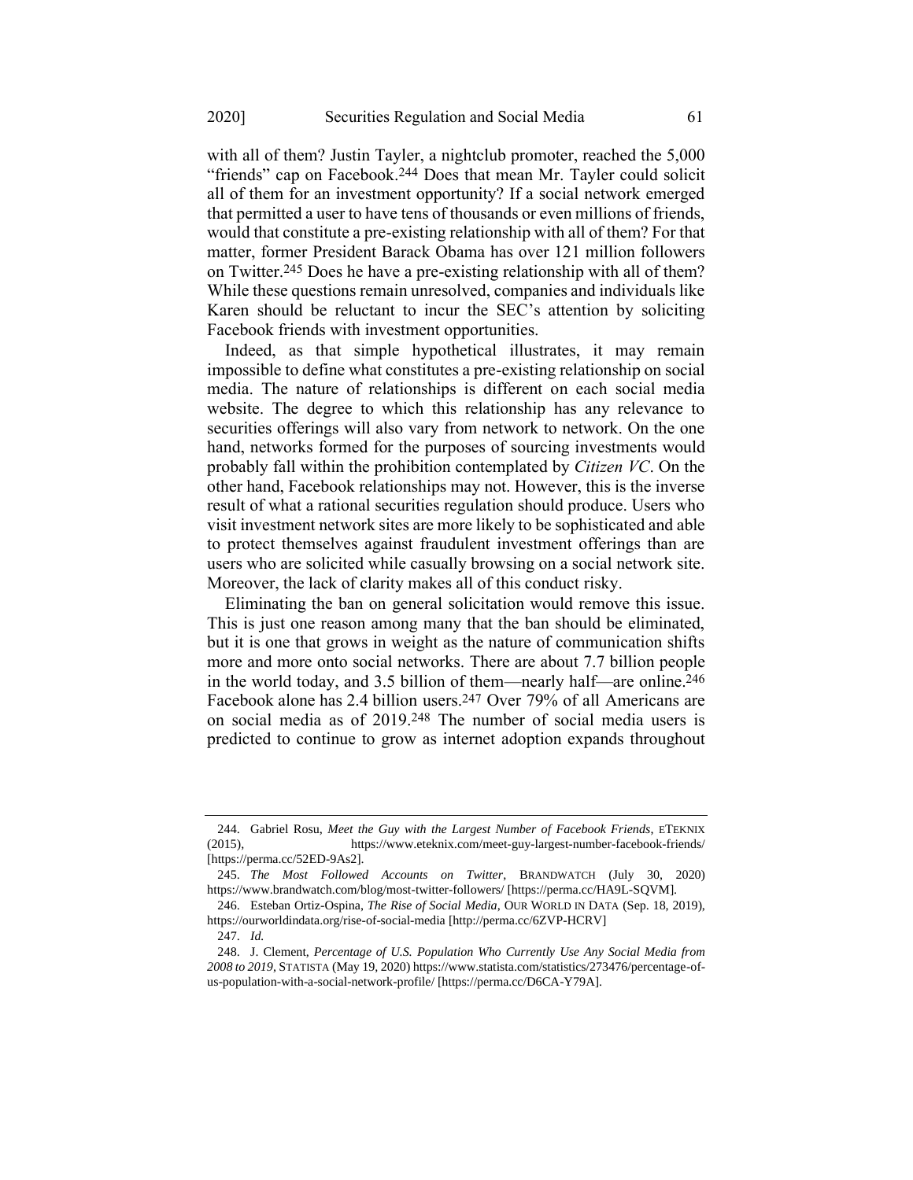with all of them? Justin Tayler, a nightclub promoter, reached the 5,000 "friends" cap on Facebook.[244] Does that mean Mr. Tayler could solicit all of them for an investment opportunity? If a social network emerged that permitted a user to have tens of thousands or even millions of friends, would that constitute a pre-existing relationship with all of them? For that matter, former President Barack Obama has over 121 million followers on Twitter.[245] Does he have a pre-existing relationship with all of them? While these questions remain unresolved, companies and individuals like Karen should be reluctant to incur the SEC's attention by soliciting Facebook friends with investment opportunities.

Indeed, as that simple hypothetical illustrates, it may remain impossible to define what constitutes a pre-existing relationship on social media. The nature of relationships is different on each social media website. The degree to which this relationship has any relevance to securities offerings will also vary from network to network. On the one hand, networks formed for the purposes of sourcing investments would probably fall within the prohibition contemplated by *Citizen VC*. On the other hand, Facebook relationships may not. However, this is the inverse result of what a rational securities regulation should produce. Users who visit investment network sites are more likely to be sophisticated and able to protect themselves against fraudulent investment offerings than are users who are solicited while casually browsing on a social network site. Moreover, the lack of clarity makes all of this conduct risky.

Eliminating the ban on general solicitation would remove this issue. This is just one reason among many that the ban should be eliminated, but it is one that grows in weight as the nature of communication shifts more and more onto social networks. There are about 7.7 billion people in the world today, and 3.5 billion of them—nearly half—are online.[246] Facebook alone has 2.4 billion users.[247] Over 79% of all Americans are on social media as of 2019.[248] The number of social media users is predicted to continue to grow as internet adoption expands throughout

---

244. Gabriel Rosu, *Meet the Guy with the Largest Number of Facebook Friends*, ETEKNIX (2015), https://www.eteknix.com/meet-guy-largest-number-facebook-friends/ [https://perma.cc/52ED-9As2].

245. *The Most Followed Accounts on Twitter*, BRANDWATCH (July 30, 2020) https://www.brandwatch.com/blog/most-twitter-followers/ [https://perma.cc/HA9L-SQVM].

246. Esteban Ortiz-Ospina, *The Rise of Social Media*, OUR WORLD IN DATA (Sep. 18, 2019), https://ourworldindata.org/rise-of-social-media [http://perma.cc/6ZVP-HCRV]

247. *Id.*

248. J. Clement, *Percentage of U.S. Population Who Currently Use Any Social Media from 2008 to 2019*, STATISTA (May 19, 2020) https://www.statista.com/statistics/273476/percentage-of-us-population-with-a-social-network-profile/ [https://perma.cc/D6CA-Y79A].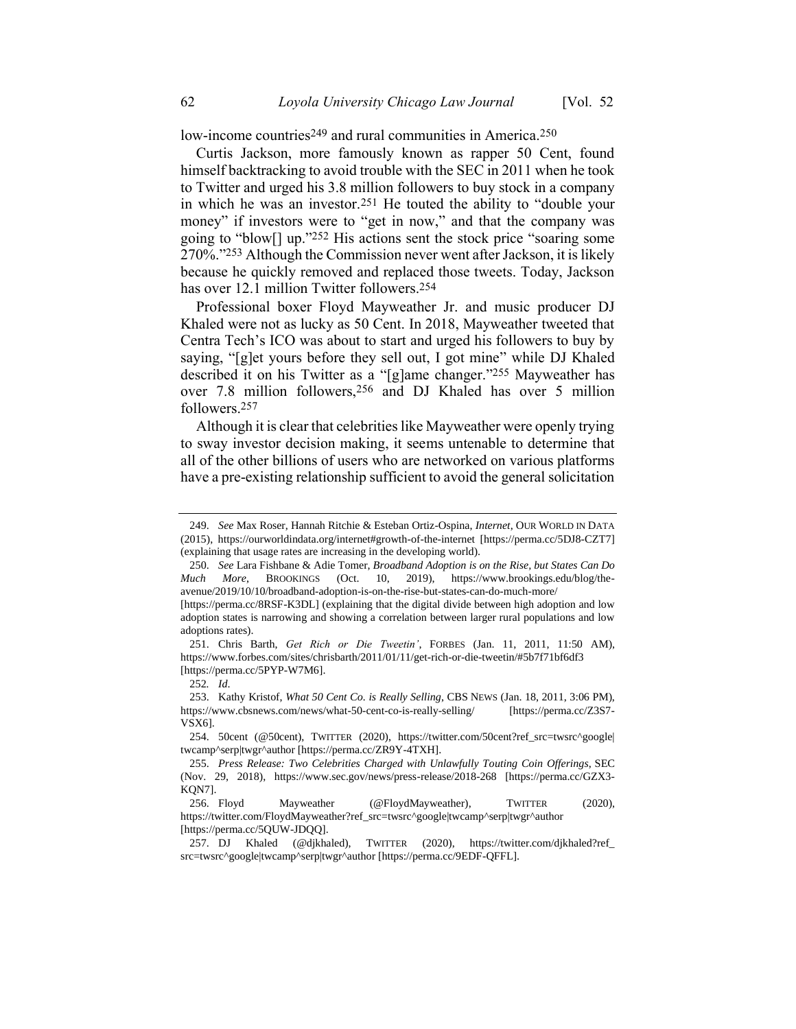low-income countries[249] and rural communities in America.[250]

Curtis Jackson, more famously known as rapper 50 Cent, found himself backtracking to avoid trouble with the SEC in 2011 when he took to Twitter and urged his 3.8 million followers to buy stock in a company in which he was an investor.[251] He touted the ability to "double your money" if investors were to "get in now," and that the company was going to "blow[] up."[252] His actions sent the stock price "soaring some 270%."[253] Although the Commission never went after Jackson, it is likely because he quickly removed and replaced those tweets. Today, Jackson has over 12.1 million Twitter followers.[254]

Professional boxer Floyd Mayweather Jr. and music producer DJ Khaled were not as lucky as 50 Cent. In 2018, Mayweather tweeted that Centra Tech's ICO was about to start and urged his followers to buy by saying, "[g]et yours before they sell out, I got mine" while DJ Khaled described it on his Twitter as a "[g]ame changer."[255] Mayweather has over 7.8 million followers,[256] and DJ Khaled has over 5 million followers.[257]

Although it is clear that celebrities like Mayweather were openly trying to sway investor decision making, it seems untenable to determine that all of the other billions of users who are networked on various platforms have a pre-existing relationship sufficient to avoid the general solicitation

---

249. *See* Max Roser, Hannah Ritchie & Esteban Ortiz-Ospina, *Internet*, OUR WORLD IN DATA (2015), https://ourworldindata.org/internet#growth-of-the-internet [https://perma.cc/5DJ8-CZT7] (explaining that usage rates are increasing in the developing world).

250. *See* Lara Fishbane & Adie Tomer, *Broadband Adoption is on the Rise, but States Can Do Much More*, BROOKINGS (Oct. 10, 2019), https://www.brookings.edu/blog/the-avenue/2019/10/10/broadband-adoption-is-on-the-rise-but-states-can-do-much-more/ [https://perma.cc/8RSF-K3DL] (explaining that the digital divide between high adoption and low adoption states is narrowing and showing a correlation between larger rural populations and low adoptions rates).

251. Chris Barth, *Get Rich or Die Tweetin'*, FORBES (Jan. 11, 2011, 11:50 AM), https://www.forbes.com/sites/chrisbarth/2011/01/11/get-rich-or-die-tweetin/#5b7f71bf6df3 [https://perma.cc/5PYP-W7M6].

252. *Id*.

253. Kathy Kristof, *What 50 Cent Co. is Really Selling*, CBS NEWS (Jan. 18, 2011, 3:06 PM), https://www.cbsnews.com/news/what-50-cent-co-is-really-selling/ [https://perma.cc/Z3S7-VSX6].

254. 50cent (@50cent), TWITTER (2020), https://twitter.com/50cent?ref_src=twsrc^google|twcamp^serp|twgr^author [https://perma.cc/ZR9Y-4TXH].

255. *Press Release: Two Celebrities Charged with Unlawfully Touting Coin Offerings*, SEC (Nov. 29, 2018), https://www.sec.gov/news/press-release/2018-268 [https://perma.cc/GZX3-KQN7].

256. Floyd Mayweather (@FloydMayweather), TWITTER (2020), https://twitter.com/FloydMayweather?ref_src=twsrc^google|twcamp^serp|twgr^author [https://perma.cc/5QUW-JDQQ].

257. DJ Khaled (@djkhaled), TWITTER (2020), https://twitter.com/djkhaled?ref_src=twsrc^google|twcamp^serp|twgr^author [https://perma.cc/9EDF-QFFL].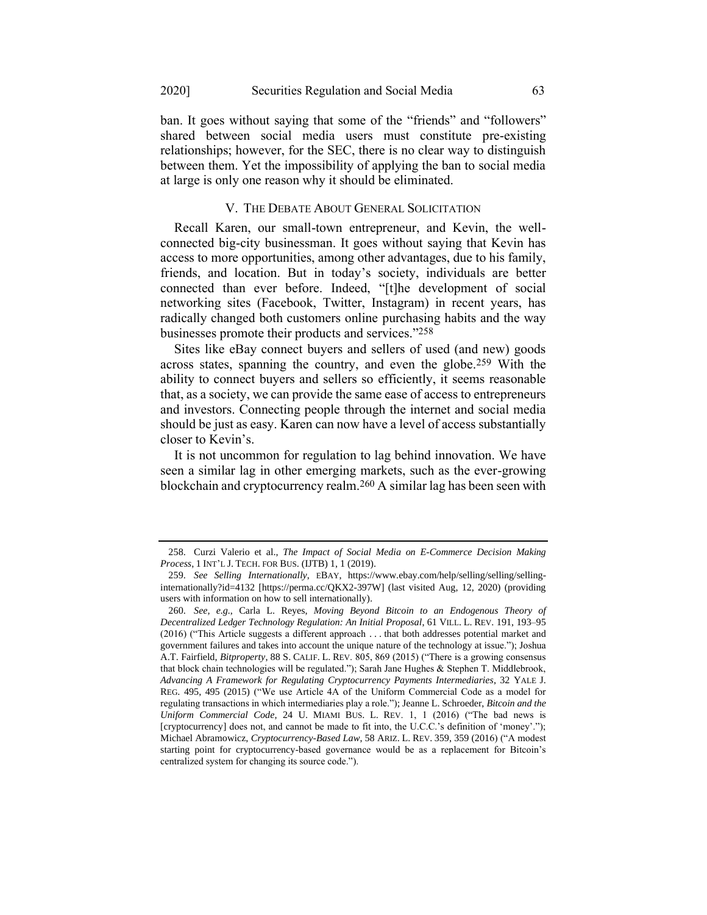ban. It goes without saying that some of the "friends" and "followers" shared between social media users must constitute pre-existing relationships; however, for the SEC, there is no clear way to distinguish between them. Yet the impossibility of applying the ban to social media at large is only one reason why it should be eliminated.

## V. THE DEBATE ABOUT GENERAL SOLICITATION

Recall Karen, our small-town entrepreneur, and Kevin, the well-connected big-city businessman. It goes without saying that Kevin has access to more opportunities, among other advantages, due to his family, friends, and location. But in today's society, individuals are better connected than ever before. Indeed, "[t]he development of social networking sites (Facebook, Twitter, Instagram) in recent years, has radically changed both customers online purchasing habits and the way businesses promote their products and services."[258]

Sites like eBay connect buyers and sellers of used (and new) goods across states, spanning the country, and even the globe.[259] With the ability to connect buyers and sellers so efficiently, it seems reasonable that, as a society, we can provide the same ease of access to entrepreneurs and investors. Connecting people through the internet and social media should be just as easy. Karen can now have a level of access substantially closer to Kevin's.

It is not uncommon for regulation to lag behind innovation. We have seen a similar lag in other emerging markets, such as the ever-growing blockchain and cryptocurrency realm.[260] A similar lag has been seen with

---

258. Curzi Valerio et al., *The Impact of Social Media on E-Commerce Decision Making Process*, 1 INT'L J. TECH. FOR BUS. (IJTB) 1, 1 (2019).

259. *See Selling Internationally*, EBAY, https://www.ebay.com/help/selling/selling/selling-internationally?id=4132 [https://perma.cc/QKX2-397W] (last visited Aug, 12, 2020) (providing users with information on how to sell internationally).

260. *See, e.g.*, Carla L. Reyes, *Moving Beyond Bitcoin to an Endogenous Theory of Decentralized Ledger Technology Regulation: An Initial Proposal*, 61 VILL. L. REV. 191, 193–95 (2016) ("This Article suggests a different approach . . . that both addresses potential market and government failures and takes into account the unique nature of the technology at issue."); Joshua A.T. Fairfield, *Bitproperty*, 88 S. CALIF. L. REV. 805, 869 (2015) ("There is a growing consensus that block chain technologies will be regulated."); Sarah Jane Hughes & Stephen T. Middlebrook, *Advancing A Framework for Regulating Cryptocurrency Payments Intermediaries*, 32 YALE J. REG. 495, 495 (2015) ("We use Article 4A of the Uniform Commercial Code as a model for regulating transactions in which intermediaries play a role."); Jeanne L. Schroeder, *Bitcoin and the Uniform Commercial Code*, 24 U. MIAMI BUS. L. REV. 1, 1 (2016) ("The bad news is [cryptocurrency] does not, and cannot be made to fit into, the U.C.C.'s definition of 'money'."); Michael Abramowicz, *Cryptocurrency-Based Law*, 58 ARIZ. L. REV. 359, 359 (2016) ("A modest starting point for cryptocurrency-based governance would be as a replacement for Bitcoin's centralized system for changing its source code.").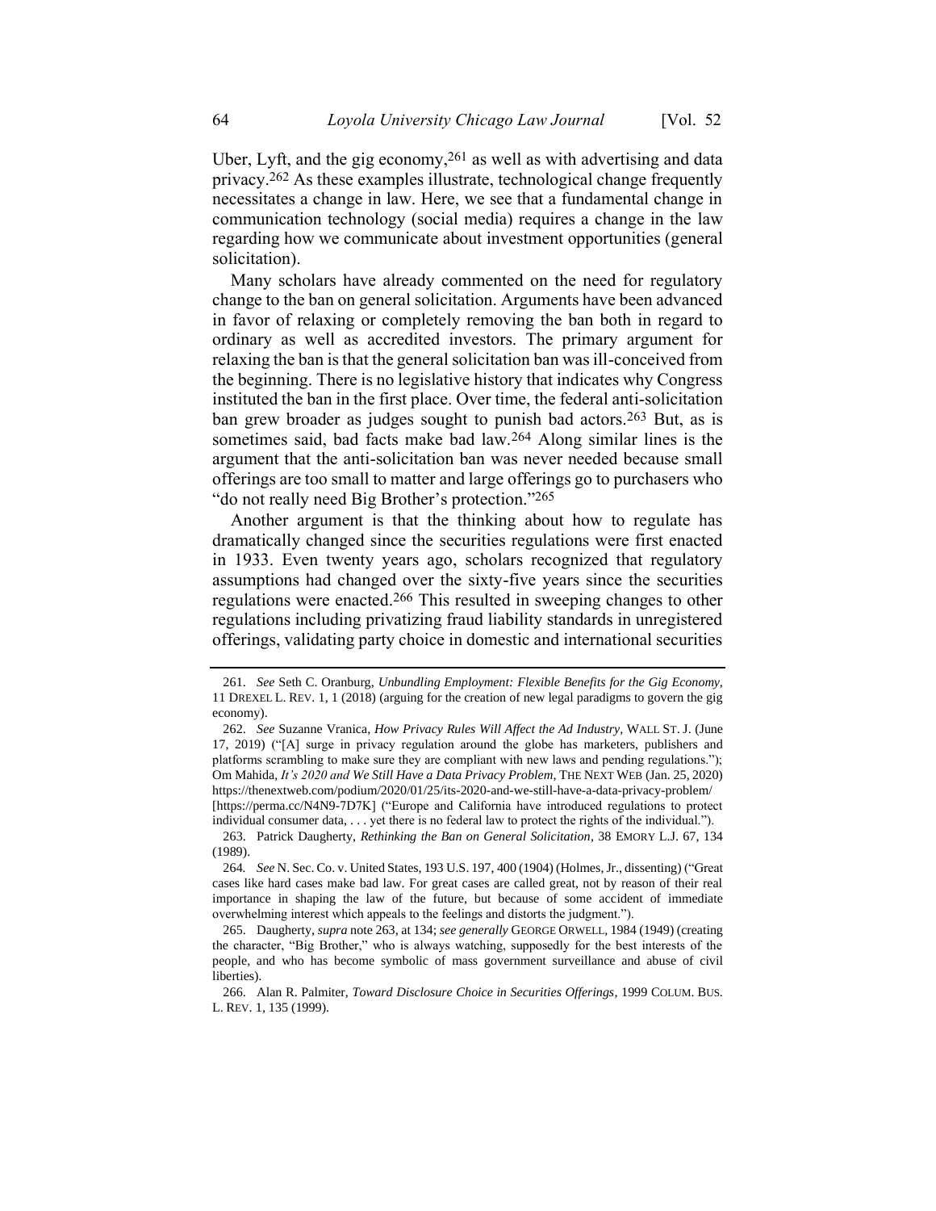Uber, Lyft, and the gig economy,[261] as well as with advertising and data privacy.[262] As these examples illustrate, technological change frequently necessitates a change in law. Here, we see that a fundamental change in communication technology (social media) requires a change in the law regarding how we communicate about investment opportunities (general solicitation).

Many scholars have already commented on the need for regulatory change to the ban on general solicitation. Arguments have been advanced in favor of relaxing or completely removing the ban both in regard to ordinary as well as accredited investors. The primary argument for relaxing the ban is that the general solicitation ban was ill-conceived from the beginning. There is no legislative history that indicates why Congress instituted the ban in the first place. Over time, the federal anti-solicitation ban grew broader as judges sought to punish bad actors.[263] But, as is sometimes said, bad facts make bad law.[264] Along similar lines is the argument that the anti-solicitation ban was never needed because small offerings are too small to matter and large offerings go to purchasers who "do not really need Big Brother's protection."[265]

Another argument is that the thinking about how to regulate has dramatically changed since the securities regulations were first enacted in 1933. Even twenty years ago, scholars recognized that regulatory assumptions had changed over the sixty-five years since the securities regulations were enacted.[266] This resulted in sweeping changes to other regulations including privatizing fraud liability standards in unregistered offerings, validating party choice in domestic and international securities

---

261. *See* Seth C. Oranburg, *Unbundling Employment: Flexible Benefits for the Gig Economy*, 11 DREXEL L. REV. 1, 1 (2018) (arguing for the creation of new legal paradigms to govern the gig economy).

262. *See* Suzanne Vranica, *How Privacy Rules Will Affect the Ad Industry*, WALL ST. J. (June 17, 2019) ("[A] surge in privacy regulation around the globe has marketers, publishers and platforms scrambling to make sure they are compliant with new laws and pending regulations."); Om Mahida, *It's 2020 and We Still Have a Data Privacy Problem*, THE NEXT WEB (Jan. 25, 2020) https://thenextweb.com/podium/2020/01/25/its-2020-and-we-still-have-a-data-privacy-problem/ [https://perma.cc/N4N9-7D7K] ("Europe and California have introduced regulations to protect individual consumer data, . . . yet there is no federal law to protect the rights of the individual.").

263. Patrick Daugherty, *Rethinking the Ban on General Solicitation*, 38 EMORY L.J. 67, 134 (1989).

264. *See* N. Sec. Co. v. United States, 193 U.S. 197, 400 (1904) (Holmes, Jr., dissenting) ("Great cases like hard cases make bad law. For great cases are called great, not by reason of their real importance in shaping the law of the future, but because of some accident of immediate overwhelming interest which appeals to the feelings and distorts the judgment.").

265. Daugherty, *supra* note 263, at 134; *see generally* GEORGE ORWELL, 1984 (1949) (creating the character, "Big Brother," who is always watching, supposedly for the best interests of the people, and who has become symbolic of mass government surveillance and abuse of civil liberties).

266. Alan R. Palmiter, *Toward Disclosure Choice in Securities Offerings*, 1999 COLUM. BUS. L. REV. 1, 135 (1999).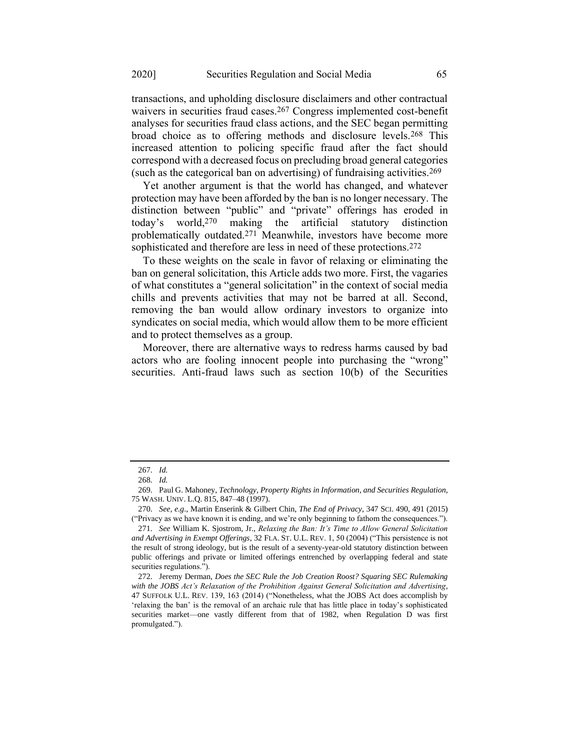transactions, and upholding disclosure disclaimers and other contractual waivers in securities fraud cases.[267] Congress implemented cost-benefit analyses for securities fraud class actions, and the SEC began permitting broad choice as to offering methods and disclosure levels.[268] This increased attention to policing specific fraud after the fact should correspond with a decreased focus on precluding broad general categories (such as the categorical ban on advertising) of fundraising activities.[269]

Yet another argument is that the world has changed, and whatever protection may have been afforded by the ban is no longer necessary. The distinction between "public" and "private" offerings has eroded in today's world,[270] making the artificial statutory distinction problematically outdated.[271] Meanwhile, investors have become more sophisticated and therefore are less in need of these protections.[272]

To these weights on the scale in favor of relaxing or eliminating the ban on general solicitation, this Article adds two more. First, the vagaries of what constitutes a "general solicitation" in the context of social media chills and prevents activities that may not be barred at all. Second, removing the ban would allow ordinary investors to organize into syndicates on social media, which would allow them to be more efficient and to protect themselves as a group.

Moreover, there are alternative ways to redress harms caused by bad actors who are fooling innocent people into purchasing the "wrong" securities. Anti-fraud laws such as section 10(b) of the Securities

---

267. *Id.*

268. *Id.*

269. Paul G. Mahoney, *Technology, Property Rights in Information, and Securities Regulation*, 75 WASH. UNIV. L.Q. 815, 847–48 (1997).

270. *See, e.g*., Martin Enserink & Gilbert Chin, *The End of Privacy*, 347 SCI. 490, 491 (2015) ("Privacy as we have known it is ending, and we're only beginning to fathom the consequences.").

271. *See* William K. Sjostrom, Jr., *Relaxing the Ban: It's Time to Allow General Solicitation and Advertising in Exempt Offerings*, 32 FLA. ST. U.L. REV. 1, 50 (2004) ("This persistence is not the result of strong ideology, but is the result of a seventy-year-old statutory distinction between public offerings and private or limited offerings entrenched by overlapping federal and state securities regulations.").

272. Jeremy Derman, *Does the SEC Rule the Job Creation Roost? Squaring SEC Rulemaking with the JOBS Act's Relaxation of the Prohibition Against General Solicitation and Advertising*, 47 SUFFOLK U.L. REV. 139, 163 (2014) ("Nonetheless, what the JOBS Act does accomplish by 'relaxing the ban' is the removal of an archaic rule that has little place in today's sophisticated securities market—one vastly different from that of 1982, when Regulation D was first promulgated.").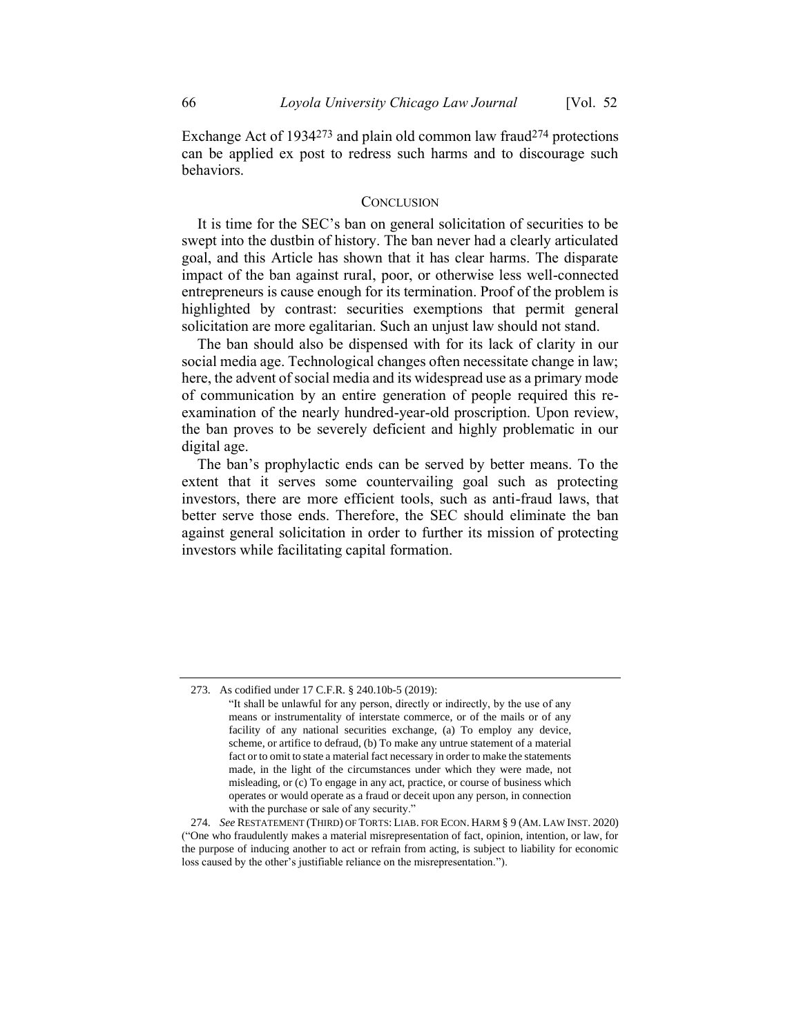Exchange Act of 1934[273] and plain old common law fraud[274] protections can be applied ex post to redress such harms and to discourage such behaviors.

## CONCLUSION

It is time for the SEC's ban on general solicitation of securities to be swept into the dustbin of history. The ban never had a clearly articulated goal, and this Article has shown that it has clear harms. The disparate impact of the ban against rural, poor, or otherwise less well-connected entrepreneurs is cause enough for its termination. Proof of the problem is highlighted by contrast: securities exemptions that permit general solicitation are more egalitarian. Such an unjust law should not stand.

The ban should also be dispensed with for its lack of clarity in our social media age. Technological changes often necessitate change in law; here, the advent of social media and its widespread use as a primary mode of communication by an entire generation of people required this re-examination of the nearly hundred-year-old proscription. Upon review, the ban proves to be severely deficient and highly problematic in our digital age.

The ban's prophylactic ends can be served by better means. To the extent that it serves some countervailing goal such as protecting investors, there are more efficient tools, such as anti-fraud laws, that better serve those ends. Therefore, the SEC should eliminate the ban against general solicitation in order to further its mission of protecting investors while facilitating capital formation.

---

273. As codified under 17 C.F.R. § 240.10b-5 (2019):

> "It shall be unlawful for any person, directly or indirectly, by the use of any means or instrumentality of interstate commerce, or of the mails or of any facility of any national securities exchange, (a) To employ any device, scheme, or artifice to defraud, (b) To make any untrue statement of a material fact or to omit to state a material fact necessary in order to make the statements made, in the light of the circumstances under which they were made, not misleading, or (c) To engage in any act, practice, or course of business which operates or would operate as a fraud or deceit upon any person, in connection with the purchase or sale of any security."

274. *See* RESTATEMENT (THIRD) OF TORTS: LIAB. FOR ECON. HARM § 9 (AM. LAW INST. 2020) ("One who fraudulently makes a material misrepresentation of fact, opinion, intention, or law, for the purpose of inducing another to act or refrain from acting, is subject to liability for economic loss caused by the other's justifiable reliance on the misrepresentation.").